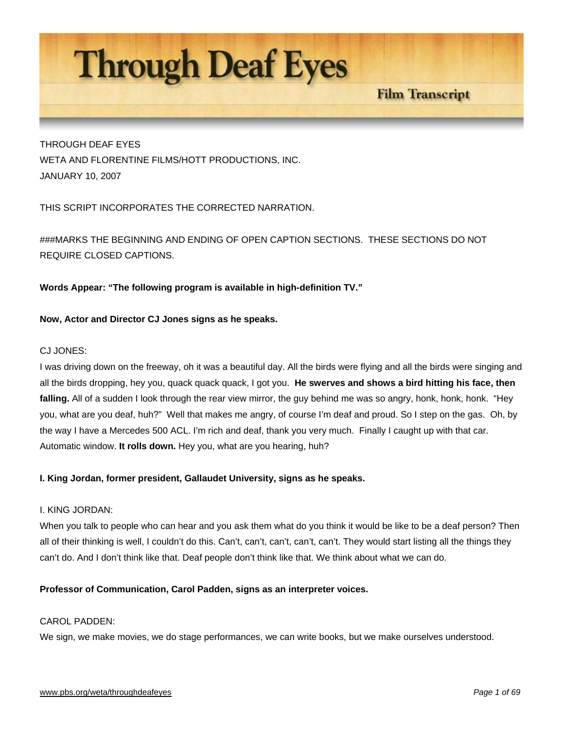# Through Deaf Eyes

**Film Transcript**

THROUGH DEAF EYES
WETA AND FLORENTINE FILMS/HOTT PRODUCTIONS, INC.
JANUARY 10, 2007

THIS SCRIPT INCORPORATES THE CORRECTED NARRATION.

###MARKS THE BEGINNING AND ENDING OF OPEN CAPTION SECTIONS. THESE SECTIONS DO NOT REQUIRE CLOSED CAPTIONS.

**Words Appear: "The following program is available in high-definition TV."**

**Now, Actor and Director CJ Jones signs as he speaks.**

CJ JONES:
I was driving down on the freeway, oh it was a beautiful day. All the birds were flying and all the birds were singing and all the birds dropping, hey you, quack quack quack, I got you. **He swerves and shows a bird hitting his face, then falling.** All of a sudden I look through the rear view mirror, the guy behind me was so angry, honk, honk, honk. "Hey you, what are you deaf, huh?" Well that makes me angry, of course I'm deaf and proud. So I step on the gas. Oh, by the way I have a Mercedes 500 ACL. I'm rich and deaf, thank you very much. Finally I caught up with that car. Automatic window. **It rolls down.** Hey you, what are you hearing, huh?

**I. King Jordan, former president, Gallaudet University, signs as he speaks.**

I. KING JORDAN:
When you talk to people who can hear and you ask them what do you think it would be like to be a deaf person? Then all of their thinking is well, I couldn't do this. Can't, can't, can't, can't, can't. They would start listing all the things they can't do. And I don't think like that. Deaf people don't think like that. We think about what we can do.

**Professor of Communication, Carol Padden, signs as an interpreter voices.**

CAROL PADDEN:
We sign, we make movies, we do stage performances, we can write books, but we make ourselves understood.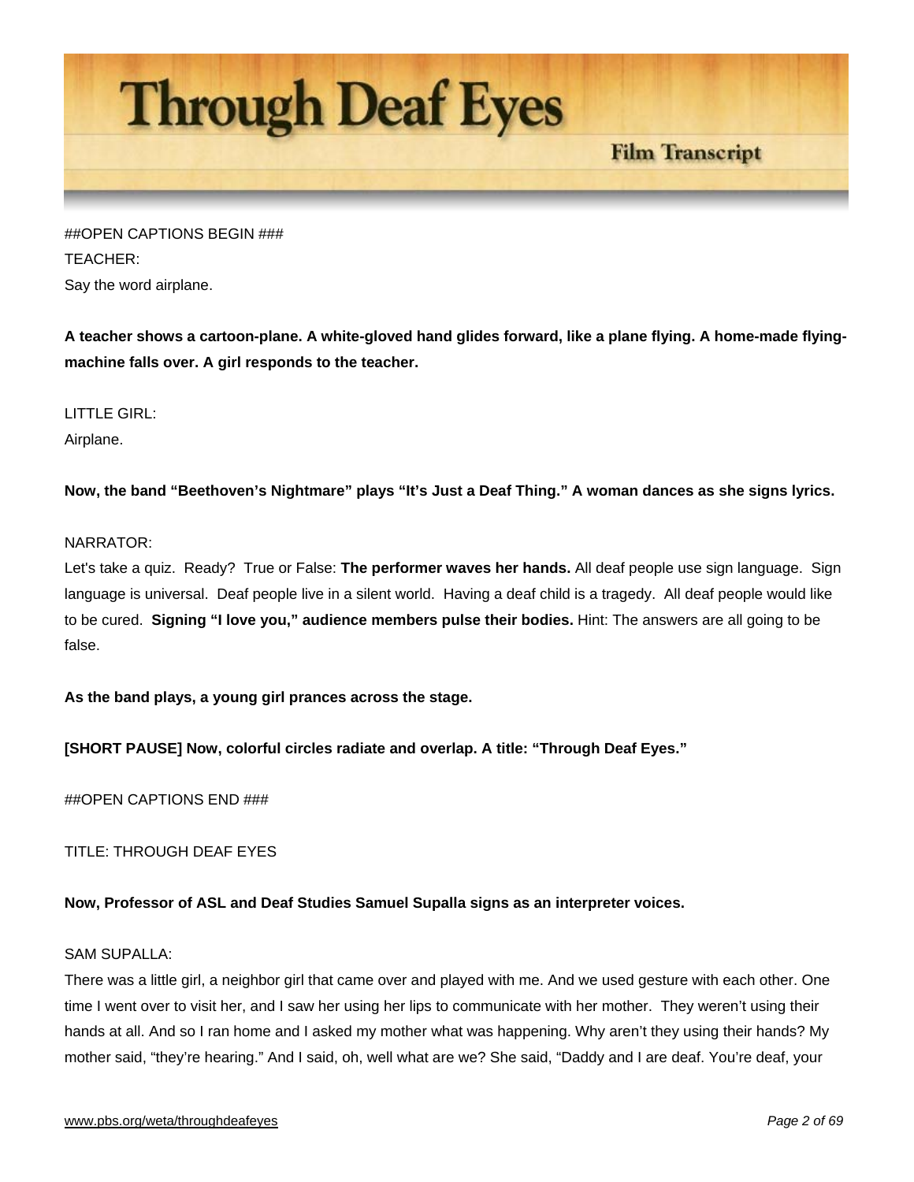##OPEN CAPTIONS BEGIN ###

TEACHER:

Say the word airplane.

**A teacher shows a cartoon-plane. A white-gloved hand glides forward, like a plane flying. A home-made flying-machine falls over. A girl responds to the teacher.**

LITTLE GIRL:

Airplane.

**Now, the band "Beethoven's Nightmare" plays "It's Just a Deaf Thing." A woman dances as she signs lyrics.**

NARRATOR:

Let's take a quiz. Ready? True or False: **The performer waves her hands.** All deaf people use sign language. Sign language is universal. Deaf people live in a silent world. Having a deaf child is a tragedy. All deaf people would like to be cured. **Signing "I love you," audience members pulse their bodies.** Hint: The answers are all going to be false.

**As the band plays, a young girl prances across the stage.**

**[SHORT PAUSE] Now, colorful circles radiate and overlap. A title: "Through Deaf Eyes."**

##OPEN CAPTIONS END ###

TITLE: THROUGH DEAF EYES

**Now, Professor of ASL and Deaf Studies Samuel Supalla signs as an interpreter voices.**

SAM SUPALLA:

There was a little girl, a neighbor girl that came over and played with me. And we used gesture with each other. One time I went over to visit her, and I saw her using her lips to communicate with her mother. They weren't using their hands at all. And so I ran home and I asked my mother what was happening. Why aren't they using their hands? My mother said, "they're hearing." And I said, oh, well what are we? She said, "Daddy and I are deaf. You're deaf, your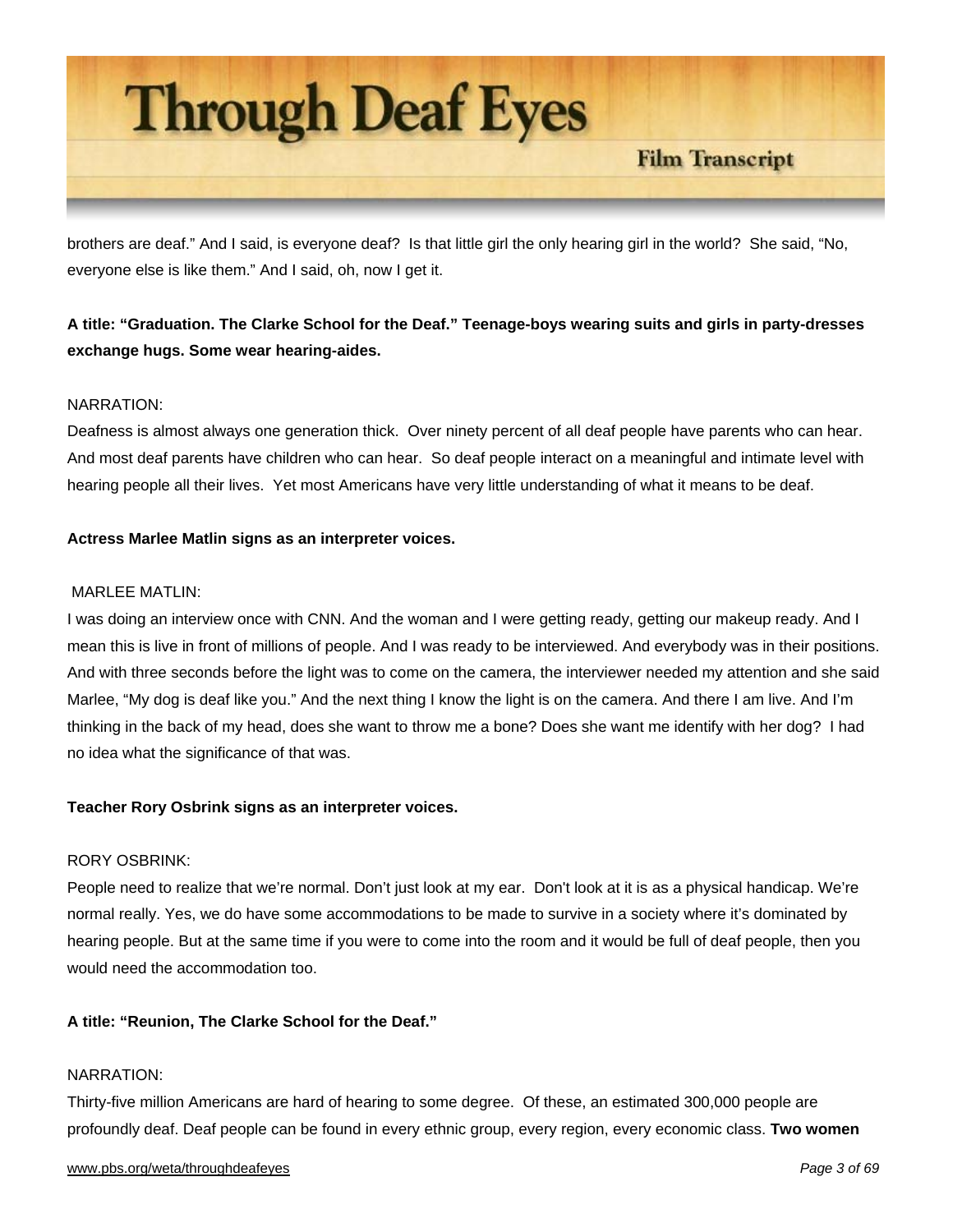brothers are deaf." And I said, is everyone deaf? Is that little girl the only hearing girl in the world? She said, "No, everyone else is like them." And I said, oh, now I get it.

**A title: "Graduation. The Clarke School for the Deaf." Teenage-boys wearing suits and girls in party-dresses exchange hugs. Some wear hearing-aides.**

NARRATION:
Deafness is almost always one generation thick. Over ninety percent of all deaf people have parents who can hear. And most deaf parents have children who can hear. So deaf people interact on a meaningful and intimate level with hearing people all their lives. Yet most Americans have very little understanding of what it means to be deaf.

**Actress Marlee Matlin signs as an interpreter voices.**

MARLEE MATLIN:
I was doing an interview once with CNN. And the woman and I were getting ready, getting our makeup ready. And I mean this is live in front of millions of people. And I was ready to be interviewed. And everybody was in their positions. And with three seconds before the light was to come on the camera, the interviewer needed my attention and she said Marlee, "My dog is deaf like you." And the next thing I know the light is on the camera. And there I am live. And I'm thinking in the back of my head, does she want to throw me a bone? Does she want me identify with her dog? I had no idea what the significance of that was.

**Teacher Rory Osbrink signs as an interpreter voices.**

RORY OSBRINK:
People need to realize that we're normal. Don't just look at my ear. Don't look at it is as a physical handicap. We're normal really. Yes, we do have some accommodations to be made to survive in a society where it's dominated by hearing people. But at the same time if you were to come into the room and it would be full of deaf people, then you would need the accommodation too.

**A title: "Reunion, The Clarke School for the Deaf."**

NARRATION:
Thirty-five million Americans are hard of hearing to some degree. Of these, an estimated 300,000 people are profoundly deaf. Deaf people can be found in every ethnic group, every region, every economic class. **Two women**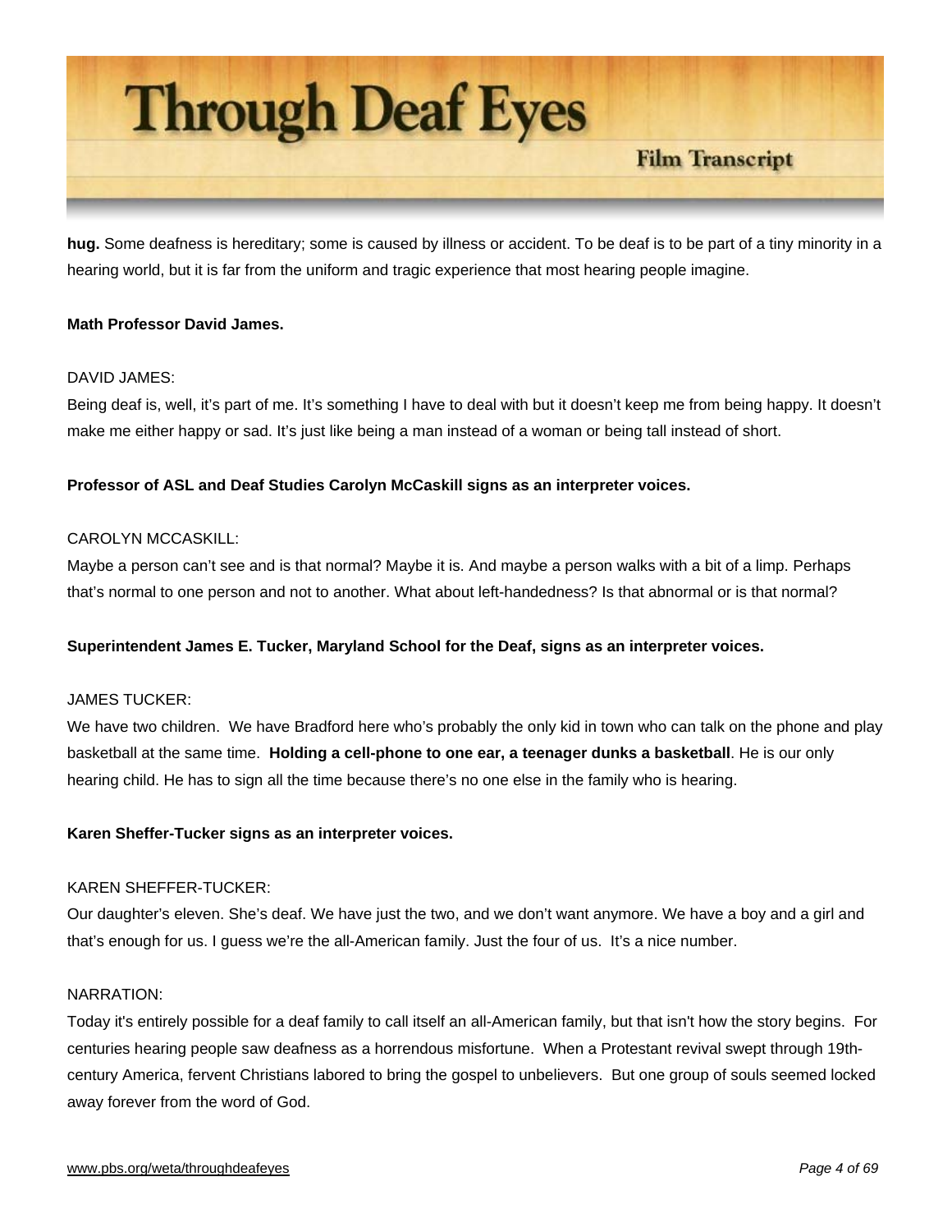**hug.** Some deafness is hereditary; some is caused by illness or accident. To be deaf is to be part of a tiny minority in a hearing world, but it is far from the uniform and tragic experience that most hearing people imagine.

**Math Professor David James.**

DAVID JAMES:

Being deaf is, well, it's part of me. It's something I have to deal with but it doesn't keep me from being happy. It doesn't make me either happy or sad. It's just like being a man instead of a woman or being tall instead of short.

**Professor of ASL and Deaf Studies Carolyn McCaskill signs as an interpreter voices.**

CAROLYN MCCASKILL:

Maybe a person can't see and is that normal? Maybe it is. And maybe a person walks with a bit of a limp. Perhaps that's normal to one person and not to another. What about left-handedness? Is that abnormal or is that normal?

**Superintendent James E. Tucker, Maryland School for the Deaf, signs as an interpreter voices.**

JAMES TUCKER:

We have two children. We have Bradford here who's probably the only kid in town who can talk on the phone and play basketball at the same time. **Holding a cell-phone to one ear, a teenager dunks a basketball**. He is our only hearing child. He has to sign all the time because there's no one else in the family who is hearing.

**Karen Sheffer-Tucker signs as an interpreter voices.**

KAREN SHEFFER-TUCKER:

Our daughter's eleven. She's deaf. We have just the two, and we don't want anymore. We have a boy and a girl and that's enough for us. I guess we're the all-American family. Just the four of us. It's a nice number.

NARRATION:

Today it's entirely possible for a deaf family to call itself an all-American family, but that isn't how the story begins. For centuries hearing people saw deafness as a horrendous misfortune. When a Protestant revival swept through 19th-century America, fervent Christians labored to bring the gospel to unbelievers. But one group of souls seemed locked away forever from the word of God.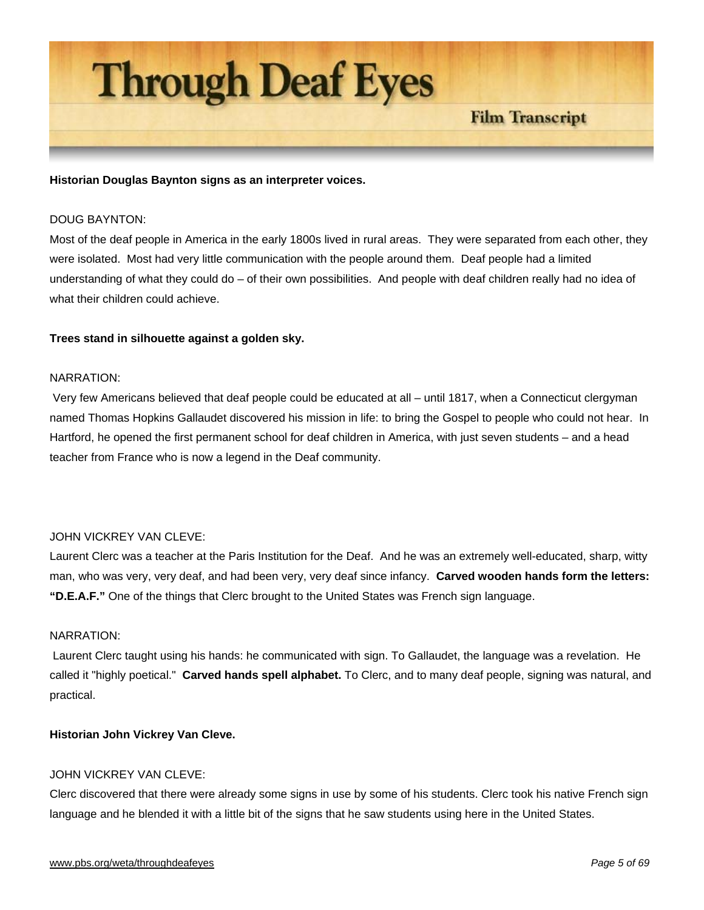**Historian Douglas Baynton signs as an interpreter voices.**

DOUG BAYNTON:
Most of the deaf people in America in the early 1800s lived in rural areas. They were separated from each other, they were isolated. Most had very little communication with the people around them. Deaf people had a limited understanding of what they could do – of their own possibilities. And people with deaf children really had no idea of what their children could achieve.

**Trees stand in silhouette against a golden sky.**

NARRATION:
Very few Americans believed that deaf people could be educated at all – until 1817, when a Connecticut clergyman named Thomas Hopkins Gallaudet discovered his mission in life: to bring the Gospel to people who could not hear. In Hartford, he opened the first permanent school for deaf children in America, with just seven students – and a head teacher from France who is now a legend in the Deaf community.

JOHN VICKREY VAN CLEVE:
Laurent Clerc was a teacher at the Paris Institution for the Deaf. And he was an extremely well-educated, sharp, witty man, who was very, very deaf, and had been very, very deaf since infancy. **Carved wooden hands form the letters: "D.E.A.F."** One of the things that Clerc brought to the United States was French sign language.

NARRATION:
Laurent Clerc taught using his hands: he communicated with sign. To Gallaudet, the language was a revelation. He called it "highly poetical." **Carved hands spell alphabet.** To Clerc, and to many deaf people, signing was natural, and practical.

**Historian John Vickrey Van Cleve.**

JOHN VICKREY VAN CLEVE:
Clerc discovered that there were already some signs in use by some of his students. Clerc took his native French sign language and he blended it with a little bit of the signs that he saw students using here in the United States.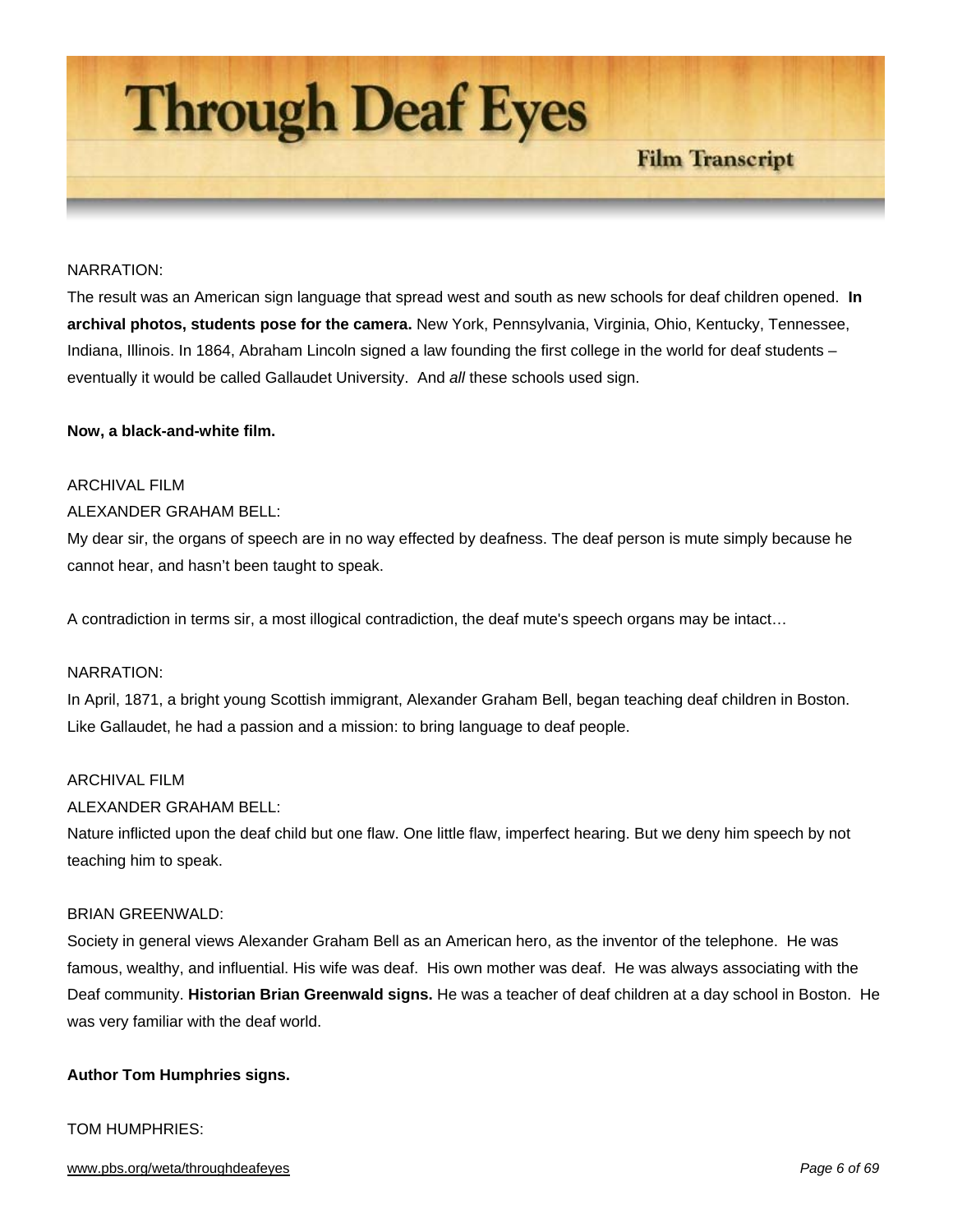NARRATION:

The result was an American sign language that spread west and south as new schools for deaf children opened. **In archival photos, students pose for the camera.** New York, Pennsylvania, Virginia, Ohio, Kentucky, Tennessee, Indiana, Illinois. In 1864, Abraham Lincoln signed a law founding the first college in the world for deaf students – eventually it would be called Gallaudet University. And *all* these schools used sign.

**Now, a black-and-white film.**

ARCHIVAL FILM

ALEXANDER GRAHAM BELL:

My dear sir, the organs of speech are in no way effected by deafness. The deaf person is mute simply because he cannot hear, and hasn't been taught to speak.

A contradiction in terms sir, a most illogical contradiction, the deaf mute's speech organs may be intact…

NARRATION:

In April, 1871, a bright young Scottish immigrant, Alexander Graham Bell, began teaching deaf children in Boston. Like Gallaudet, he had a passion and a mission: to bring language to deaf people.

ARCHIVAL FILM

ALEXANDER GRAHAM BELL:

Nature inflicted upon the deaf child but one flaw. One little flaw, imperfect hearing. But we deny him speech by not teaching him to speak.

BRIAN GREENWALD:

Society in general views Alexander Graham Bell as an American hero, as the inventor of the telephone. He was famous, wealthy, and influential. His wife was deaf. His own mother was deaf. He was always associating with the Deaf community. **Historian Brian Greenwald signs.** He was a teacher of deaf children at a day school in Boston. He was very familiar with the deaf world.

**Author Tom Humphries signs.**

TOM HUMPHRIES: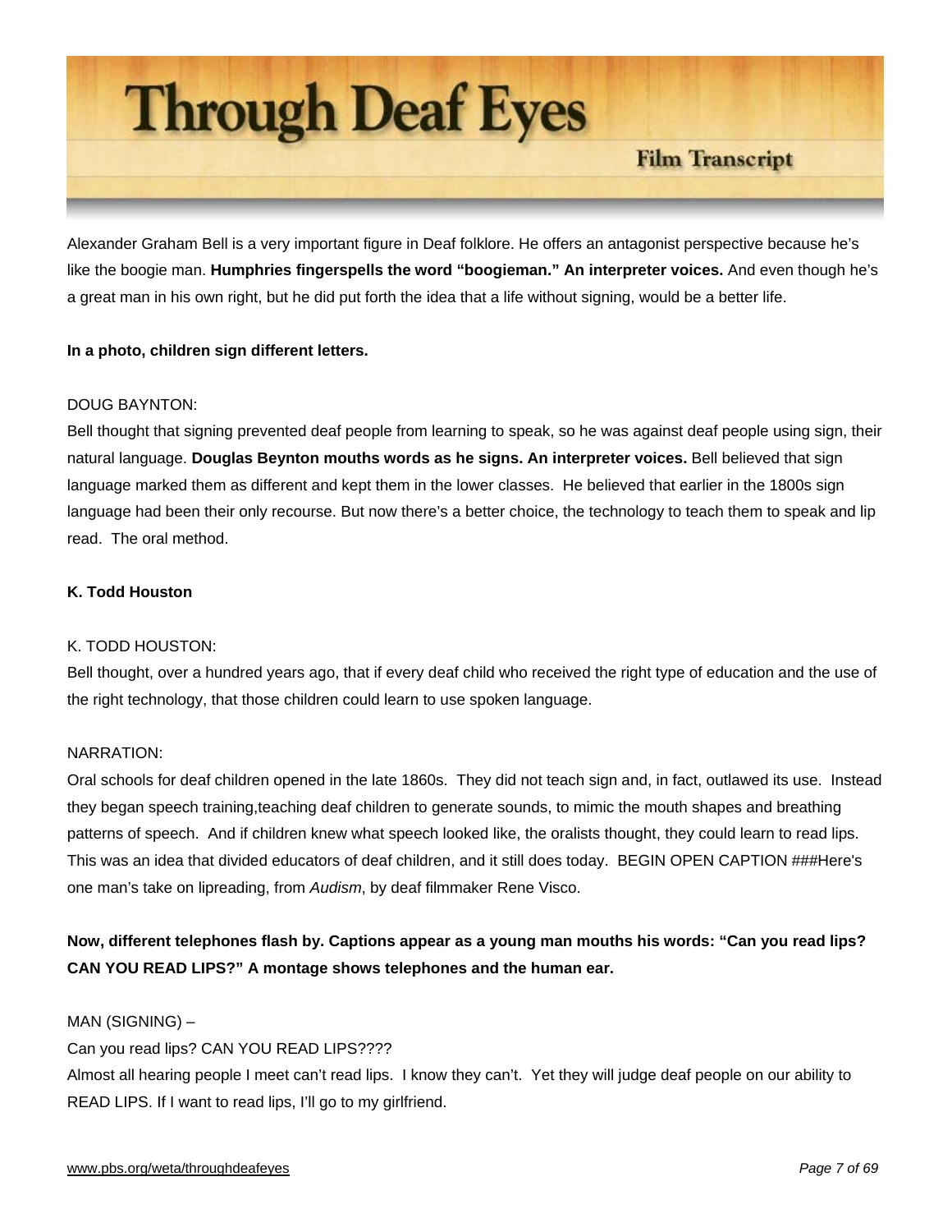Alexander Graham Bell is a very important figure in Deaf folklore. He offers an antagonist perspective because he's like the boogie man. **Humphries fingerspells the word "boogieman." An interpreter voices.** And even though he's a great man in his own right, but he did put forth the idea that a life without signing, would be a better life.

**In a photo, children sign different letters.**

DOUG BAYNTON:
Bell thought that signing prevented deaf people from learning to speak, so he was against deaf people using sign, their natural language. **Douglas Beynton mouths words as he signs. An interpreter voices.** Bell believed that sign language marked them as different and kept them in the lower classes. He believed that earlier in the 1800s sign language had been their only recourse. But now there's a better choice, the technology to teach them to speak and lip read. The oral method.

**K. Todd Houston**

K. TODD HOUSTON:
Bell thought, over a hundred years ago, that if every deaf child who received the right type of education and the use of the right technology, that those children could learn to use spoken language.

NARRATION:
Oral schools for deaf children opened in the late 1860s. They did not teach sign and, in fact, outlawed its use. Instead they began speech training,teaching deaf children to generate sounds, to mimic the mouth shapes and breathing patterns of speech. And if children knew what speech looked like, the oralists thought, they could learn to read lips. This was an idea that divided educators of deaf children, and it still does today. BEGIN OPEN CAPTION ###Here's one man's take on lipreading, from *Audism*, by deaf filmmaker Rene Visco.

**Now, different telephones flash by. Captions appear as a young man mouths his words: "Can you read lips? CAN YOU READ LIPS?" A montage shows telephones and the human ear.**

MAN (SIGNING) –
Can you read lips? CAN YOU READ LIPS????
Almost all hearing people I meet can't read lips. I know they can't. Yet they will judge deaf people on our ability to READ LIPS. If I want to read lips, I'll go to my girlfriend.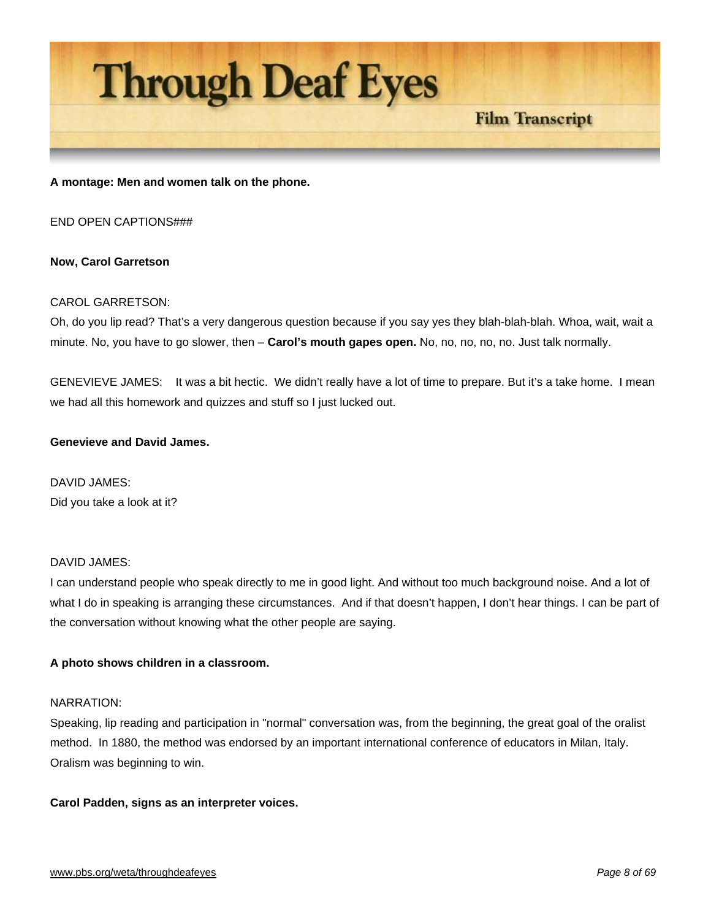**A montage: Men and women talk on the phone.**

END OPEN CAPTIONS###

**Now, Carol Garretson**

CAROL GARRETSON:
Oh, do you lip read? That's a very dangerous question because if you say yes they blah-blah-blah. Whoa, wait, wait a minute. No, you have to go slower, then – **Carol's mouth gapes open.** No, no, no, no, no. Just talk normally.

GENEVIEVE JAMES: It was a bit hectic. We didn't really have a lot of time to prepare. But it's a take home. I mean we had all this homework and quizzes and stuff so I just lucked out.

**Genevieve and David James.**

DAVID JAMES:
Did you take a look at it?

DAVID JAMES:
I can understand people who speak directly to me in good light. And without too much background noise. And a lot of what I do in speaking is arranging these circumstances. And if that doesn't happen, I don't hear things. I can be part of the conversation without knowing what the other people are saying.

**A photo shows children in a classroom.**

NARRATION:
Speaking, lip reading and participation in "normal" conversation was, from the beginning, the great goal of the oralist method. In 1880, the method was endorsed by an important international conference of educators in Milan, Italy. Oralism was beginning to win.

**Carol Padden, signs as an interpreter voices.**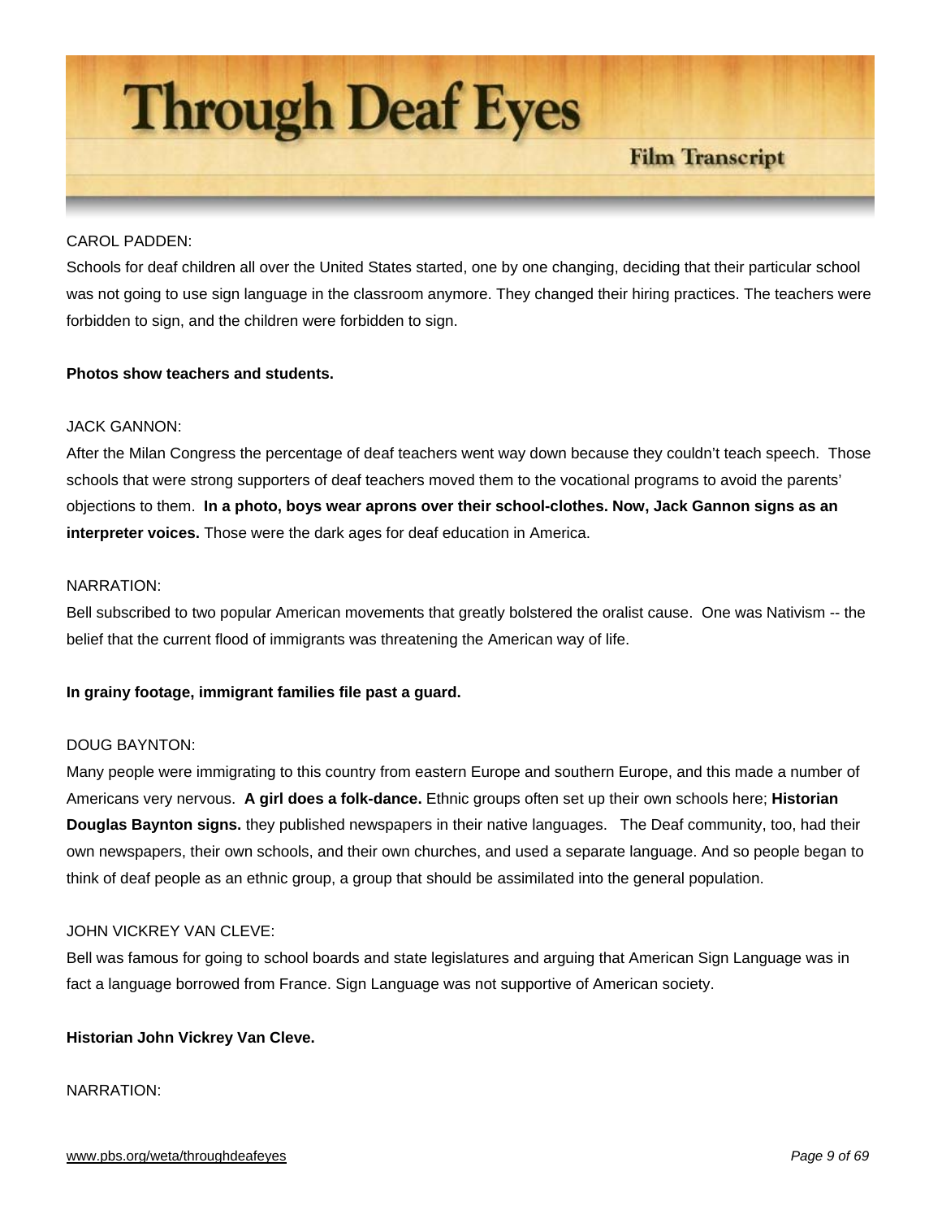CAROL PADDEN:

Schools for deaf children all over the United States started, one by one changing, deciding that their particular school was not going to use sign language in the classroom anymore. They changed their hiring practices. The teachers were forbidden to sign, and the children were forbidden to sign.

**Photos show teachers and students.**

JACK GANNON:

After the Milan Congress the percentage of deaf teachers went way down because they couldn't teach speech. Those schools that were strong supporters of deaf teachers moved them to the vocational programs to avoid the parents' objections to them. **In a photo, boys wear aprons over their school-clothes. Now, Jack Gannon signs as an interpreter voices.** Those were the dark ages for deaf education in America.

NARRATION:

Bell subscribed to two popular American movements that greatly bolstered the oralist cause. One was Nativism -- the belief that the current flood of immigrants was threatening the American way of life.

**In grainy footage, immigrant families file past a guard.**

DOUG BAYNTON:

Many people were immigrating to this country from eastern Europe and southern Europe, and this made a number of Americans very nervous. **A girl does a folk-dance.** Ethnic groups often set up their own schools here; **Historian Douglas Baynton signs.** they published newspapers in their native languages. The Deaf community, too, had their own newspapers, their own schools, and their own churches, and used a separate language. And so people began to think of deaf people as an ethnic group, a group that should be assimilated into the general population.

JOHN VICKREY VAN CLEVE:

Bell was famous for going to school boards and state legislatures and arguing that American Sign Language was in fact a language borrowed from France. Sign Language was not supportive of American society.

**Historian John Vickrey Van Cleve.**

NARRATION: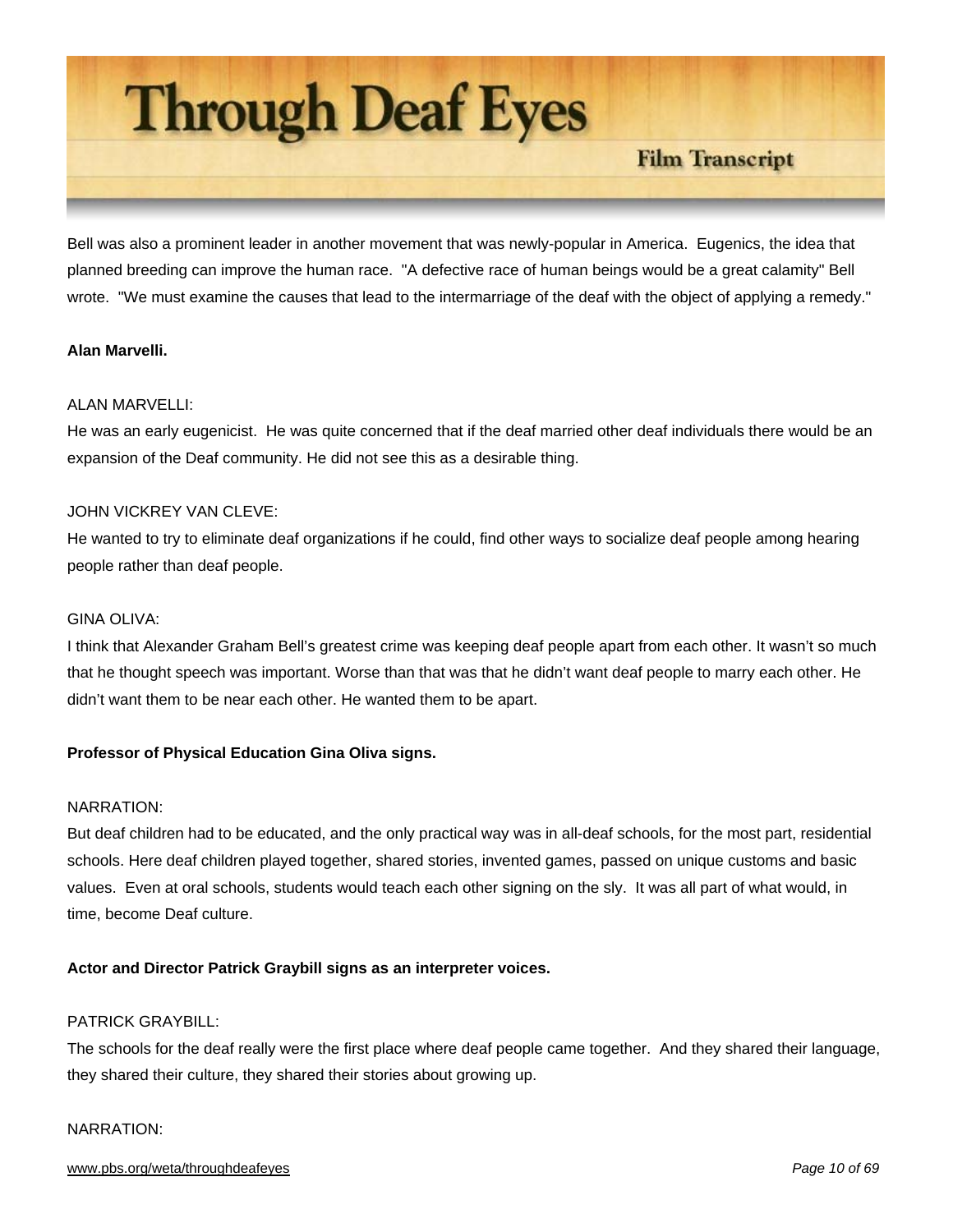Bell was also a prominent leader in another movement that was newly-popular in America. Eugenics, the idea that planned breeding can improve the human race. "A defective race of human beings would be a great calamity" Bell wrote. "We must examine the causes that lead to the intermarriage of the deaf with the object of applying a remedy."

**Alan Marvelli.**

ALAN MARVELLI:
He was an early eugenicist. He was quite concerned that if the deaf married other deaf individuals there would be an expansion of the Deaf community. He did not see this as a desirable thing.

JOHN VICKREY VAN CLEVE:
He wanted to try to eliminate deaf organizations if he could, find other ways to socialize deaf people among hearing people rather than deaf people.

GINA OLIVA:
I think that Alexander Graham Bell's greatest crime was keeping deaf people apart from each other. It wasn't so much that he thought speech was important. Worse than that was that he didn't want deaf people to marry each other. He didn't want them to be near each other. He wanted them to be apart.

**Professor of Physical Education Gina Oliva signs.**

NARRATION:
But deaf children had to be educated, and the only practical way was in all-deaf schools, for the most part, residential schools. Here deaf children played together, shared stories, invented games, passed on unique customs and basic values. Even at oral schools, students would teach each other signing on the sly. It was all part of what would, in time, become Deaf culture.

**Actor and Director Patrick Graybill signs as an interpreter voices.**

PATRICK GRAYBILL:
The schools for the deaf really were the first place where deaf people came together. And they shared their language, they shared their culture, they shared their stories about growing up.

NARRATION: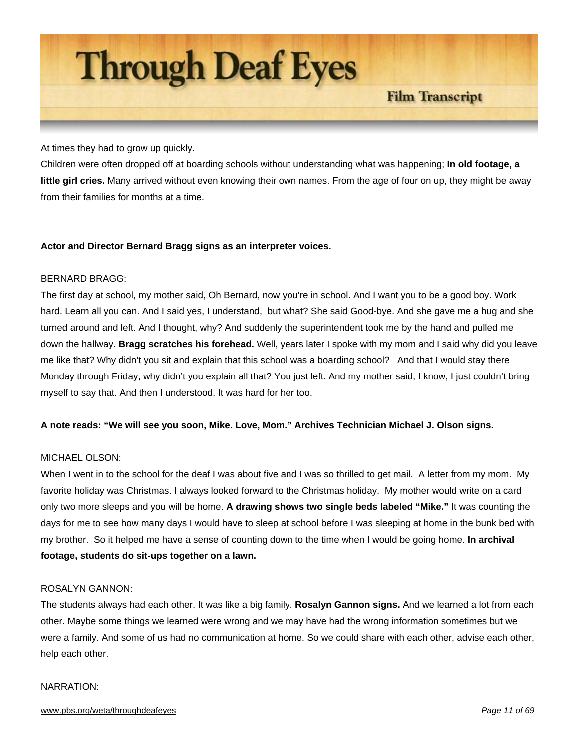At times they had to grow up quickly.

Children were often dropped off at boarding schools without understanding what was happening; **In old footage, a little girl cries.** Many arrived without even knowing their own names. From the age of four on up, they might be away from their families for months at a time.

**Actor and Director Bernard Bragg signs as an interpreter voices.**

BERNARD BRAGG:

The first day at school, my mother said, Oh Bernard, now you're in school. And I want you to be a good boy. Work hard. Learn all you can. And I said yes, I understand, but what? She said Good-bye. And she gave me a hug and she turned around and left. And I thought, why? And suddenly the superintendent took me by the hand and pulled me down the hallway. **Bragg scratches his forehead.** Well, years later I spoke with my mom and I said why did you leave me like that? Why didn't you sit and explain that this school was a boarding school? And that I would stay there Monday through Friday, why didn't you explain all that? You just left. And my mother said, I know, I just couldn't bring myself to say that. And then I understood. It was hard for her too.

**A note reads: "We will see you soon, Mike. Love, Mom." Archives Technician Michael J. Olson signs.**

MICHAEL OLSON:

When I went in to the school for the deaf I was about five and I was so thrilled to get mail. A letter from my mom. My favorite holiday was Christmas. I always looked forward to the Christmas holiday. My mother would write on a card only two more sleeps and you will be home. **A drawing shows two single beds labeled "Mike."** It was counting the days for me to see how many days I would have to sleep at school before I was sleeping at home in the bunk bed with my brother. So it helped me have a sense of counting down to the time when I would be going home. **In archival footage, students do sit-ups together on a lawn.**

ROSALYN GANNON:

The students always had each other. It was like a big family. **Rosalyn Gannon signs.** And we learned a lot from each other. Maybe some things we learned were wrong and we may have had the wrong information sometimes but we were a family. And some of us had no communication at home. So we could share with each other, advise each other, help each other.

NARRATION: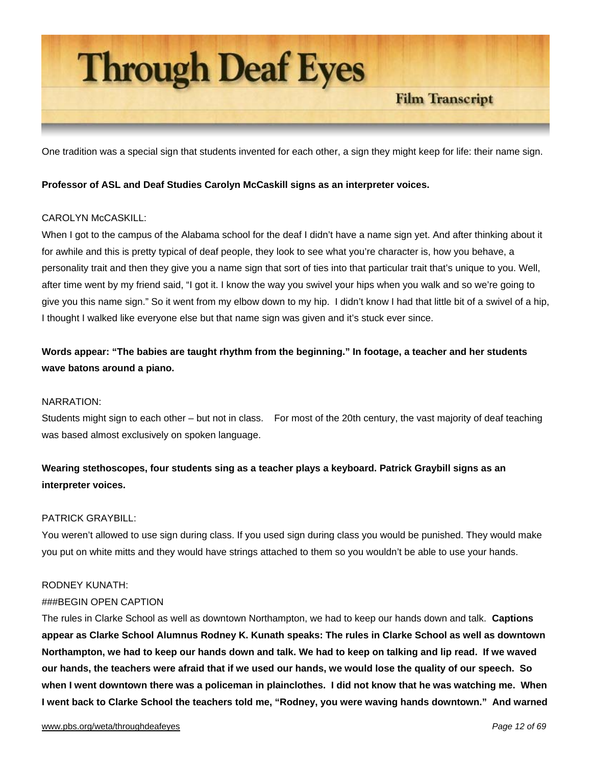One tradition was a special sign that students invented for each other, a sign they might keep for life: their name sign.

**Professor of ASL and Deaf Studies Carolyn McCaskill signs as an interpreter voices.**

CAROLYN McCASKILL:

When I got to the campus of the Alabama school for the deaf I didn't have a name sign yet. And after thinking about it for awhile and this is pretty typical of deaf people, they look to see what you're character is, how you behave, a personality trait and then they give you a name sign that sort of ties into that particular trait that's unique to you. Well, after time went by my friend said, "I got it. I know the way you swivel your hips when you walk and so we're going to give you this name sign." So it went from my elbow down to my hip. I didn't know I had that little bit of a swivel of a hip, I thought I walked like everyone else but that name sign was given and it's stuck ever since.

**Words appear: "The babies are taught rhythm from the beginning." In footage, a teacher and her students wave batons around a piano.**

NARRATION:

Students might sign to each other – but not in class. For most of the 20th century, the vast majority of deaf teaching was based almost exclusively on spoken language.

**Wearing stethoscopes, four students sing as a teacher plays a keyboard. Patrick Graybill signs as an interpreter voices.**

PATRICK GRAYBILL:

You weren't allowed to use sign during class. If you used sign during class you would be punished. They would make you put on white mitts and they would have strings attached to them so you wouldn't be able to use your hands.

RODNEY KUNATH:

###BEGIN OPEN CAPTION

The rules in Clarke School as well as downtown Northampton, we had to keep our hands down and talk. **Captions appear as Clarke School Alumnus Rodney K. Kunath speaks: The rules in Clarke School as well as downtown Northampton, we had to keep our hands down and talk. We had to keep on talking and lip read. If we waved our hands, the teachers were afraid that if we used our hands, we would lose the quality of our speech. So when I went downtown there was a policeman in plainclothes. I did not know that he was watching me. When I went back to Clarke School the teachers told me, "Rodney, you were waving hands downtown." And warned**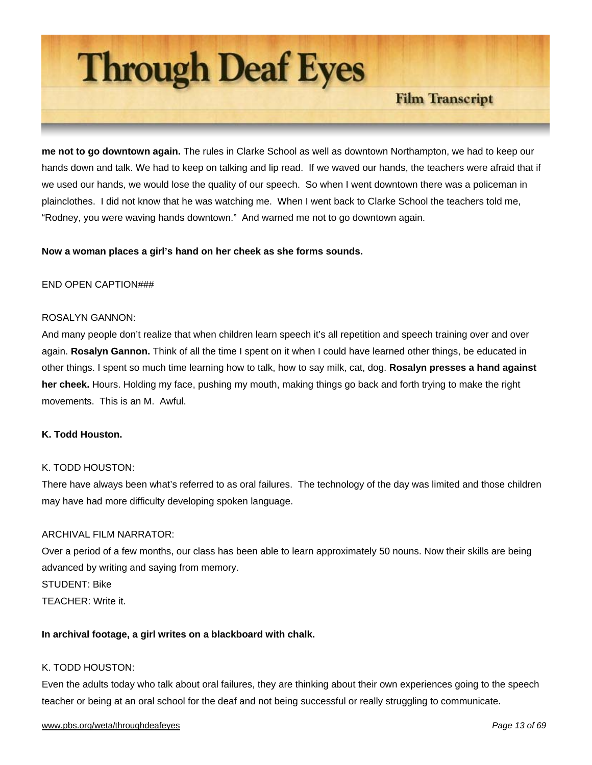**me not to go downtown again.** The rules in Clarke School as well as downtown Northampton, we had to keep our hands down and talk. We had to keep on talking and lip read. If we waved our hands, the teachers were afraid that if we used our hands, we would lose the quality of our speech. So when I went downtown there was a policeman in plainclothes. I did not know that he was watching me. When I went back to Clarke School the teachers told me, "Rodney, you were waving hands downtown." And warned me not to go downtown again.

**Now a woman places a girl's hand on her cheek as she forms sounds.**

END OPEN CAPTION###

ROSALYN GANNON:
And many people don't realize that when children learn speech it's all repetition and speech training over and over again. **Rosalyn Gannon.** Think of all the time I spent on it when I could have learned other things, be educated in other things. I spent so much time learning how to talk, how to say milk, cat, dog. **Rosalyn presses a hand against her cheek.** Hours. Holding my face, pushing my mouth, making things go back and forth trying to make the right movements. This is an M. Awful.

**K. Todd Houston.**

K. TODD HOUSTON:
There have always been what's referred to as oral failures. The technology of the day was limited and those children may have had more difficulty developing spoken language.

ARCHIVAL FILM NARRATOR:
Over a period of a few months, our class has been able to learn approximately 50 nouns. Now their skills are being advanced by writing and saying from memory.
STUDENT: Bike
TEACHER: Write it.

**In archival footage, a girl writes on a blackboard with chalk.**

K. TODD HOUSTON:
Even the adults today who talk about oral failures, they are thinking about their own experiences going to the speech teacher or being at an oral school for the deaf and not being successful or really struggling to communicate.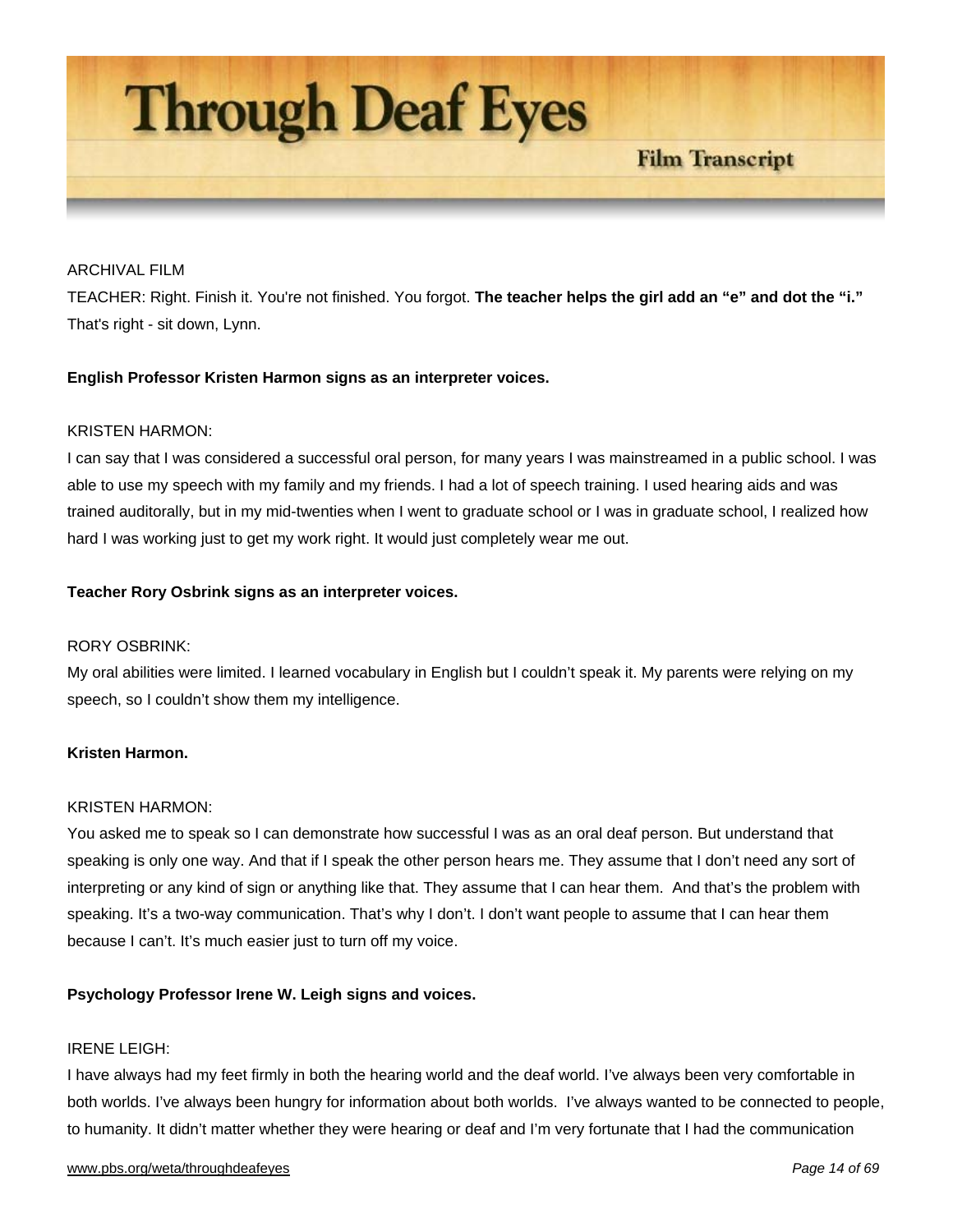ARCHIVAL FILM

TEACHER: Right. Finish it. You're not finished. You forgot. **The teacher helps the girl add an "e" and dot the "i."** That's right - sit down, Lynn.

**English Professor Kristen Harmon signs as an interpreter voices.**

KRISTEN HARMON:

I can say that I was considered a successful oral person, for many years I was mainstreamed in a public school. I was able to use my speech with my family and my friends. I had a lot of speech training. I used hearing aids and was trained auditorally, but in my mid-twenties when I went to graduate school or I was in graduate school, I realized how hard I was working just to get my work right. It would just completely wear me out.

**Teacher Rory Osbrink signs as an interpreter voices.**

RORY OSBRINK:

My oral abilities were limited. I learned vocabulary in English but I couldn't speak it. My parents were relying on my speech, so I couldn't show them my intelligence.

**Kristen Harmon.**

KRISTEN HARMON:

You asked me to speak so I can demonstrate how successful I was as an oral deaf person. But understand that speaking is only one way. And that if I speak the other person hears me. They assume that I don't need any sort of interpreting or any kind of sign or anything like that. They assume that I can hear them. And that's the problem with speaking. It's a two-way communication. That's why I don't. I don't want people to assume that I can hear them because I can't. It's much easier just to turn off my voice.

**Psychology Professor Irene W. Leigh signs and voices.**

IRENE LEIGH:

I have always had my feet firmly in both the hearing world and the deaf world. I've always been very comfortable in both worlds. I've always been hungry for information about both worlds. I've always wanted to be connected to people, to humanity. It didn't matter whether they were hearing or deaf and I'm very fortunate that I had the communication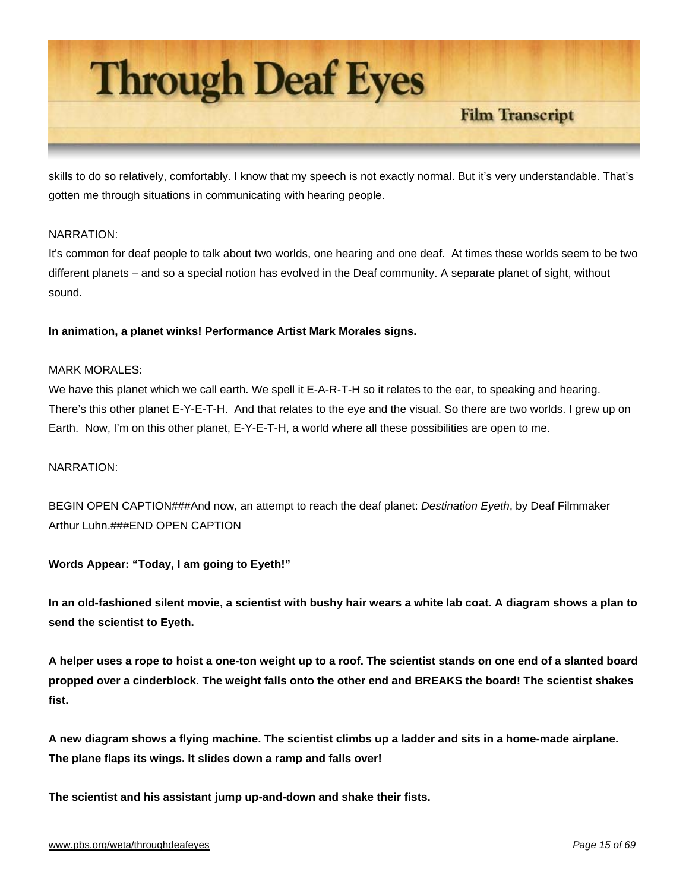skills to do so relatively, comfortably. I know that my speech is not exactly normal. But it's very understandable. That's gotten me through situations in communicating with hearing people.

NARRATION:
It's common for deaf people to talk about two worlds, one hearing and one deaf. At times these worlds seem to be two different planets – and so a special notion has evolved in the Deaf community. A separate planet of sight, without sound.

**In animation, a planet winks! Performance Artist Mark Morales signs.**

MARK MORALES:
We have this planet which we call earth. We spell it E-A-R-T-H so it relates to the ear, to speaking and hearing. There's this other planet E-Y-E-T-H. And that relates to the eye and the visual. So there are two worlds. I grew up on Earth. Now, I'm on this other planet, E-Y-E-T-H, a world where all these possibilities are open to me.

NARRATION:

BEGIN OPEN CAPTION###And now, an attempt to reach the deaf planet: *Destination Eyeth*, by Deaf Filmmaker Arthur Luhn.###END OPEN CAPTION

**Words Appear: "Today, I am going to Eyeth!"**

**In an old-fashioned silent movie, a scientist with bushy hair wears a white lab coat. A diagram shows a plan to send the scientist to Eyeth.**

**A helper uses a rope to hoist a one-ton weight up to a roof. The scientist stands on one end of a slanted board propped over a cinderblock. The weight falls onto the other end and BREAKS the board! The scientist shakes fist.**

**A new diagram shows a flying machine. The scientist climbs up a ladder and sits in a home-made airplane. The plane flaps its wings. It slides down a ramp and falls over!**

**The scientist and his assistant jump up-and-down and shake their fists.**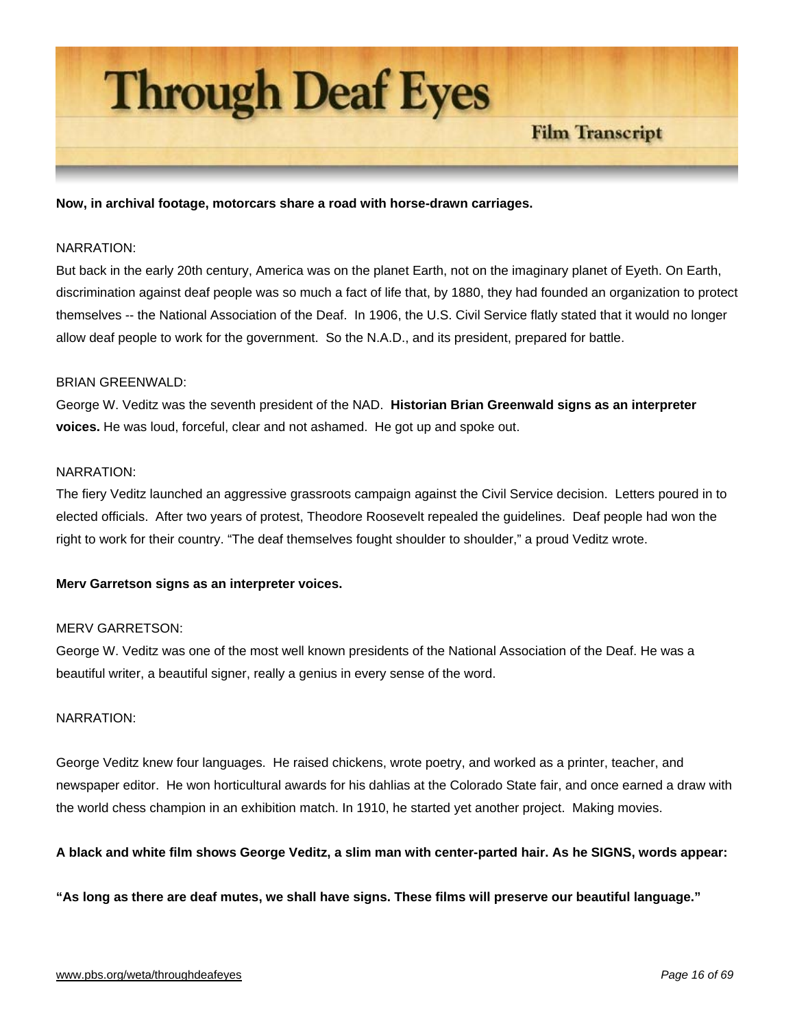**Now, in archival footage, motorcars share a road with horse-drawn carriages.**

NARRATION:
But back in the early 20th century, America was on the planet Earth, not on the imaginary planet of Eyeth. On Earth, discrimination against deaf people was so much a fact of life that, by 1880, they had founded an organization to protect themselves -- the National Association of the Deaf. In 1906, the U.S. Civil Service flatly stated that it would no longer allow deaf people to work for the government. So the N.A.D., and its president, prepared for battle.

BRIAN GREENWALD:
George W. Veditz was the seventh president of the NAD. **Historian Brian Greenwald signs as an interpreter voices.** He was loud, forceful, clear and not ashamed. He got up and spoke out.

NARRATION:
The fiery Veditz launched an aggressive grassroots campaign against the Civil Service decision. Letters poured in to elected officials. After two years of protest, Theodore Roosevelt repealed the guidelines. Deaf people had won the right to work for their country. "The deaf themselves fought shoulder to shoulder," a proud Veditz wrote.

**Merv Garretson signs as an interpreter voices.**

MERV GARRETSON:
George W. Veditz was one of the most well known presidents of the National Association of the Deaf. He was a beautiful writer, a beautiful signer, really a genius in every sense of the word.

NARRATION:

George Veditz knew four languages. He raised chickens, wrote poetry, and worked as a printer, teacher, and newspaper editor. He won horticultural awards for his dahlias at the Colorado State fair, and once earned a draw with the world chess champion in an exhibition match. In 1910, he started yet another project. Making movies.

**A black and white film shows George Veditz, a slim man with center-parted hair. As he SIGNS, words appear:**

**"As long as there are deaf mutes, we shall have signs. These films will preserve our beautiful language."**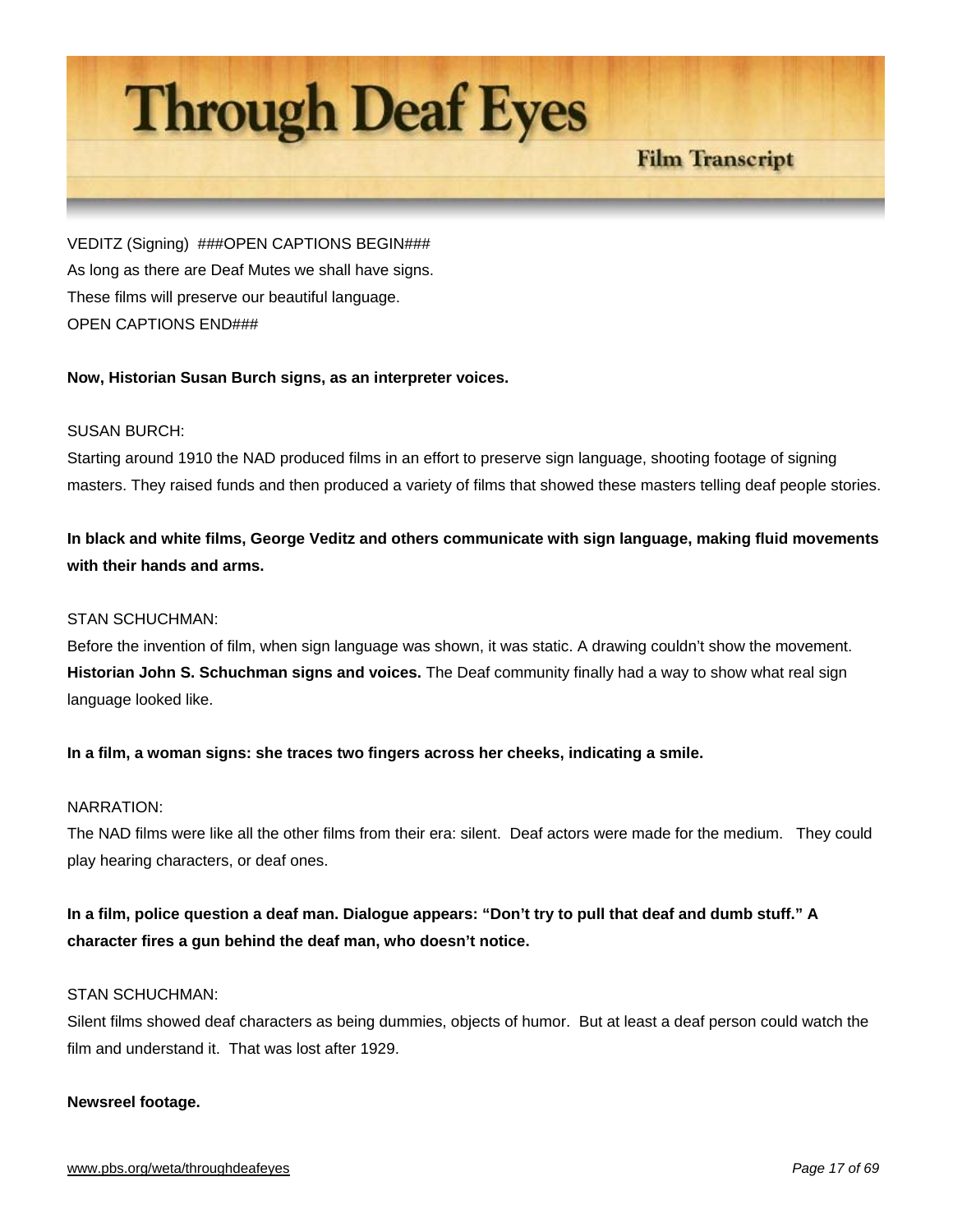VEDITZ (Signing) ###OPEN CAPTIONS BEGIN###
As long as there are Deaf Mutes we shall have signs.
These films will preserve our beautiful language.
OPEN CAPTIONS END###

**Now, Historian Susan Burch signs, as an interpreter voices.**

SUSAN BURCH:
Starting around 1910 the NAD produced films in an effort to preserve sign language, shooting footage of signing masters. They raised funds and then produced a variety of films that showed these masters telling deaf people stories.

**In black and white films, George Veditz and others communicate with sign language, making fluid movements with their hands and arms.**

STAN SCHUCHMAN:
Before the invention of film, when sign language was shown, it was static. A drawing couldn't show the movement. **Historian John S. Schuchman signs and voices.** The Deaf community finally had a way to show what real sign language looked like.

**In a film, a woman signs: she traces two fingers across her cheeks, indicating a smile.**

NARRATION:
The NAD films were like all the other films from their era: silent. Deaf actors were made for the medium. They could play hearing characters, or deaf ones.

**In a film, police question a deaf man. Dialogue appears: "Don't try to pull that deaf and dumb stuff." A character fires a gun behind the deaf man, who doesn't notice.**

STAN SCHUCHMAN:
Silent films showed deaf characters as being dummies, objects of humor. But at least a deaf person could watch the film and understand it. That was lost after 1929.

**Newsreel footage.**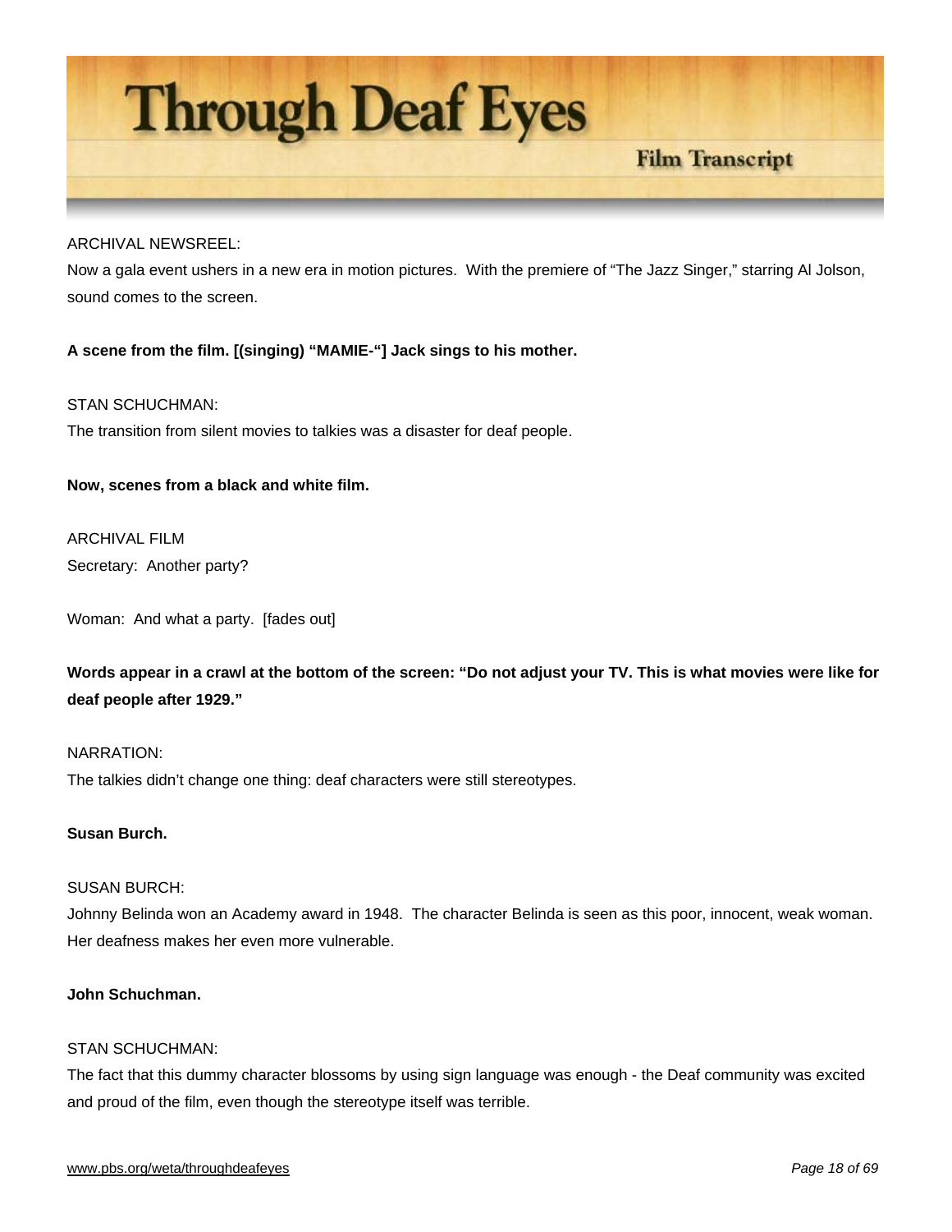ARCHIVAL NEWSREEL:

Now a gala event ushers in a new era in motion pictures. With the premiere of "The Jazz Singer," starring Al Jolson, sound comes to the screen.

**A scene from the film. [(singing) "MAMIE-"] Jack sings to his mother.**

STAN SCHUCHMAN:

The transition from silent movies to talkies was a disaster for deaf people.

**Now, scenes from a black and white film.**

ARCHIVAL FILM

Secretary: Another party?

Woman: And what a party. [fades out]

**Words appear in a crawl at the bottom of the screen: "Do not adjust your TV. This is what movies were like for deaf people after 1929."**

NARRATION:

The talkies didn't change one thing: deaf characters were still stereotypes.

**Susan Burch.**

SUSAN BURCH:

Johnny Belinda won an Academy award in 1948. The character Belinda is seen as this poor, innocent, weak woman. Her deafness makes her even more vulnerable.

**John Schuchman.**

STAN SCHUCHMAN:

The fact that this dummy character blossoms by using sign language was enough - the Deaf community was excited and proud of the film, even though the stereotype itself was terrible.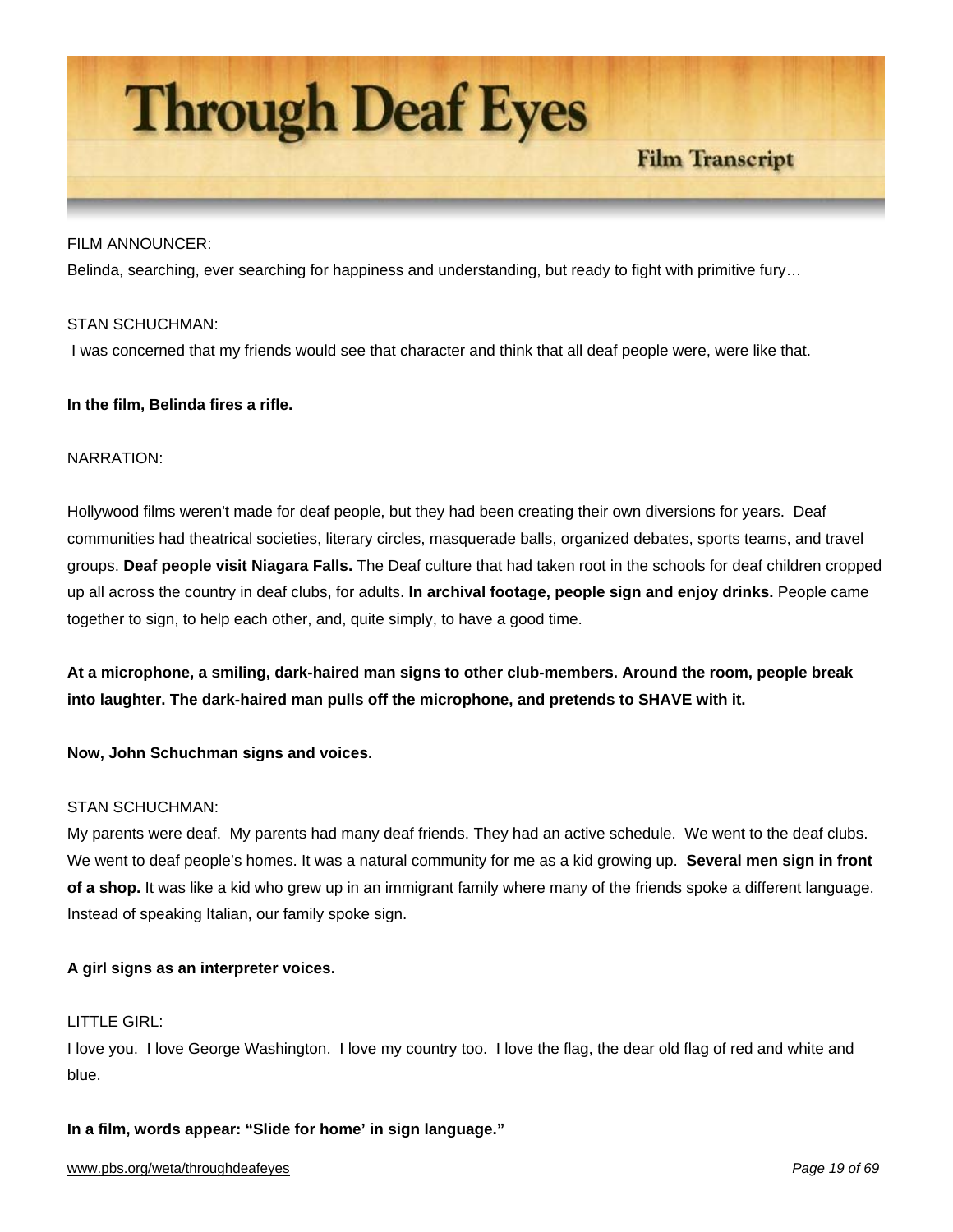FILM ANNOUNCER:

Belinda, searching, ever searching for happiness and understanding, but ready to fight with primitive fury…

STAN SCHUCHMAN:

I was concerned that my friends would see that character and think that all deaf people were, were like that.

**In the film, Belinda fires a rifle.**

NARRATION:

Hollywood films weren't made for deaf people, but they had been creating their own diversions for years. Deaf communities had theatrical societies, literary circles, masquerade balls, organized debates, sports teams, and travel groups. **Deaf people visit Niagara Falls.** The Deaf culture that had taken root in the schools for deaf children cropped up all across the country in deaf clubs, for adults. **In archival footage, people sign and enjoy drinks.** People came together to sign, to help each other, and, quite simply, to have a good time.

**At a microphone, a smiling, dark-haired man signs to other club-members. Around the room, people break into laughter. The dark-haired man pulls off the microphone, and pretends to SHAVE with it.**

**Now, John Schuchman signs and voices.**

STAN SCHUCHMAN:

My parents were deaf. My parents had many deaf friends. They had an active schedule. We went to the deaf clubs. We went to deaf people's homes. It was a natural community for me as a kid growing up. **Several men sign in front of a shop.** It was like a kid who grew up in an immigrant family where many of the friends spoke a different language. Instead of speaking Italian, our family spoke sign.

**A girl signs as an interpreter voices.**

LITTLE GIRL:

I love you. I love George Washington. I love my country too. I love the flag, the dear old flag of red and white and blue.

**In a film, words appear: "Slide for home' in sign language."**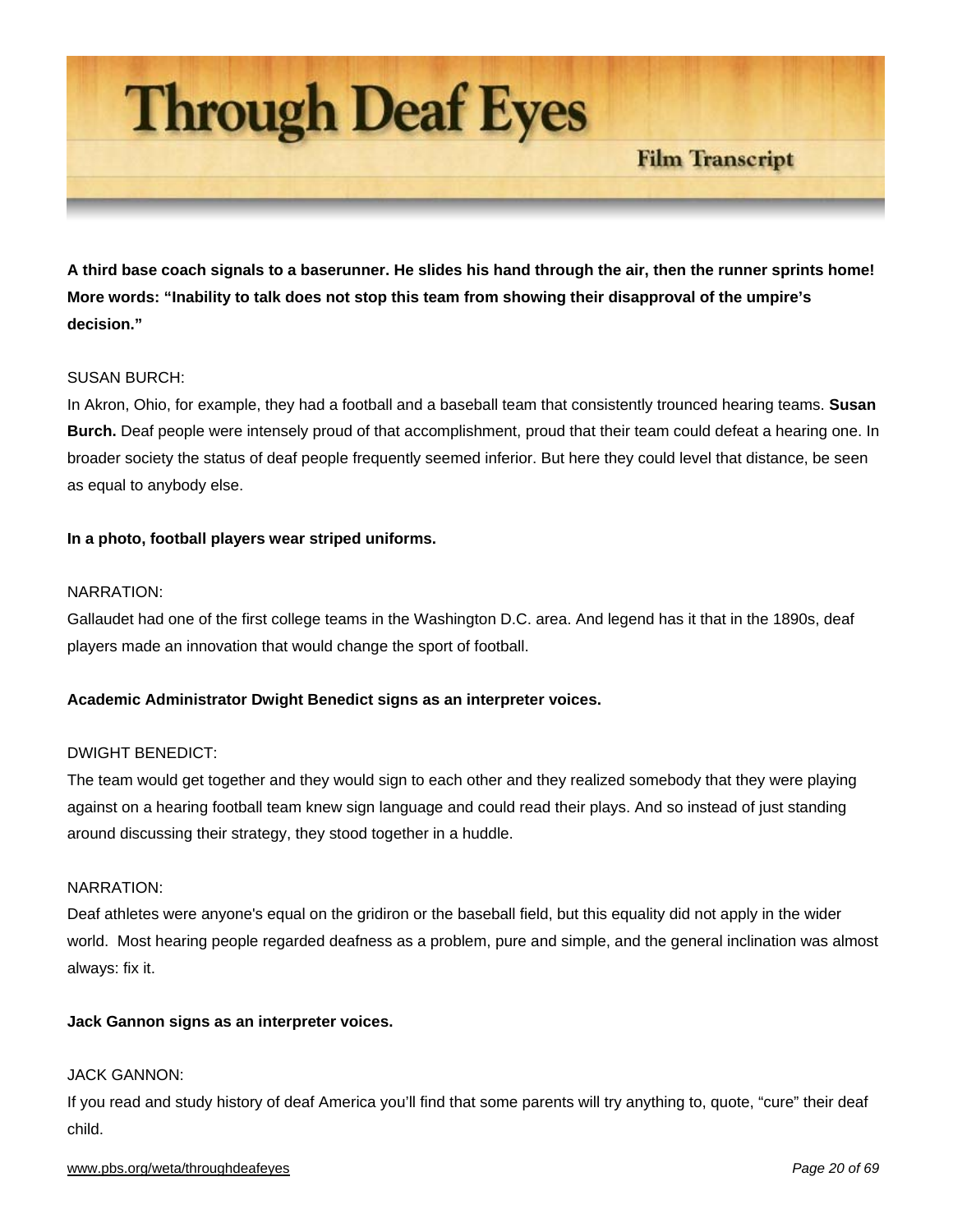**A third base coach signals to a baserunner. He slides his hand through the air, then the runner sprints home! More words: "Inability to talk does not stop this team from showing their disapproval of the umpire's decision."**

SUSAN BURCH:

In Akron, Ohio, for example, they had a football and a baseball team that consistently trounced hearing teams. **Susan Burch.** Deaf people were intensely proud of that accomplishment, proud that their team could defeat a hearing one. In broader society the status of deaf people frequently seemed inferior. But here they could level that distance, be seen as equal to anybody else.

**In a photo, football players wear striped uniforms.**

NARRATION:

Gallaudet had one of the first college teams in the Washington D.C. area. And legend has it that in the 1890s, deaf players made an innovation that would change the sport of football.

**Academic Administrator Dwight Benedict signs as an interpreter voices.**

DWIGHT BENEDICT:

The team would get together and they would sign to each other and they realized somebody that they were playing against on a hearing football team knew sign language and could read their plays. And so instead of just standing around discussing their strategy, they stood together in a huddle.

NARRATION:

Deaf athletes were anyone's equal on the gridiron or the baseball field, but this equality did not apply in the wider world. Most hearing people regarded deafness as a problem, pure and simple, and the general inclination was almost always: fix it.

**Jack Gannon signs as an interpreter voices.**

JACK GANNON:

If you read and study history of deaf America you'll find that some parents will try anything to, quote, "cure" their deaf child.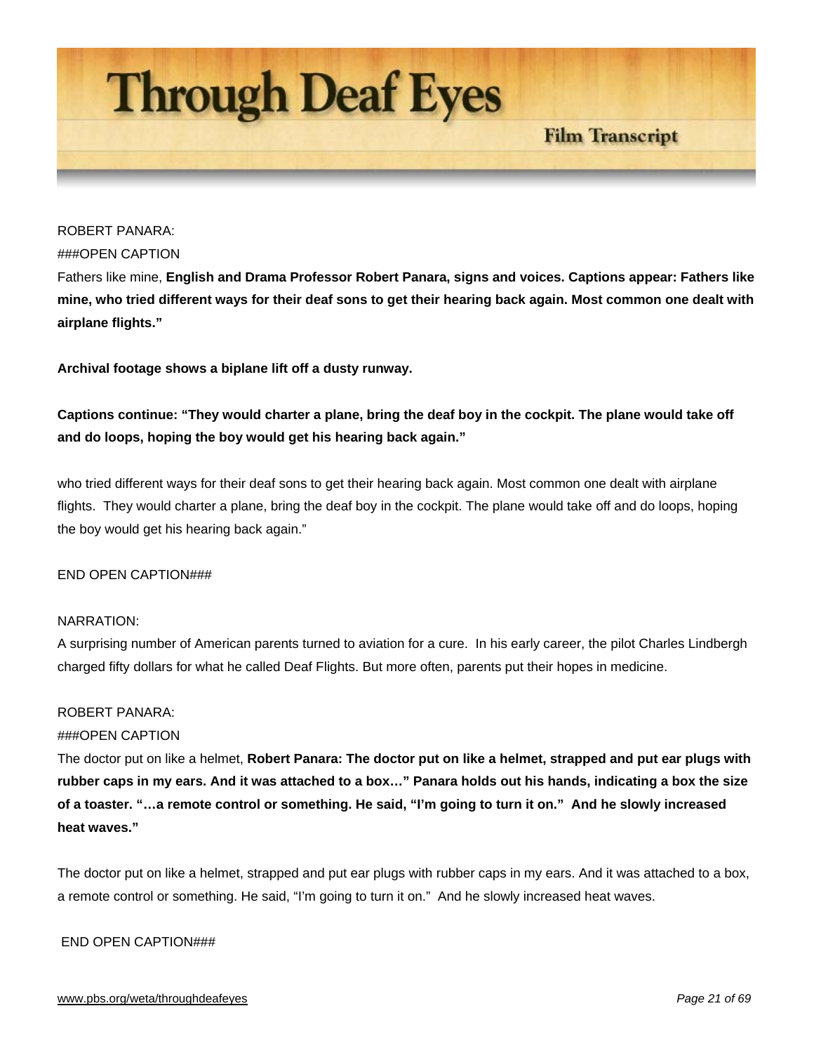ROBERT PANARA:

###OPEN CAPTION

Fathers like mine, **English and Drama Professor Robert Panara, signs and voices. Captions appear: Fathers like mine, who tried different ways for their deaf sons to get their hearing back again. Most common one dealt with airplane flights."**

**Archival footage shows a biplane lift off a dusty runway.**

**Captions continue: "They would charter a plane, bring the deaf boy in the cockpit. The plane would take off and do loops, hoping the boy would get his hearing back again."**

who tried different ways for their deaf sons to get their hearing back again. Most common one dealt with airplane flights. They would charter a plane, bring the deaf boy in the cockpit. The plane would take off and do loops, hoping the boy would get his hearing back again."

END OPEN CAPTION###

NARRATION:

A surprising number of American parents turned to aviation for a cure. In his early career, the pilot Charles Lindbergh charged fifty dollars for what he called Deaf Flights. But more often, parents put their hopes in medicine.

ROBERT PANARA:

###OPEN CAPTION

The doctor put on like a helmet, **Robert Panara: The doctor put on like a helmet, strapped and put ear plugs with rubber caps in my ears. And it was attached to a box…" Panara holds out his hands, indicating a box the size of a toaster. "…a remote control or something. He said, "I'm going to turn it on." And he slowly increased heat waves."**

The doctor put on like a helmet, strapped and put ear plugs with rubber caps in my ears. And it was attached to a box, a remote control or something. He said, "I'm going to turn it on." And he slowly increased heat waves.

END OPEN CAPTION###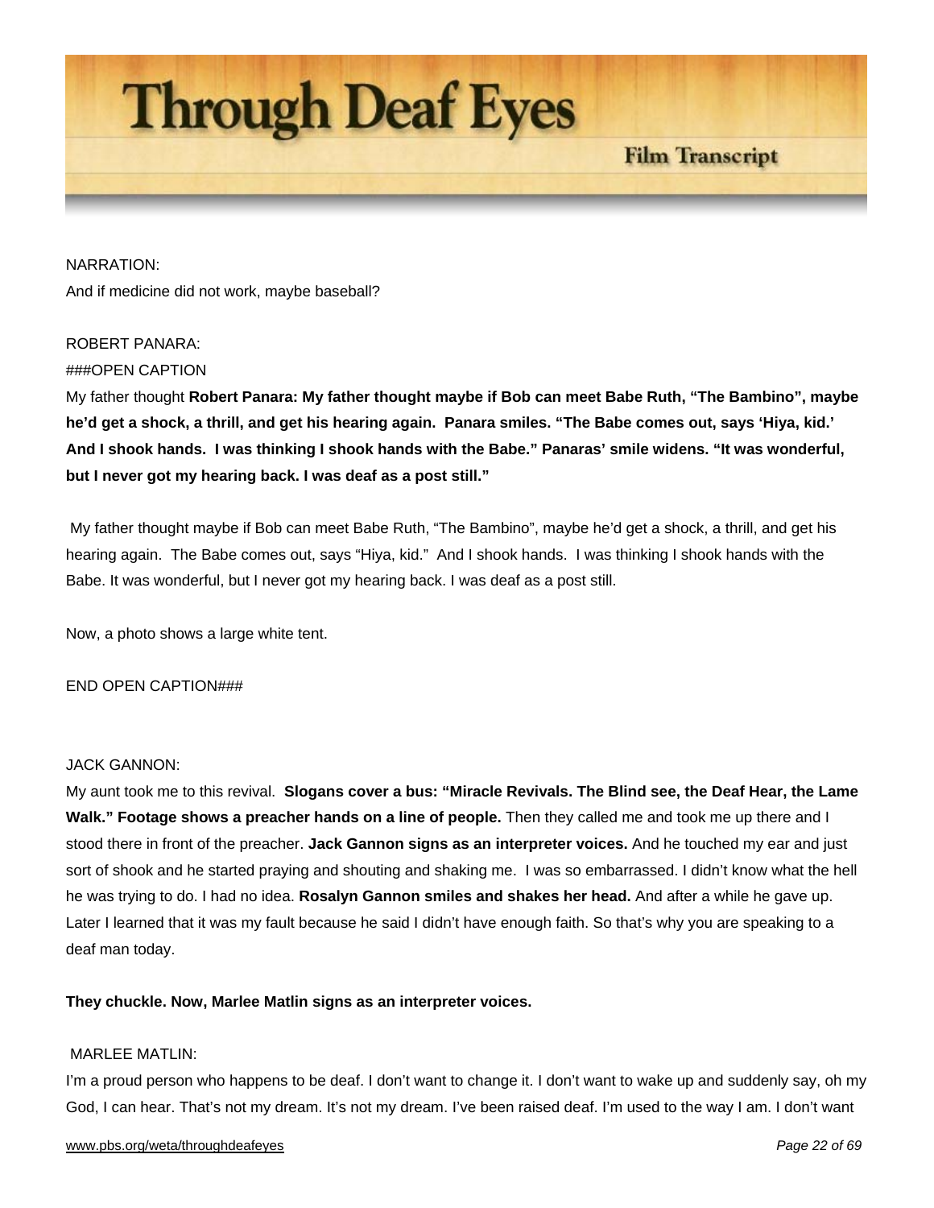NARRATION:

And if medicine did not work, maybe baseball?

ROBERT PANARA:

###OPEN CAPTION

My father thought **Robert Panara: My father thought maybe if Bob can meet Babe Ruth, "The Bambino", maybe he'd get a shock, a thrill, and get his hearing again. Panara smiles. "The Babe comes out, says 'Hiya, kid.' And I shook hands. I was thinking I shook hands with the Babe." Panaras' smile widens. "It was wonderful, but I never got my hearing back. I was deaf as a post still."**

My father thought maybe if Bob can meet Babe Ruth, "The Bambino", maybe he'd get a shock, a thrill, and get his hearing again. The Babe comes out, says "Hiya, kid." And I shook hands. I was thinking I shook hands with the Babe. It was wonderful, but I never got my hearing back. I was deaf as a post still.

Now, a photo shows a large white tent.

END OPEN CAPTION###

JACK GANNON:

My aunt took me to this revival. **Slogans cover a bus: "Miracle Revivals. The Blind see, the Deaf Hear, the Lame Walk." Footage shows a preacher hands on a line of people.** Then they called me and took me up there and I stood there in front of the preacher. **Jack Gannon signs as an interpreter voices.** And he touched my ear and just sort of shook and he started praying and shouting and shaking me. I was so embarrassed. I didn't know what the hell he was trying to do. I had no idea. **Rosalyn Gannon smiles and shakes her head.** And after a while he gave up. Later I learned that it was my fault because he said I didn't have enough faith. So that's why you are speaking to a deaf man today.

**They chuckle. Now, Marlee Matlin signs as an interpreter voices.**

MARLEE MATLIN:

I'm a proud person who happens to be deaf. I don't want to change it. I don't want to wake up and suddenly say, oh my God, I can hear. That's not my dream. It's not my dream. I've been raised deaf. I'm used to the way I am. I don't want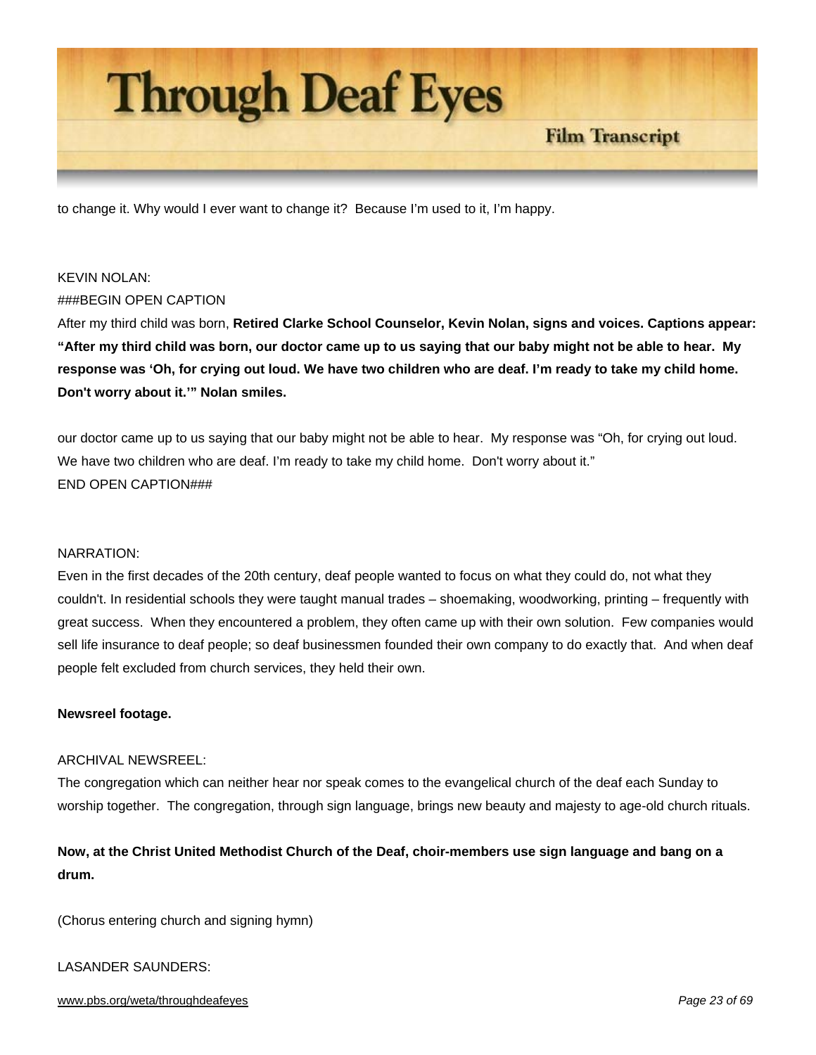to change it. Why would I ever want to change it?  Because I'm used to it, I'm happy.

KEVIN NOLAN:
###BEGIN OPEN CAPTION
After my third child was born, **Retired Clarke School Counselor, Kevin Nolan, signs and voices. Captions appear: "After my third child was born, our doctor came up to us saying that our baby might not be able to hear.  My response was 'Oh, for crying out loud. We have two children who are deaf. I'm ready to take my child home. Don't worry about it.'" Nolan smiles.**

our doctor came up to us saying that our baby might not be able to hear.  My response was "Oh, for crying out loud. We have two children who are deaf. I'm ready to take my child home.  Don't worry about it."
END OPEN CAPTION###

NARRATION:
Even in the first decades of the 20th century, deaf people wanted to focus on what they could do, not what they couldn't. In residential schools they were taught manual trades – shoemaking, woodworking, printing – frequently with great success.  When they encountered a problem, they often came up with their own solution.  Few companies would sell life insurance to deaf people; so deaf businessmen founded their own company to do exactly that.  And when deaf people felt excluded from church services, they held their own.

**Newsreel footage.**

ARCHIVAL NEWSREEL:
The congregation which can neither hear nor speak comes to the evangelical church of the deaf each Sunday to worship together.  The congregation, through sign language, brings new beauty and majesty to age-old church rituals.

**Now, at the Christ United Methodist Church of the Deaf, choir-members use sign language and bang on a drum.**

(Chorus entering church and signing hymn)

LASANDER SAUNDERS: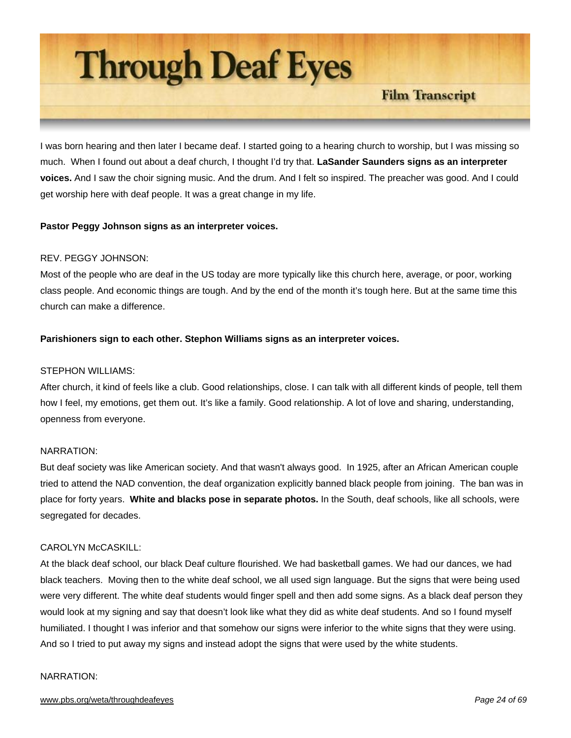I was born hearing and then later I became deaf. I started going to a hearing church to worship, but I was missing so much. When I found out about a deaf church, I thought I'd try that. **LaSander Saunders signs as an interpreter voices.** And I saw the choir signing music. And the drum. And I felt so inspired. The preacher was good. And I could get worship here with deaf people. It was a great change in my life.

**Pastor Peggy Johnson signs as an interpreter voices.**

REV. PEGGY JOHNSON:
Most of the people who are deaf in the US today are more typically like this church here, average, or poor, working class people. And economic things are tough. And by the end of the month it's tough here. But at the same time this church can make a difference.

**Parishioners sign to each other. Stephon Williams signs as an interpreter voices.**

STEPHON WILLIAMS:
After church, it kind of feels like a club. Good relationships, close. I can talk with all different kinds of people, tell them how I feel, my emotions, get them out. It's like a family. Good relationship. A lot of love and sharing, understanding, openness from everyone.

NARRATION:
But deaf society was like American society. And that wasn't always good. In 1925, after an African American couple tried to attend the NAD convention, the deaf organization explicitly banned black people from joining. The ban was in place for forty years. **White and blacks pose in separate photos.** In the South, deaf schools, like all schools, were segregated for decades.

CAROLYN McCASKILL:
At the black deaf school, our black Deaf culture flourished. We had basketball games. We had our dances, we had black teachers. Moving then to the white deaf school, we all used sign language. But the signs that were being used were very different. The white deaf students would finger spell and then add some signs. As a black deaf person they would look at my signing and say that doesn't look like what they did as white deaf students. And so I found myself humiliated. I thought I was inferior and that somehow our signs were inferior to the white signs that they were using. And so I tried to put away my signs and instead adopt the signs that were used by the white students.

NARRATION: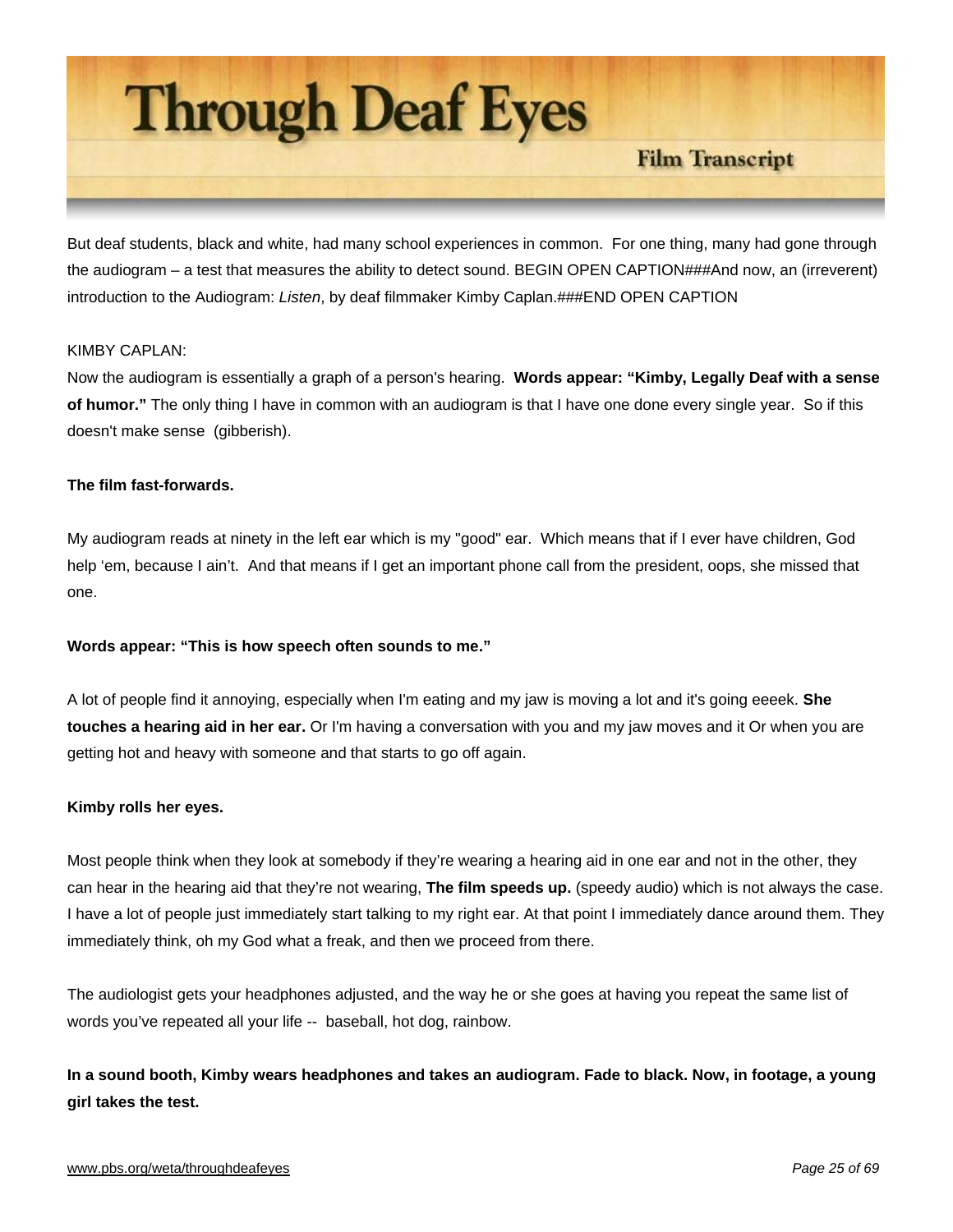But deaf students, black and white, had many school experiences in common. For one thing, many had gone through the audiogram – a test that measures the ability to detect sound. BEGIN OPEN CAPTION###And now, an (irreverent) introduction to the Audiogram: *Listen*, by deaf filmmaker Kimby Caplan.###END OPEN CAPTION

KIMBY CAPLAN:

Now the audiogram is essentially a graph of a person's hearing. **Words appear: "Kimby, Legally Deaf with a sense of humor."** The only thing I have in common with an audiogram is that I have one done every single year. So if this doesn't make sense (gibberish).

**The film fast-forwards.**

My audiogram reads at ninety in the left ear which is my "good" ear. Which means that if I ever have children, God help 'em, because I ain't. And that means if I get an important phone call from the president, oops, she missed that one.

**Words appear: "This is how speech often sounds to me."**

A lot of people find it annoying, especially when I'm eating and my jaw is moving a lot and it's going eeeek. **She touches a hearing aid in her ear.** Or I'm having a conversation with you and my jaw moves and it Or when you are getting hot and heavy with someone and that starts to go off again.

**Kimby rolls her eyes.**

Most people think when they look at somebody if they're wearing a hearing aid in one ear and not in the other, they can hear in the hearing aid that they're not wearing, **The film speeds up.** (speedy audio) which is not always the case. I have a lot of people just immediately start talking to my right ear. At that point I immediately dance around them. They immediately think, oh my God what a freak, and then we proceed from there.

The audiologist gets your headphones adjusted, and the way he or she goes at having you repeat the same list of words you've repeated all your life -- baseball, hot dog, rainbow.

**In a sound booth, Kimby wears headphones and takes an audiogram. Fade to black. Now, in footage, a young girl takes the test.**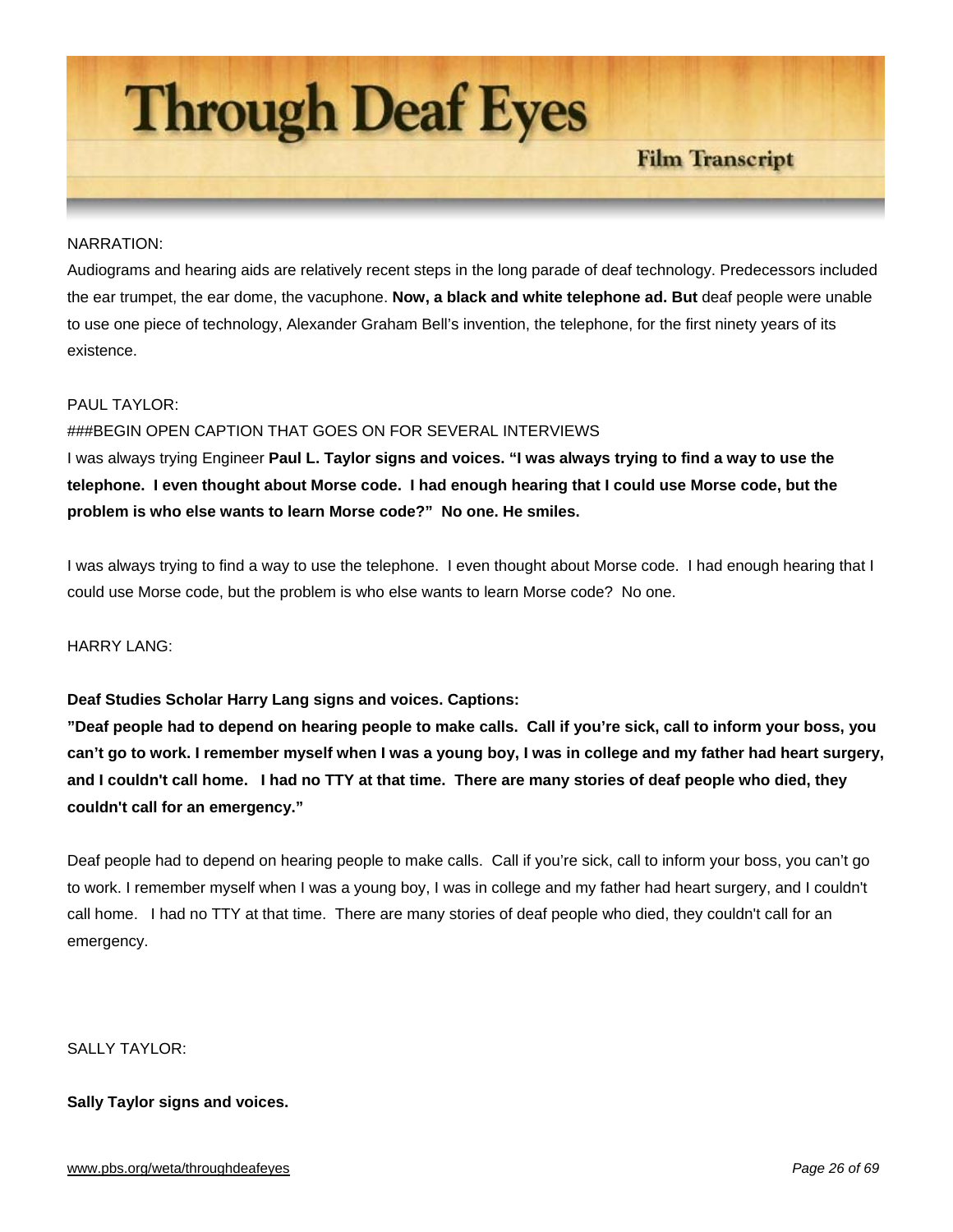NARRATION:

Audiograms and hearing aids are relatively recent steps in the long parade of deaf technology. Predecessors included the ear trumpet, the ear dome, the vacuphone. **Now, a black and white telephone ad. But** deaf people were unable to use one piece of technology, Alexander Graham Bell's invention, the telephone, for the first ninety years of its existence.

PAUL TAYLOR:

###BEGIN OPEN CAPTION THAT GOES ON FOR SEVERAL INTERVIEWS

I was always trying Engineer **Paul L. Taylor signs and voices. "I was always trying to find a way to use the telephone. I even thought about Morse code. I had enough hearing that I could use Morse code, but the problem is who else wants to learn Morse code?" No one. He smiles.**

I was always trying to find a way to use the telephone. I even thought about Morse code. I had enough hearing that I could use Morse code, but the problem is who else wants to learn Morse code? No one.

HARRY LANG:

**Deaf Studies Scholar Harry Lang signs and voices. Captions:**

**"Deaf people had to depend on hearing people to make calls. Call if you're sick, call to inform your boss, you can't go to work. I remember myself when I was a young boy, I was in college and my father had heart surgery, and I couldn't call home. I had no TTY at that time. There are many stories of deaf people who died, they couldn't call for an emergency."**

Deaf people had to depend on hearing people to make calls. Call if you're sick, call to inform your boss, you can't go to work. I remember myself when I was a young boy, I was in college and my father had heart surgery, and I couldn't call home. I had no TTY at that time. There are many stories of deaf people who died, they couldn't call for an emergency.

SALLY TAYLOR:

**Sally Taylor signs and voices.**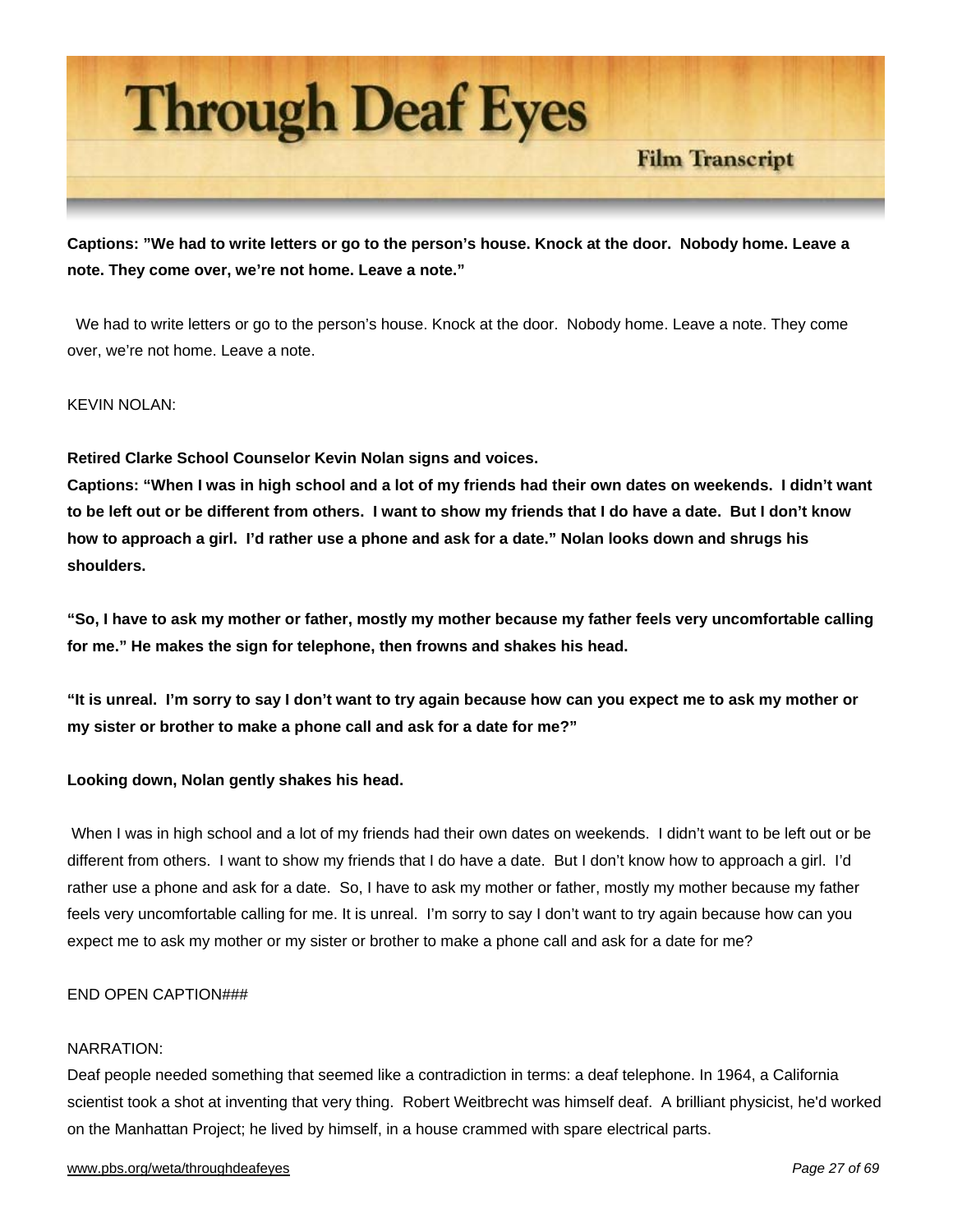**Captions: "We had to write letters or go to the person's house. Knock at the door. Nobody home. Leave a note. They come over, we're not home. Leave a note."**

We had to write letters or go to the person's house. Knock at the door. Nobody home. Leave a note. They come over, we're not home. Leave a note.

KEVIN NOLAN:

**Retired Clarke School Counselor Kevin Nolan signs and voices.**
**Captions: "When I was in high school and a lot of my friends had their own dates on weekends. I didn't want to be left out or be different from others. I want to show my friends that I do have a date. But I don't know how to approach a girl. I'd rather use a phone and ask for a date." Nolan looks down and shrugs his shoulders.**

**"So, I have to ask my mother or father, mostly my mother because my father feels very uncomfortable calling for me." He makes the sign for telephone, then frowns and shakes his head.**

**"It is unreal. I'm sorry to say I don't want to try again because how can you expect me to ask my mother or my sister or brother to make a phone call and ask for a date for me?"**

**Looking down, Nolan gently shakes his head.**

When I was in high school and a lot of my friends had their own dates on weekends. I didn't want to be left out or be different from others. I want to show my friends that I do have a date. But I don't know how to approach a girl. I'd rather use a phone and ask for a date. So, I have to ask my mother or father, mostly my mother because my father feels very uncomfortable calling for me. It is unreal. I'm sorry to say I don't want to try again because how can you expect me to ask my mother or my sister or brother to make a phone call and ask for a date for me?

END OPEN CAPTION###

NARRATION:
Deaf people needed something that seemed like a contradiction in terms: a deaf telephone. In 1964, a California scientist took a shot at inventing that very thing. Robert Weitbrecht was himself deaf. A brilliant physicist, he'd worked on the Manhattan Project; he lived by himself, in a house crammed with spare electrical parts.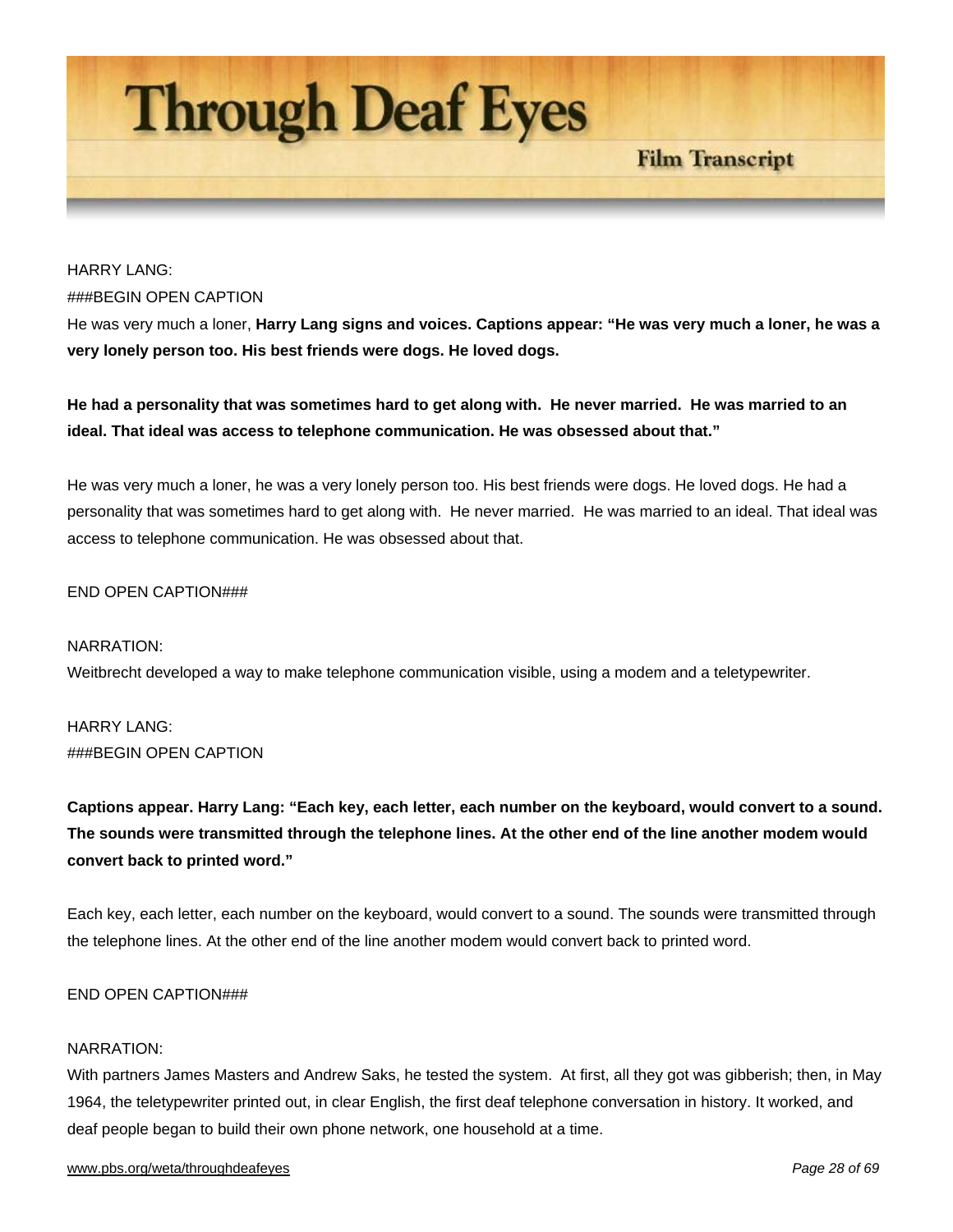HARRY LANG:

###BEGIN OPEN CAPTION

He was very much a loner, **Harry Lang signs and voices. Captions appear: "He was very much a loner, he was a very lonely person too. His best friends were dogs. He loved dogs.**

**He had a personality that was sometimes hard to get along with. He never married. He was married to an ideal. That ideal was access to telephone communication. He was obsessed about that."**

He was very much a loner, he was a very lonely person too. His best friends were dogs. He loved dogs. He had a personality that was sometimes hard to get along with. He never married. He was married to an ideal. That ideal was access to telephone communication. He was obsessed about that.

END OPEN CAPTION###

NARRATION:

Weitbrecht developed a way to make telephone communication visible, using a modem and a teletypewriter.

HARRY LANG:

###BEGIN OPEN CAPTION

**Captions appear. Harry Lang: "Each key, each letter, each number on the keyboard, would convert to a sound. The sounds were transmitted through the telephone lines. At the other end of the line another modem would convert back to printed word."**

Each key, each letter, each number on the keyboard, would convert to a sound. The sounds were transmitted through the telephone lines. At the other end of the line another modem would convert back to printed word.

END OPEN CAPTION###

NARRATION:

With partners James Masters and Andrew Saks, he tested the system. At first, all they got was gibberish; then, in May 1964, the teletypewriter printed out, in clear English, the first deaf telephone conversation in history. It worked, and deaf people began to build their own phone network, one household at a time.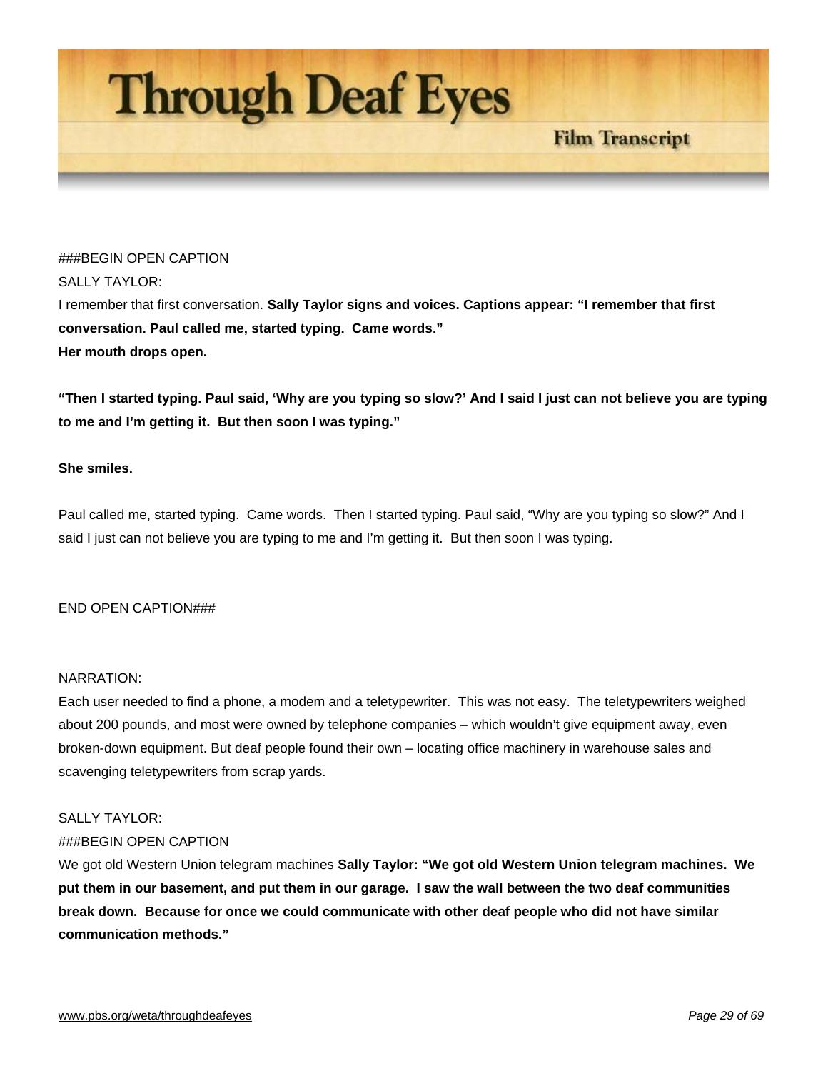###BEGIN OPEN CAPTION

SALLY TAYLOR:

I remember that first conversation. **Sally Taylor signs and voices. Captions appear: "I remember that first conversation. Paul called me, started typing. Came words." Her mouth drops open.**

**"Then I started typing. Paul said, 'Why are you typing so slow?' And I said I just can not believe you are typing to me and I'm getting it. But then soon I was typing."**

**She smiles.**

Paul called me, started typing. Came words. Then I started typing. Paul said, "Why are you typing so slow?" And I said I just can not believe you are typing to me and I'm getting it. But then soon I was typing.

END OPEN CAPTION###

NARRATION:

Each user needed to find a phone, a modem and a teletypewriter. This was not easy. The teletypewriters weighed about 200 pounds, and most were owned by telephone companies – which wouldn't give equipment away, even broken-down equipment. But deaf people found their own – locating office machinery in warehouse sales and scavenging teletypewriters from scrap yards.

SALLY TAYLOR:

###BEGIN OPEN CAPTION

We got old Western Union telegram machines **Sally Taylor: "We got old Western Union telegram machines. We put them in our basement, and put them in our garage. I saw the wall between the two deaf communities break down. Because for once we could communicate with other deaf people who did not have similar communication methods."**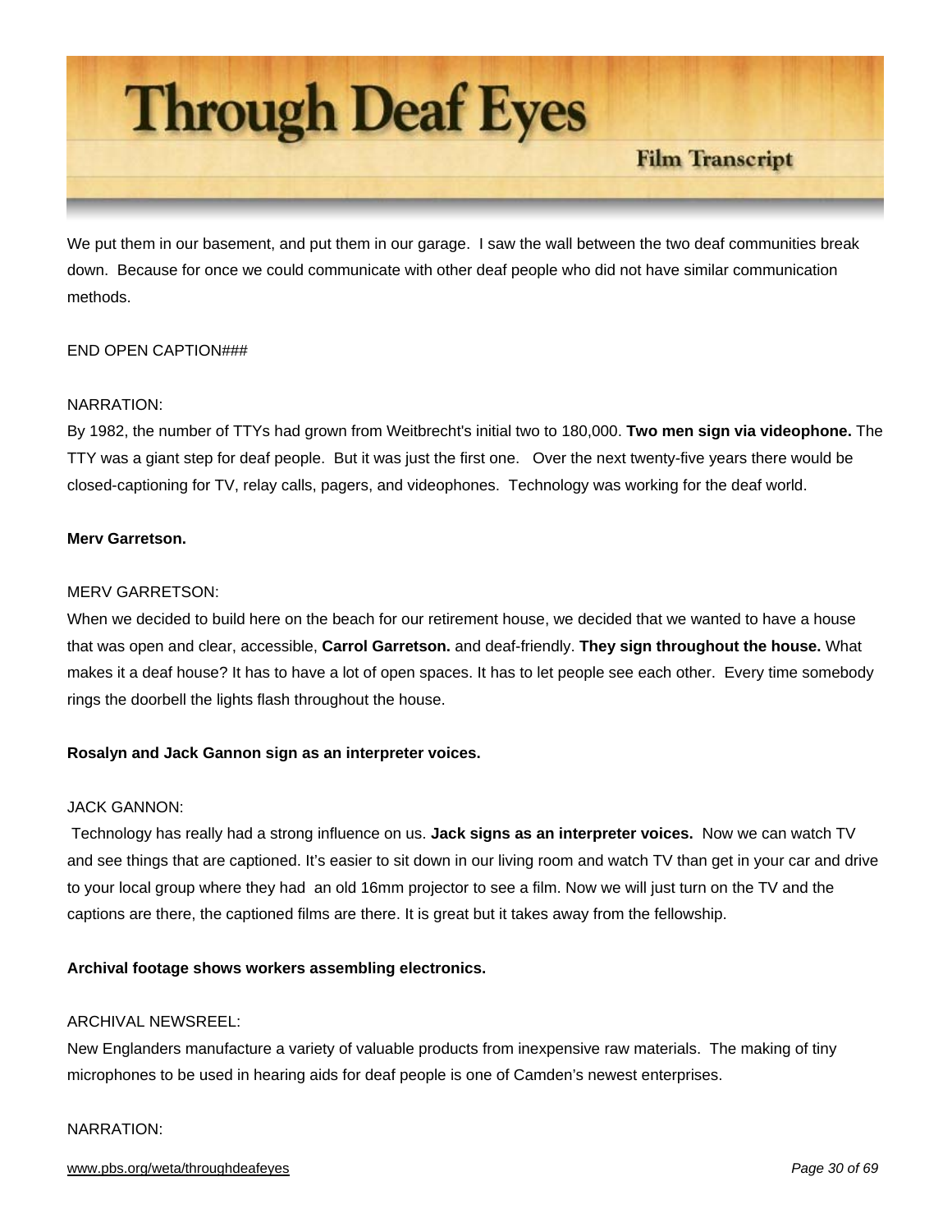We put them in our basement, and put them in our garage. I saw the wall between the two deaf communities break down. Because for once we could communicate with other deaf people who did not have similar communication methods.

END OPEN CAPTION###

NARRATION:
By 1982, the number of TTYs had grown from Weitbrecht's initial two to 180,000. **Two men sign via videophone.** The TTY was a giant step for deaf people. But it was just the first one. Over the next twenty-five years there would be closed-captioning for TV, relay calls, pagers, and videophones. Technology was working for the deaf world.

**Merv Garretson.**

MERV GARRETSON:
When we decided to build here on the beach for our retirement house, we decided that we wanted to have a house that was open and clear, accessible, **Carrol Garretson.** and deaf-friendly. **They sign throughout the house.** What makes it a deaf house? It has to have a lot of open spaces. It has to let people see each other. Every time somebody rings the doorbell the lights flash throughout the house.

**Rosalyn and Jack Gannon sign as an interpreter voices.**

JACK GANNON:
Technology has really had a strong influence on us. **Jack signs as an interpreter voices.** Now we can watch TV and see things that are captioned. It's easier to sit down in our living room and watch TV than get in your car and drive to your local group where they had an old 16mm projector to see a film. Now we will just turn on the TV and the captions are there, the captioned films are there. It is great but it takes away from the fellowship.

**Archival footage shows workers assembling electronics.**

ARCHIVAL NEWSREEL:
New Englanders manufacture a variety of valuable products from inexpensive raw materials. The making of tiny microphones to be used in hearing aids for deaf people is one of Camden's newest enterprises.

NARRATION: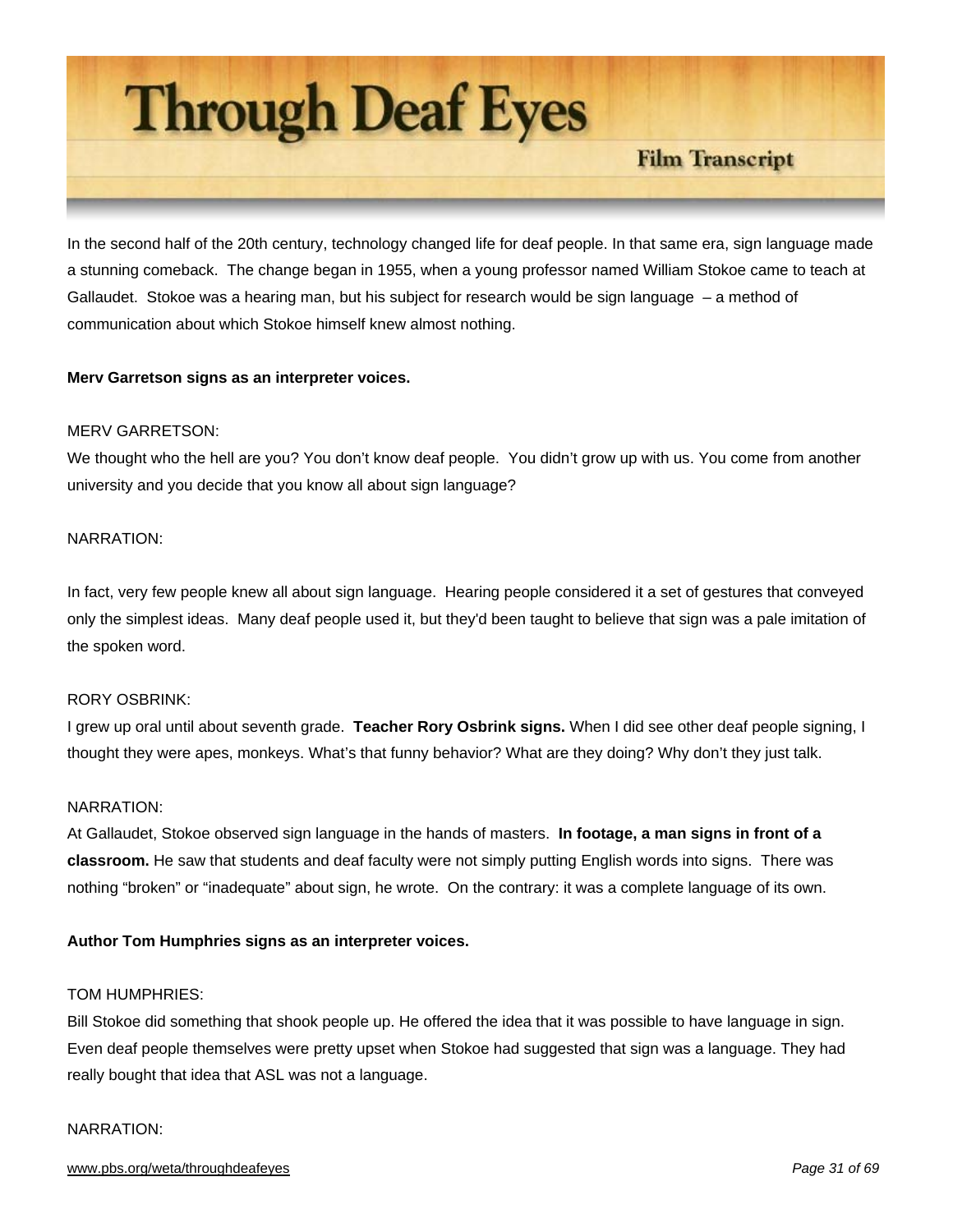In the second half of the 20th century, technology changed life for deaf people. In that same era, sign language made a stunning comeback. The change began in 1955, when a young professor named William Stokoe came to teach at Gallaudet. Stokoe was a hearing man, but his subject for research would be sign language – a method of communication about which Stokoe himself knew almost nothing.

**Merv Garretson signs as an interpreter voices.**

MERV GARRETSON:
We thought who the hell are you? You don't know deaf people. You didn't grow up with us. You come from another university and you decide that you know all about sign language?

NARRATION:

In fact, very few people knew all about sign language. Hearing people considered it a set of gestures that conveyed only the simplest ideas. Many deaf people used it, but they'd been taught to believe that sign was a pale imitation of the spoken word.

RORY OSBRINK:
I grew up oral until about seventh grade. **Teacher Rory Osbrink signs.** When I did see other deaf people signing, I thought they were apes, monkeys. What's that funny behavior? What are they doing? Why don't they just talk.

NARRATION:
At Gallaudet, Stokoe observed sign language in the hands of masters. **In footage, a man signs in front of a classroom.** He saw that students and deaf faculty were not simply putting English words into signs. There was nothing "broken" or "inadequate" about sign, he wrote. On the contrary: it was a complete language of its own.

**Author Tom Humphries signs as an interpreter voices.**

TOM HUMPHRIES:
Bill Stokoe did something that shook people up. He offered the idea that it was possible to have language in sign. Even deaf people themselves were pretty upset when Stokoe had suggested that sign was a language. They had really bought that idea that ASL was not a language.

NARRATION: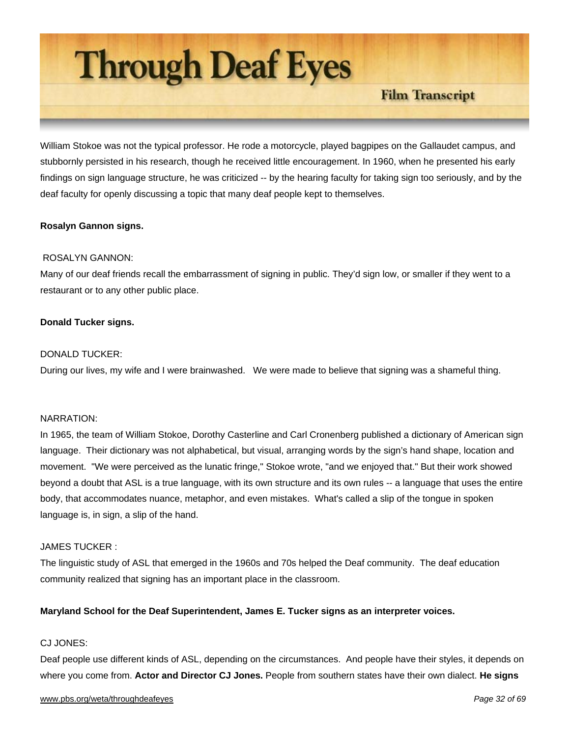William Stokoe was not the typical professor. He rode a motorcycle, played bagpipes on the Gallaudet campus, and stubbornly persisted in his research, though he received little encouragement. In 1960, when he presented his early findings on sign language structure, he was criticized -- by the hearing faculty for taking sign too seriously, and by the deaf faculty for openly discussing a topic that many deaf people kept to themselves.

**Rosalyn Gannon signs.**

ROSALYN GANNON:
Many of our deaf friends recall the embarrassment of signing in public. They'd sign low, or smaller if they went to a restaurant or to any other public place.

**Donald Tucker signs.**

DONALD TUCKER:
During our lives, my wife and I were brainwashed. We were made to believe that signing was a shameful thing.

NARRATION:
In 1965, the team of William Stokoe, Dorothy Casterline and Carl Cronenberg published a dictionary of American sign language. Their dictionary was not alphabetical, but visual, arranging words by the sign's hand shape, location and movement. "We were perceived as the lunatic fringe," Stokoe wrote, "and we enjoyed that." But their work showed beyond a doubt that ASL is a true language, with its own structure and its own rules -- a language that uses the entire body, that accommodates nuance, metaphor, and even mistakes. What's called a slip of the tongue in spoken language is, in sign, a slip of the hand.

JAMES TUCKER :
The linguistic study of ASL that emerged in the 1960s and 70s helped the Deaf community. The deaf education community realized that signing has an important place in the classroom.

**Maryland School for the Deaf Superintendent, James E. Tucker signs as an interpreter voices.**

CJ JONES:
Deaf people use different kinds of ASL, depending on the circumstances. And people have their styles, it depends on where you come from. **Actor and Director CJ Jones.** People from southern states have their own dialect. **He signs**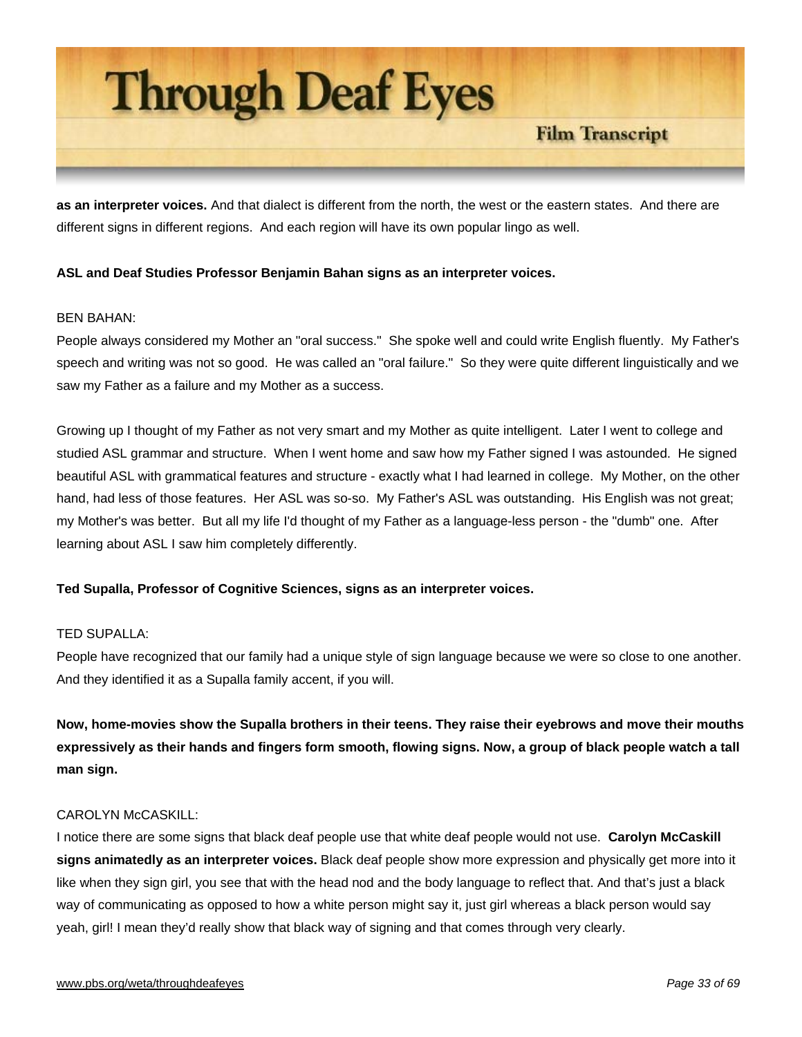**as an interpreter voices.** And that dialect is different from the north, the west or the eastern states. And there are different signs in different regions. And each region will have its own popular lingo as well.

**ASL and Deaf Studies Professor Benjamin Bahan signs as an interpreter voices.**

BEN BAHAN:
People always considered my Mother an "oral success." She spoke well and could write English fluently. My Father's speech and writing was not so good. He was called an "oral failure." So they were quite different linguistically and we saw my Father as a failure and my Mother as a success.

Growing up I thought of my Father as not very smart and my Mother as quite intelligent. Later I went to college and studied ASL grammar and structure. When I went home and saw how my Father signed I was astounded. He signed beautiful ASL with grammatical features and structure - exactly what I had learned in college. My Mother, on the other hand, had less of those features. Her ASL was so-so. My Father's ASL was outstanding. His English was not great; my Mother's was better. But all my life I'd thought of my Father as a language-less person - the "dumb" one. After learning about ASL I saw him completely differently.

**Ted Supalla, Professor of Cognitive Sciences, signs as an interpreter voices.**

TED SUPALLA:
People have recognized that our family had a unique style of sign language because we were so close to one another. And they identified it as a Supalla family accent, if you will.

**Now, home-movies show the Supalla brothers in their teens. They raise their eyebrows and move their mouths expressively as their hands and fingers form smooth, flowing signs. Now, a group of black people watch a tall man sign.**

CAROLYN McCASKILL:
I notice there are some signs that black deaf people use that white deaf people would not use. **Carolyn McCaskill signs animatedly as an interpreter voices.** Black deaf people show more expression and physically get more into it like when they sign girl, you see that with the head nod and the body language to reflect that. And that's just a black way of communicating as opposed to how a white person might say it, just girl whereas a black person would say yeah, girl! I mean they'd really show that black way of signing and that comes through very clearly.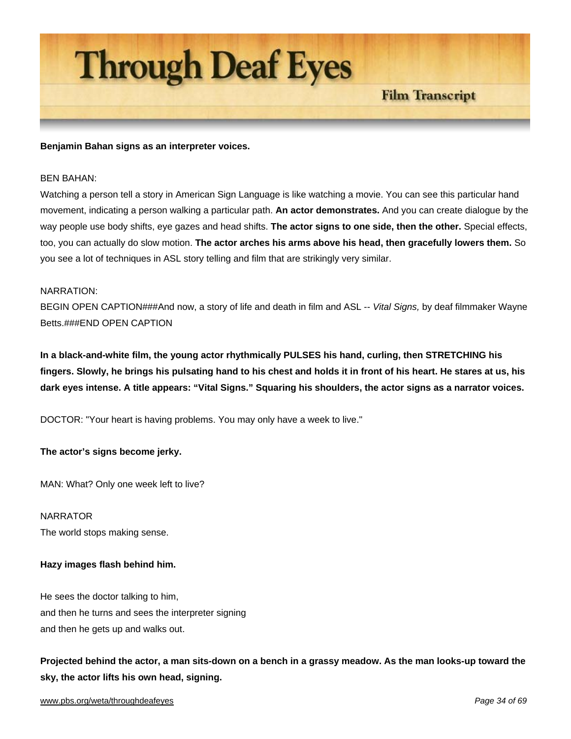**Benjamin Bahan signs as an interpreter voices.**

BEN BAHAN:
Watching a person tell a story in American Sign Language is like watching a movie. You can see this particular hand movement, indicating a person walking a particular path. **An actor demonstrates.** And you can create dialogue by the way people use body shifts, eye gazes and head shifts. **The actor signs to one side, then the other.** Special effects, too, you can actually do slow motion. **The actor arches his arms above his head, then gracefully lowers them.** So you see a lot of techniques in ASL story telling and film that are strikingly very similar.

NARRATION:
BEGIN OPEN CAPTION###And now, a story of life and death in film and ASL -- *Vital Signs,* by deaf filmmaker Wayne Betts.###END OPEN CAPTION

**In a black-and-white film, the young actor rhythmically PULSES his hand, curling, then STRETCHING his fingers. Slowly, he brings his pulsating hand to his chest and holds it in front of his heart. He stares at us, his dark eyes intense. A title appears: "Vital Signs." Squaring his shoulders, the actor signs as a narrator voices.**

DOCTOR: "Your heart is having problems. You may only have a week to live."

**The actor's signs become jerky.**

MAN: What? Only one week left to live?

NARRATOR
The world stops making sense.

**Hazy images flash behind him.**

He sees the doctor talking to him,
and then he turns and sees the interpreter signing
and then he gets up and walks out.

**Projected behind the actor, a man sits-down on a bench in a grassy meadow. As the man looks-up toward the sky, the actor lifts his own head, signing.**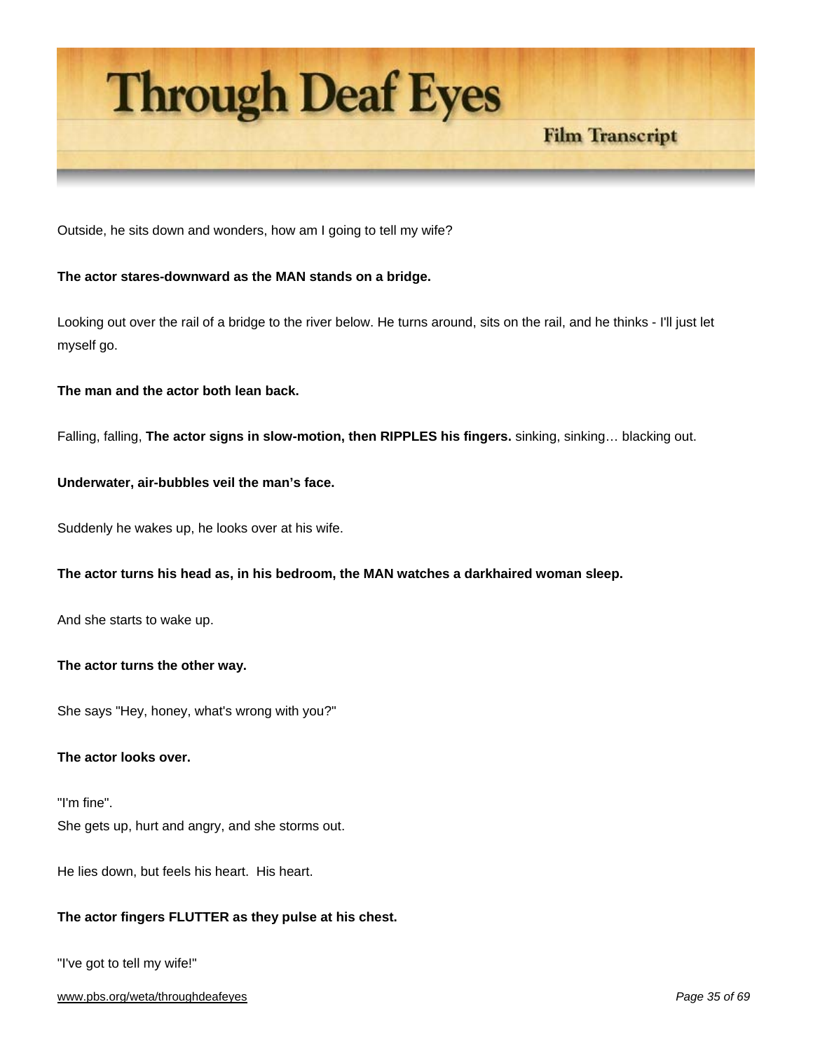Outside, he sits down and wonders, how am I going to tell my wife?

**The actor stares-downward as the MAN stands on a bridge.**

Looking out over the rail of a bridge to the river below. He turns around, sits on the rail, and he thinks - I'll just let myself go.

**The man and the actor both lean back.**

Falling, falling, **The actor signs in slow-motion, then RIPPLES his fingers.** sinking, sinking… blacking out.

**Underwater, air-bubbles veil the man's face.**

Suddenly he wakes up, he looks over at his wife.

**The actor turns his head as, in his bedroom, the MAN watches a darkhaired woman sleep.**

And she starts to wake up.

**The actor turns the other way.**

She says "Hey, honey, what's wrong with you?"

**The actor looks over.**

"I'm fine".
She gets up, hurt and angry, and she storms out.

He lies down, but feels his heart. His heart.

**The actor fingers FLUTTER as they pulse at his chest.**

"I've got to tell my wife!"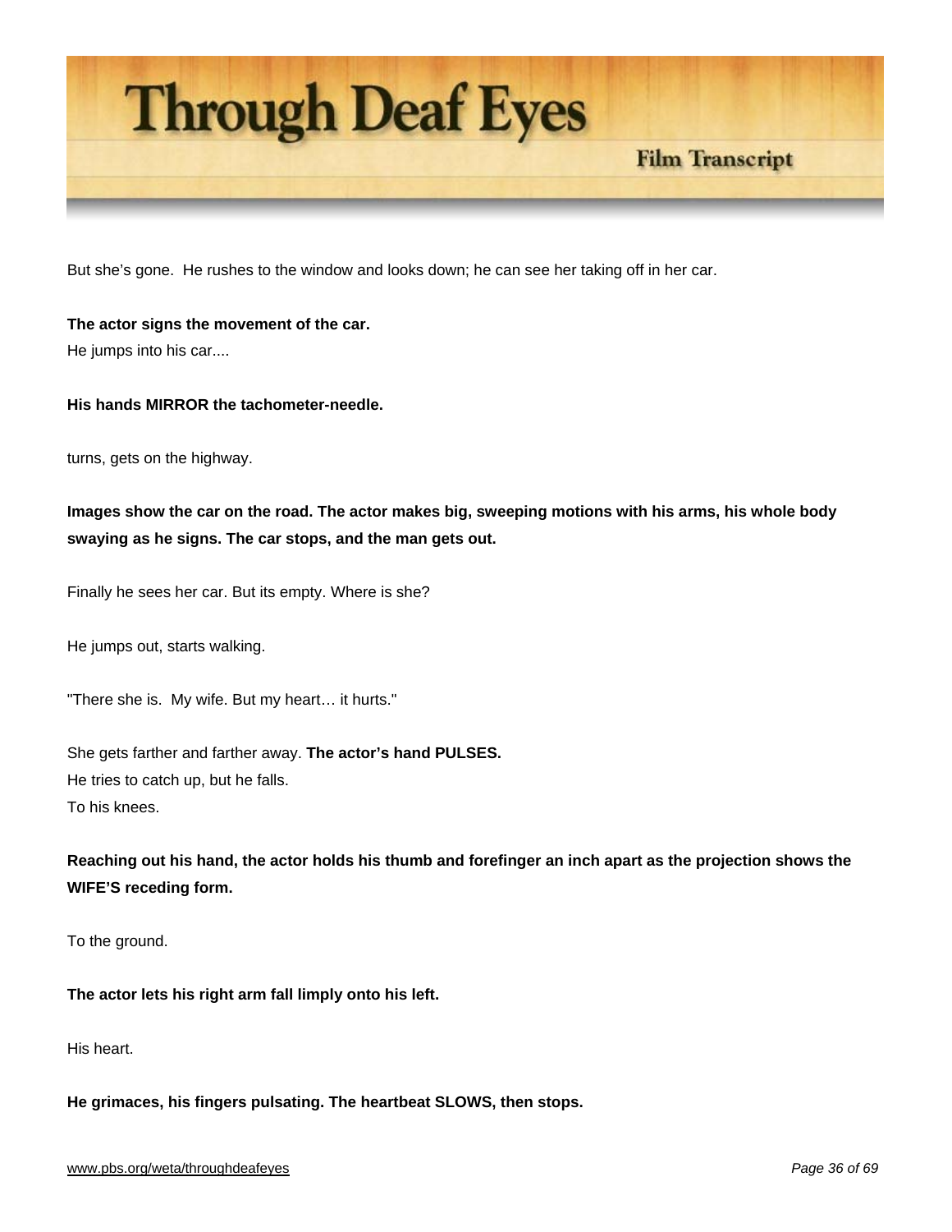But she's gone. He rushes to the window and looks down; he can see her taking off in her car.

**The actor signs the movement of the car.**
He jumps into his car....

**His hands MIRROR the tachometer-needle.**

turns, gets on the highway.

**Images show the car on the road. The actor makes big, sweeping motions with his arms, his whole body swaying as he signs. The car stops, and the man gets out.**

Finally he sees her car. But its empty. Where is she?

He jumps out, starts walking.

"There she is. My wife. But my heart… it hurts."

She gets farther and farther away. **The actor's hand PULSES.**
He tries to catch up, but he falls.
To his knees.

**Reaching out his hand, the actor holds his thumb and forefinger an inch apart as the projection shows the WIFE'S receding form.**

To the ground.

**The actor lets his right arm fall limply onto his left.**

His heart.

**He grimaces, his fingers pulsating. The heartbeat SLOWS, then stops.**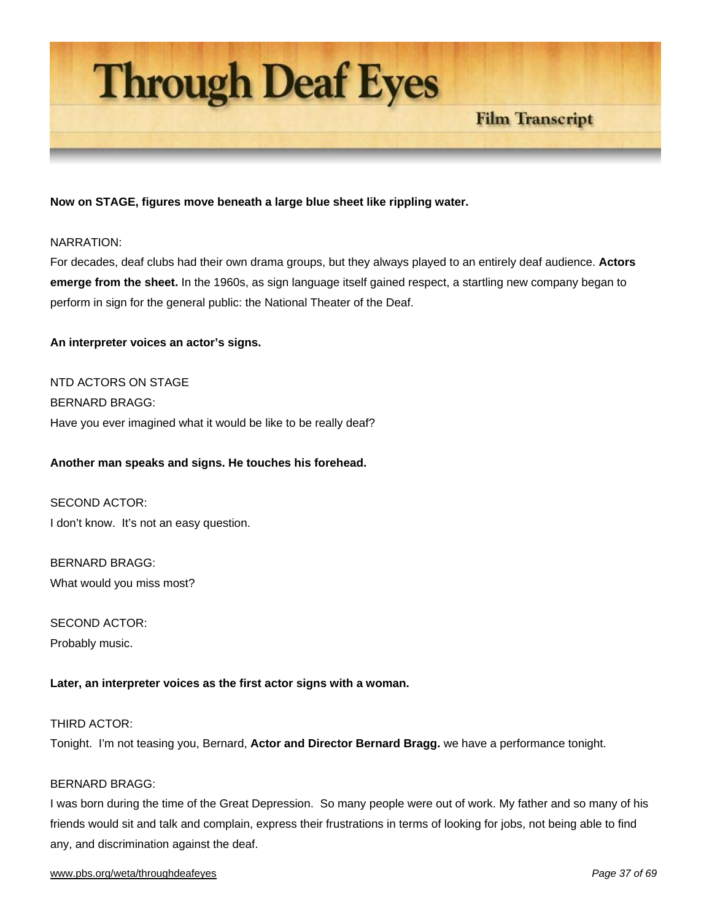**Now on STAGE, figures move beneath a large blue sheet like rippling water.**

NARRATION:
For decades, deaf clubs had their own drama groups, but they always played to an entirely deaf audience. **Actors emerge from the sheet.** In the 1960s, as sign language itself gained respect, a startling new company began to perform in sign for the general public: the National Theater of the Deaf.

**An interpreter voices an actor's signs.**

NTD ACTORS ON STAGE
BERNARD BRAGG:
Have you ever imagined what it would be like to be really deaf?

**Another man speaks and signs. He touches his forehead.**

SECOND ACTOR:
I don't know. It's not an easy question.

BERNARD BRAGG:
What would you miss most?

SECOND ACTOR:
Probably music.

**Later, an interpreter voices as the first actor signs with a woman.**

THIRD ACTOR:
Tonight. I'm not teasing you, Bernard, **Actor and Director Bernard Bragg.** we have a performance tonight.

BERNARD BRAGG:
I was born during the time of the Great Depression. So many people were out of work. My father and so many of his friends would sit and talk and complain, express their frustrations in terms of looking for jobs, not being able to find any, and discrimination against the deaf.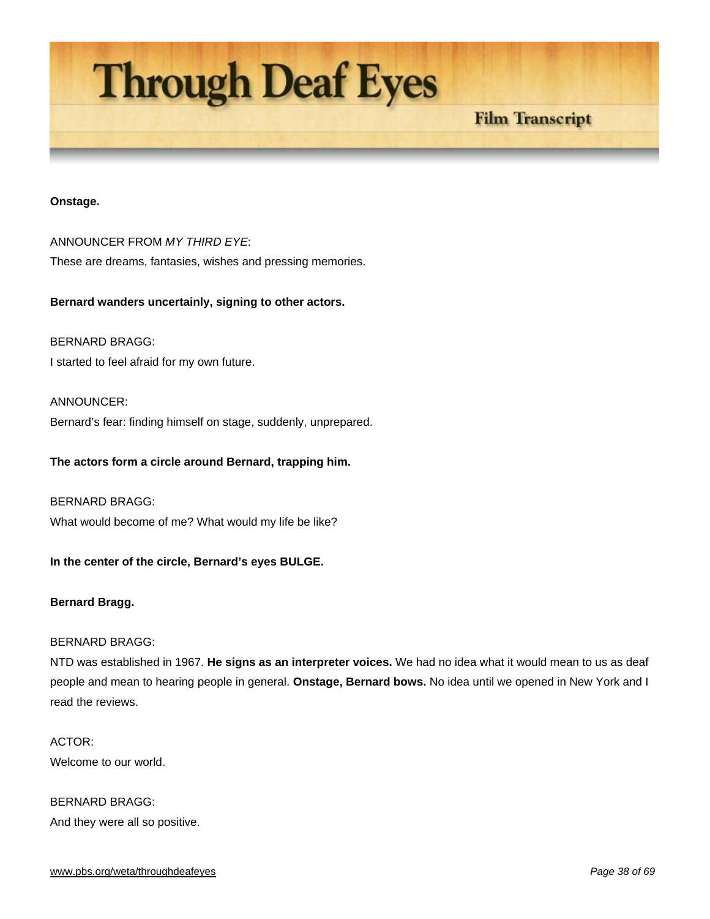**Onstage.**

ANNOUNCER FROM *MY THIRD EYE*:
These are dreams, fantasies, wishes and pressing memories.

**Bernard wanders uncertainly, signing to other actors.**

BERNARD BRAGG:
I started to feel afraid for my own future.

ANNOUNCER:
Bernard's fear: finding himself on stage, suddenly, unprepared.

**The actors form a circle around Bernard, trapping him.**

BERNARD BRAGG:
What would become of me? What would my life be like?

**In the center of the circle, Bernard's eyes BULGE.**

**Bernard Bragg.**

BERNARD BRAGG:
NTD was established in 1967. **He signs as an interpreter voices.** We had no idea what it would mean to us as deaf people and mean to hearing people in general. **Onstage, Bernard bows.** No idea until we opened in New York and I read the reviews.

ACTOR:
Welcome to our world.

BERNARD BRAGG:
And they were all so positive.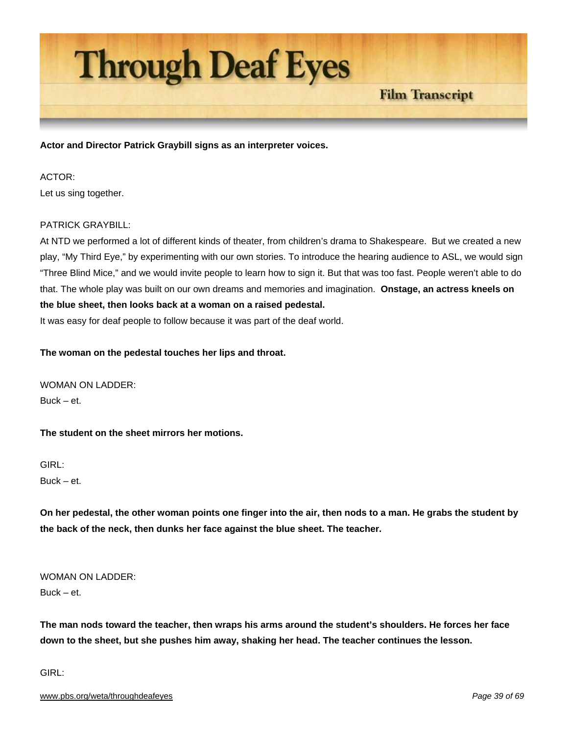**Actor and Director Patrick Graybill signs as an interpreter voices.**

ACTOR:
Let us sing together.

PATRICK GRAYBILL:
At NTD we performed a lot of different kinds of theater, from children's drama to Shakespeare. But we created a new play, "My Third Eye," by experimenting with our own stories. To introduce the hearing audience to ASL, we would sign "Three Blind Mice," and we would invite people to learn how to sign it. But that was too fast. People weren't able to do that. The whole play was built on our own dreams and memories and imagination. **Onstage, an actress kneels on the blue sheet, then looks back at a woman on a raised pedestal.**
It was easy for deaf people to follow because it was part of the deaf world.

**The woman on the pedestal touches her lips and throat.**

WOMAN ON LADDER:
Buck – et.

**The student on the sheet mirrors her motions.**

GIRL:
Buck – et.

**On her pedestal, the other woman points one finger into the air, then nods to a man. He grabs the student by the back of the neck, then dunks her face against the blue sheet. The teacher.**

WOMAN ON LADDER:
Buck – et.

**The man nods toward the teacher, then wraps his arms around the student's shoulders. He forces her face down to the sheet, but she pushes him away, shaking her head. The teacher continues the lesson.**

GIRL: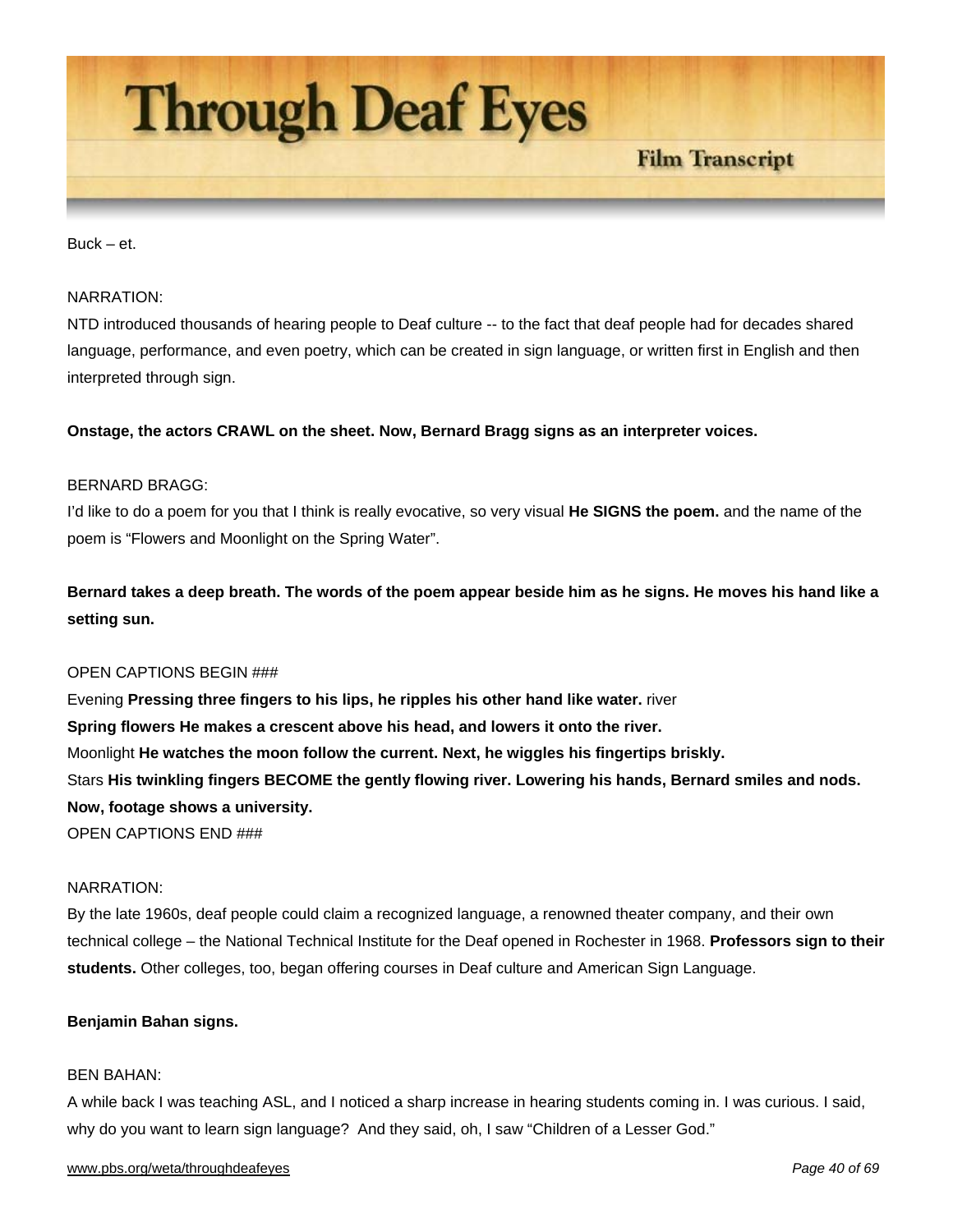Buck – et.

NARRATION:
NTD introduced thousands of hearing people to Deaf culture -- to the fact that deaf people had for decades shared language, performance, and even poetry, which can be created in sign language, or written first in English and then interpreted through sign.

**Onstage, the actors CRAWL on the sheet. Now, Bernard Bragg signs as an interpreter voices.**

BERNARD BRAGG:
I'd like to do a poem for you that I think is really evocative, so very visual **He SIGNS the poem.** and the name of the poem is "Flowers and Moonlight on the Spring Water".

**Bernard takes a deep breath. The words of the poem appear beside him as he signs. He moves his hand like a setting sun.**

OPEN CAPTIONS BEGIN ###
Evening **Pressing three fingers to his lips, he ripples his other hand like water.** river
**Spring flowers He makes a crescent above his head, and lowers it onto the river.**
Moonlight **He watches the moon follow the current. Next, he wiggles his fingertips briskly.**
Stars **His twinkling fingers BECOME the gently flowing river. Lowering his hands, Bernard smiles and nods. Now, footage shows a university.**
OPEN CAPTIONS END ###

NARRATION:
By the late 1960s, deaf people could claim a recognized language, a renowned theater company, and their own technical college – the National Technical Institute for the Deaf opened in Rochester in 1968. **Professors sign to their students.** Other colleges, too, began offering courses in Deaf culture and American Sign Language.

**Benjamin Bahan signs.**

BEN BAHAN:
A while back I was teaching ASL, and I noticed a sharp increase in hearing students coming in. I was curious. I said, why do you want to learn sign language? And they said, oh, I saw "Children of a Lesser God."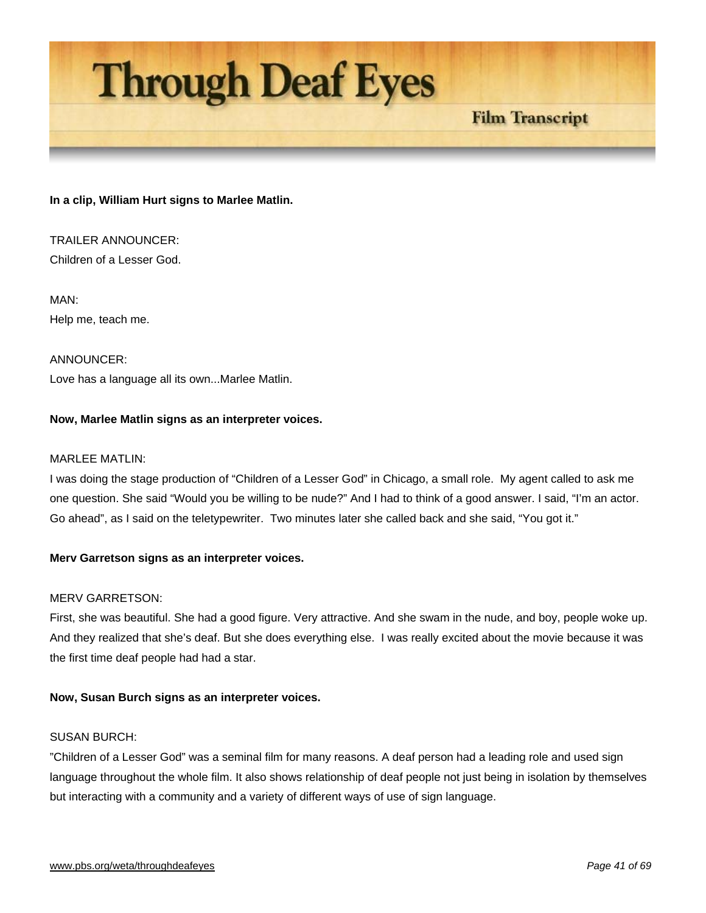**In a clip, William Hurt signs to Marlee Matlin.**

TRAILER ANNOUNCER:
Children of a Lesser God.

MAN:
Help me, teach me.

ANNOUNCER:
Love has a language all its own...Marlee Matlin.

**Now, Marlee Matlin signs as an interpreter voices.**

MARLEE MATLIN:
I was doing the stage production of “Children of a Lesser God” in Chicago, a small role. My agent called to ask me one question. She said “Would you be willing to be nude?” And I had to think of a good answer. I said, “I’m an actor. Go ahead”, as I said on the teletypewriter. Two minutes later she called back and she said, “You got it.”

**Merv Garretson signs as an interpreter voices.**

MERV GARRETSON:
First, she was beautiful. She had a good figure. Very attractive. And she swam in the nude, and boy, people woke up. And they realized that she’s deaf. But she does everything else. I was really excited about the movie because it was the first time deaf people had had a star.

**Now, Susan Burch signs as an interpreter voices.**

SUSAN BURCH:
”Children of a Lesser God” was a seminal film for many reasons. A deaf person had a leading role and used sign language throughout the whole film. It also shows relationship of deaf people not just being in isolation by themselves but interacting with a community and a variety of different ways of use of sign language.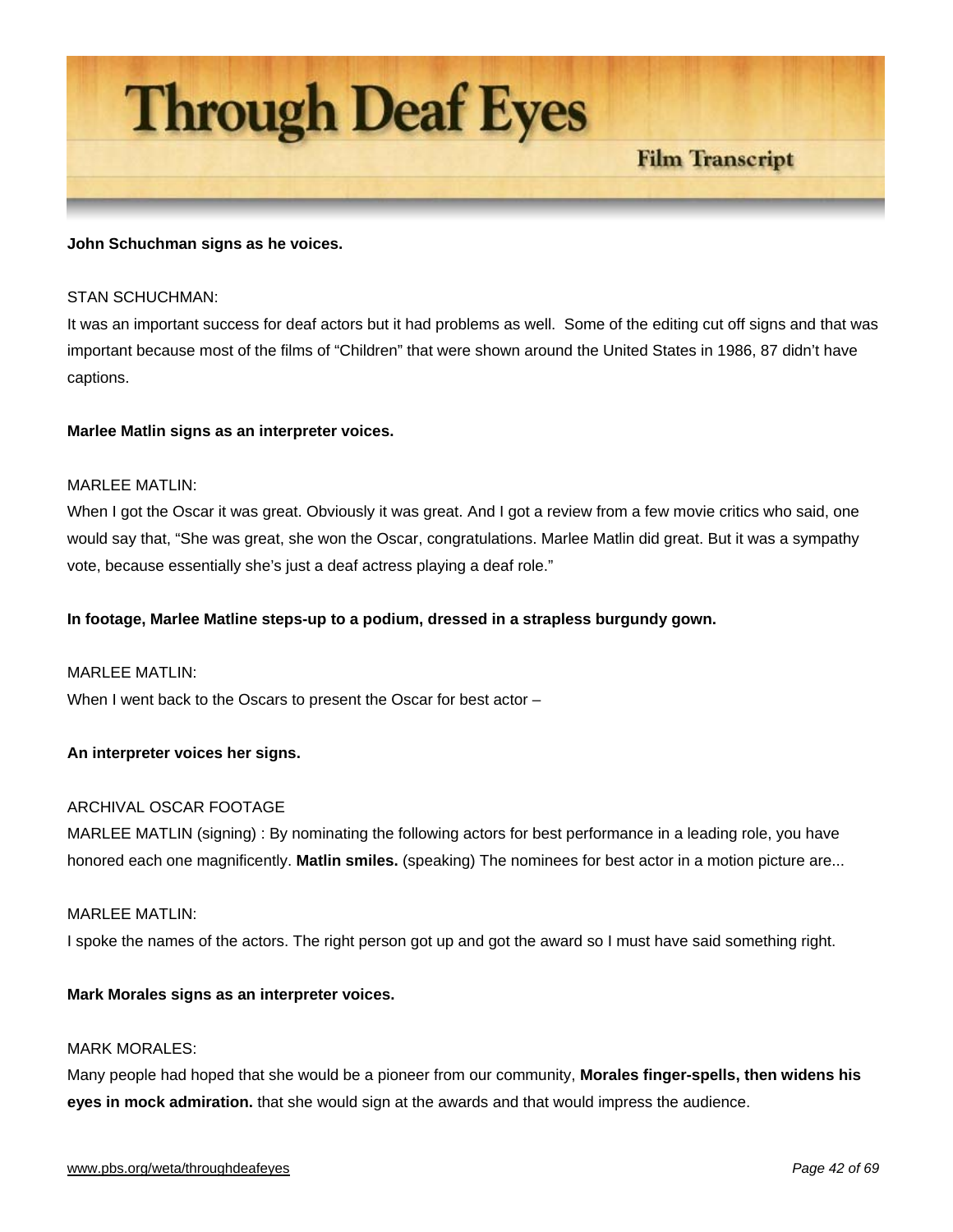**John Schuchman signs as he voices.**

STAN SCHUCHMAN:
It was an important success for deaf actors but it had problems as well. Some of the editing cut off signs and that was important because most of the films of "Children" that were shown around the United States in 1986, 87 didn't have captions.

**Marlee Matlin signs as an interpreter voices.**

MARLEE MATLIN:
When I got the Oscar it was great. Obviously it was great. And I got a review from a few movie critics who said, one would say that, "She was great, she won the Oscar, congratulations. Marlee Matlin did great. But it was a sympathy vote, because essentially she's just a deaf actress playing a deaf role."

**In footage, Marlee Matline steps-up to a podium, dressed in a strapless burgundy gown.**

MARLEE MATLIN:
When I went back to the Oscars to present the Oscar for best actor –

**An interpreter voices her signs.**

ARCHIVAL OSCAR FOOTAGE
MARLEE MATLIN (signing) : By nominating the following actors for best performance in a leading role, you have honored each one magnificently. **Matlin smiles.** (speaking) The nominees for best actor in a motion picture are...

MARLEE MATLIN:
I spoke the names of the actors. The right person got up and got the award so I must have said something right.

**Mark Morales signs as an interpreter voices.**

MARK MORALES:
Many people had hoped that she would be a pioneer from our community, **Morales finger-spells, then widens his eyes in mock admiration.** that she would sign at the awards and that would impress the audience.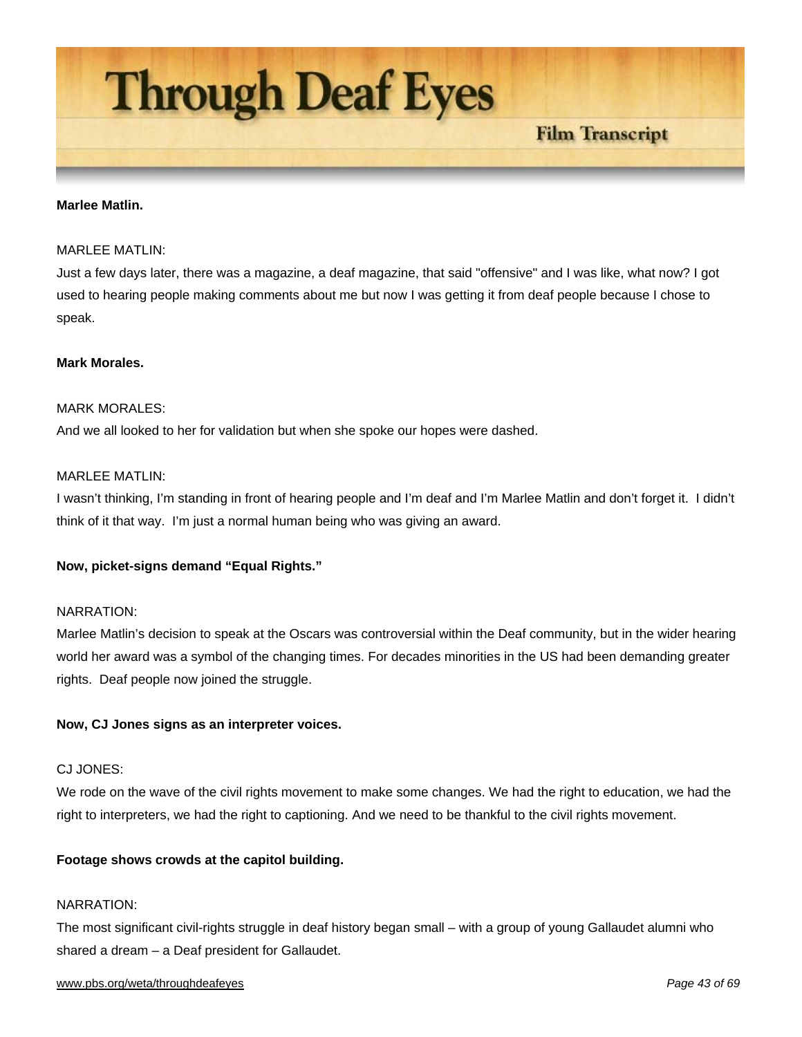**Marlee Matlin.**

MARLEE MATLIN:
Just a few days later, there was a magazine, a deaf magazine, that said "offensive" and I was like, what now? I got used to hearing people making comments about me but now I was getting it from deaf people because I chose to speak.

**Mark Morales.**

MARK MORALES:
And we all looked to her for validation but when she spoke our hopes were dashed.

MARLEE MATLIN:
I wasn't thinking, I'm standing in front of hearing people and I'm deaf and I'm Marlee Matlin and don't forget it. I didn't think of it that way. I'm just a normal human being who was giving an award.

**Now, picket-signs demand "Equal Rights."**

NARRATION:
Marlee Matlin's decision to speak at the Oscars was controversial within the Deaf community, but in the wider hearing world her award was a symbol of the changing times. For decades minorities in the US had been demanding greater rights. Deaf people now joined the struggle.

**Now, CJ Jones signs as an interpreter voices.**

CJ JONES:
We rode on the wave of the civil rights movement to make some changes. We had the right to education, we had the right to interpreters, we had the right to captioning. And we need to be thankful to the civil rights movement.

**Footage shows crowds at the capitol building.**

NARRATION:
The most significant civil-rights struggle in deaf history began small – with a group of young Gallaudet alumni who shared a dream – a Deaf president for Gallaudet.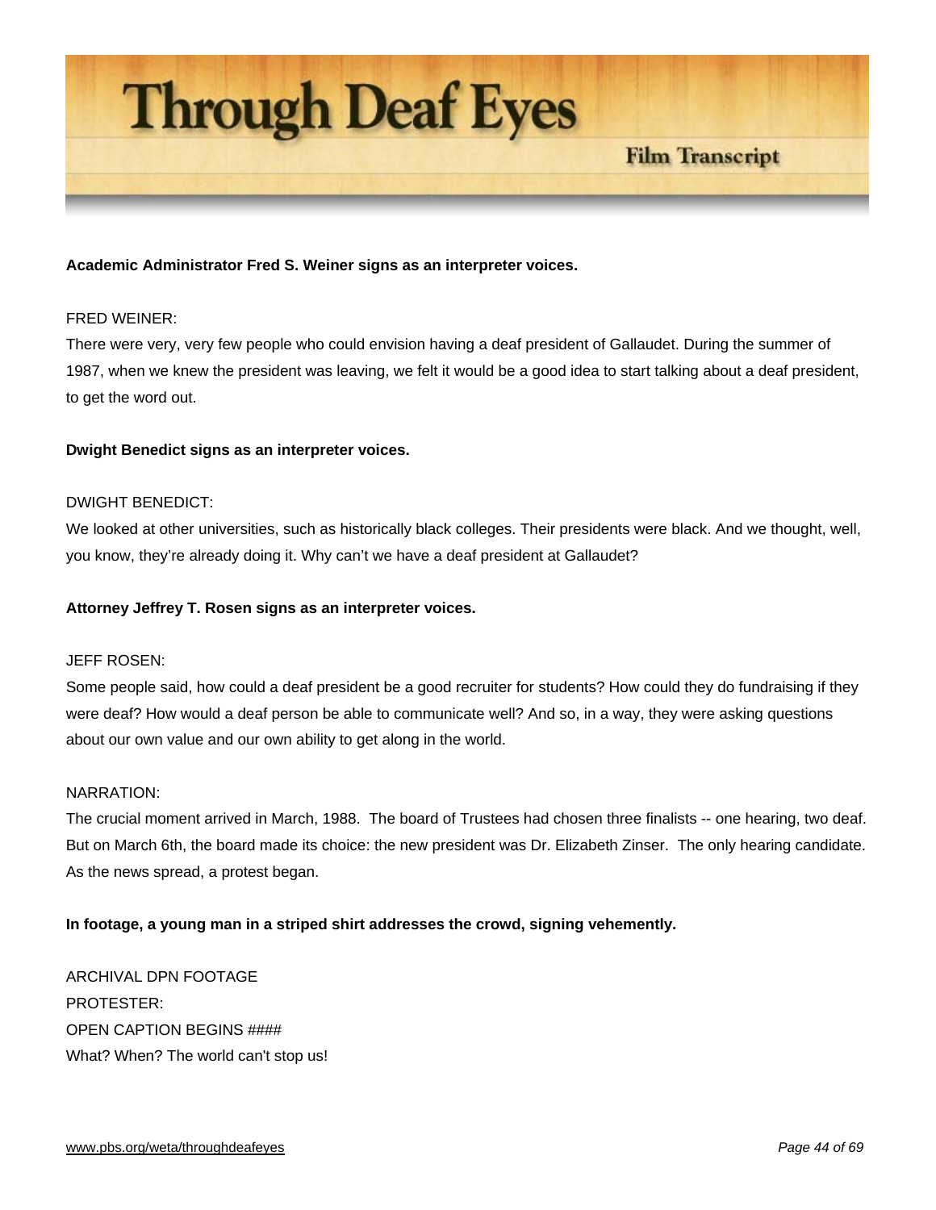**Academic Administrator Fred S. Weiner signs as an interpreter voices.**

FRED WEINER:
There were very, very few people who could envision having a deaf president of Gallaudet. During the summer of 1987, when we knew the president was leaving, we felt it would be a good idea to start talking about a deaf president, to get the word out.

**Dwight Benedict signs as an interpreter voices.**

DWIGHT BENEDICT:
We looked at other universities, such as historically black colleges. Their presidents were black. And we thought, well, you know, they're already doing it. Why can't we have a deaf president at Gallaudet?

**Attorney Jeffrey T. Rosen signs as an interpreter voices.**

JEFF ROSEN:
Some people said, how could a deaf president be a good recruiter for students? How could they do fundraising if they were deaf? How would a deaf person be able to communicate well? And so, in a way, they were asking questions about our own value and our own ability to get along in the world.

NARRATION:
The crucial moment arrived in March, 1988. The board of Trustees had chosen three finalists -- one hearing, two deaf. But on March 6th, the board made its choice: the new president was Dr. Elizabeth Zinser. The only hearing candidate. As the news spread, a protest began.

**In footage, a young man in a striped shirt addresses the crowd, signing vehemently.**

ARCHIVAL DPN FOOTAGE
PROTESTER:
OPEN CAPTION BEGINS ####
What? When? The world can't stop us!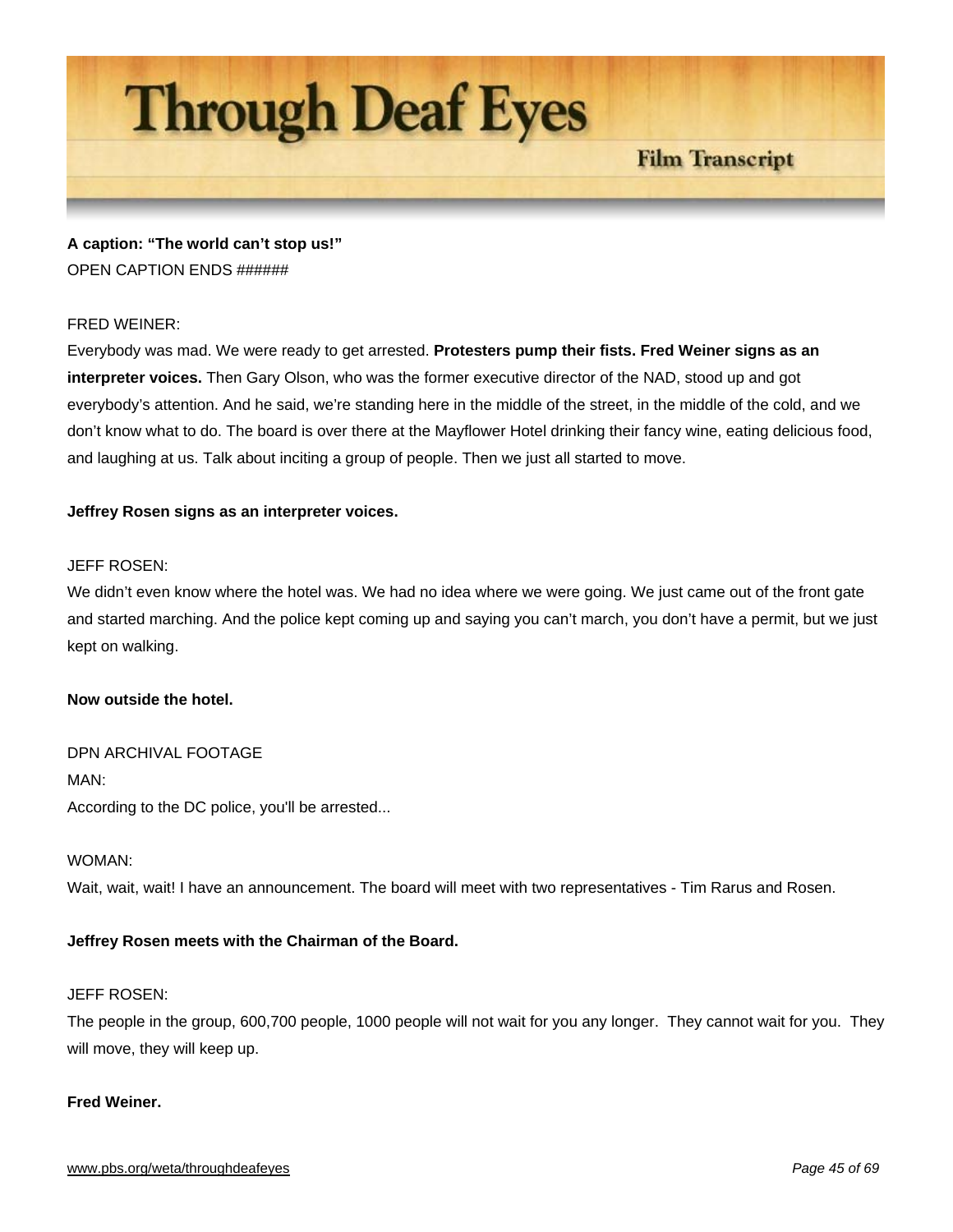**A caption: “The world can’t stop us!”**
OPEN CAPTION ENDS ######

FRED WEINER:
Everybody was mad. We were ready to get arrested. **Protesters pump their fists. Fred Weiner signs as an interpreter voices.** Then Gary Olson, who was the former executive director of the NAD, stood up and got everybody’s attention. And he said, we’re standing here in the middle of the street, in the middle of the cold, and we don’t know what to do. The board is over there at the Mayflower Hotel drinking their fancy wine, eating delicious food, and laughing at us. Talk about inciting a group of people. Then we just all started to move.

**Jeffrey Rosen signs as an interpreter voices.**

JEFF ROSEN:
We didn’t even know where the hotel was. We had no idea where we were going. We just came out of the front gate and started marching. And the police kept coming up and saying you can’t march, you don’t have a permit, but we just kept on walking.

**Now outside the hotel.**

DPN ARCHIVAL FOOTAGE
MAN:
According to the DC police, you'll be arrested...

WOMAN:
Wait, wait, wait! I have an announcement. The board will meet with two representatives - Tim Rarus and Rosen.

**Jeffrey Rosen meets with the Chairman of the Board.**

JEFF ROSEN:
The people in the group, 600,700 people, 1000 people will not wait for you any longer. They cannot wait for you. They will move, they will keep up.

**Fred Weiner.**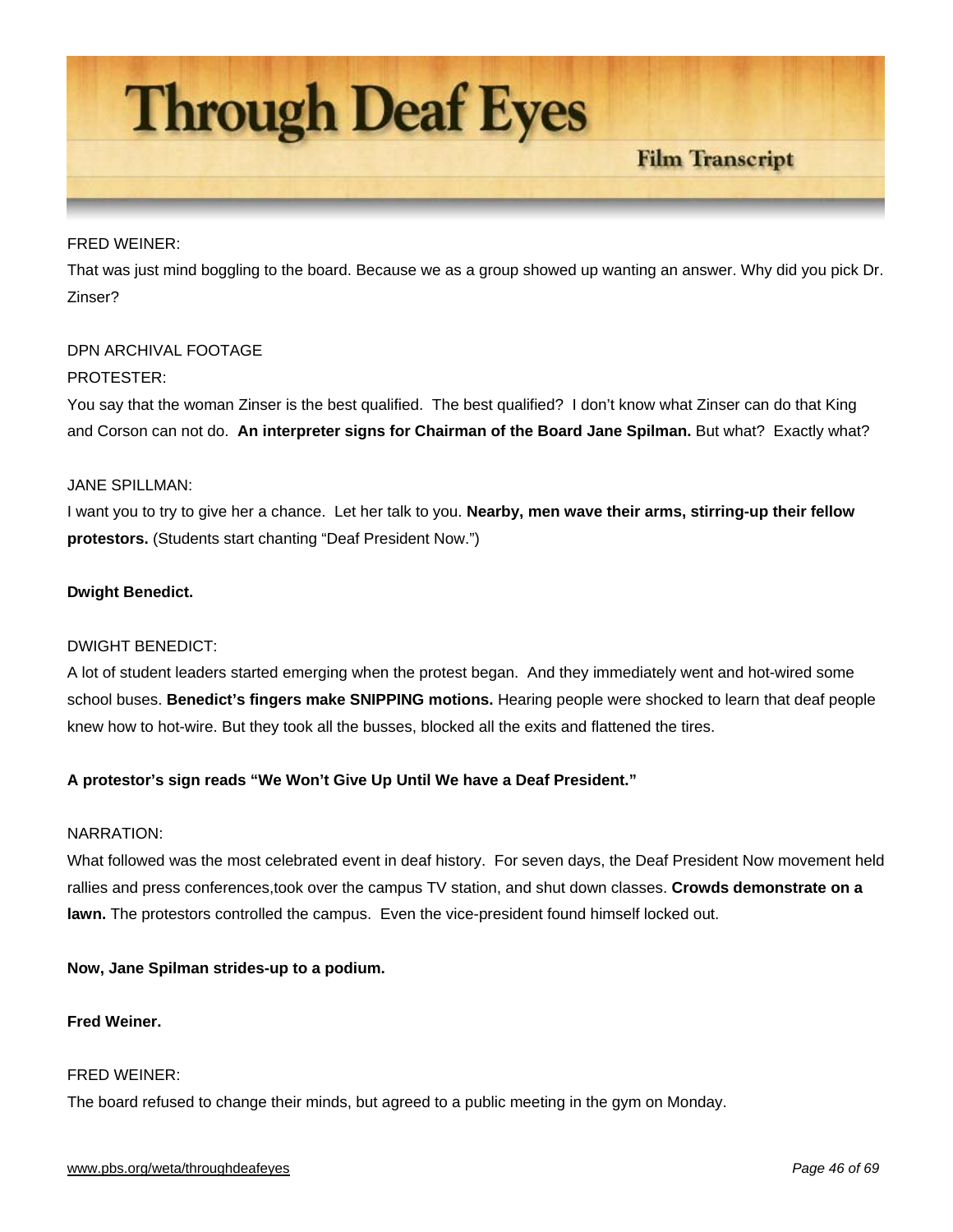FRED WEINER:

That was just mind boggling to the board. Because we as a group showed up wanting an answer. Why did you pick Dr. Zinser?

DPN ARCHIVAL FOOTAGE

PROTESTER:

You say that the woman Zinser is the best qualified. The best qualified? I don't know what Zinser can do that King and Corson can not do. **An interpreter signs for Chairman of the Board Jane Spilman.** But what? Exactly what?

JANE SPILLMAN:

I want you to try to give her a chance. Let her talk to you. **Nearby, men wave their arms, stirring-up their fellow protestors.** (Students start chanting "Deaf President Now.")

**Dwight Benedict.**

DWIGHT BENEDICT:

A lot of student leaders started emerging when the protest began. And they immediately went and hot-wired some school buses. **Benedict's fingers make SNIPPING motions.** Hearing people were shocked to learn that deaf people knew how to hot-wire. But they took all the busses, blocked all the exits and flattened the tires.

**A protestor's sign reads "We Won't Give Up Until We have a Deaf President."**

NARRATION:

What followed was the most celebrated event in deaf history. For seven days, the Deaf President Now movement held rallies and press conferences,took over the campus TV station, and shut down classes. **Crowds demonstrate on a lawn.** The protestors controlled the campus. Even the vice-president found himself locked out.

**Now, Jane Spilman strides-up to a podium.**

**Fred Weiner.**

FRED WEINER:

The board refused to change their minds, but agreed to a public meeting in the gym on Monday.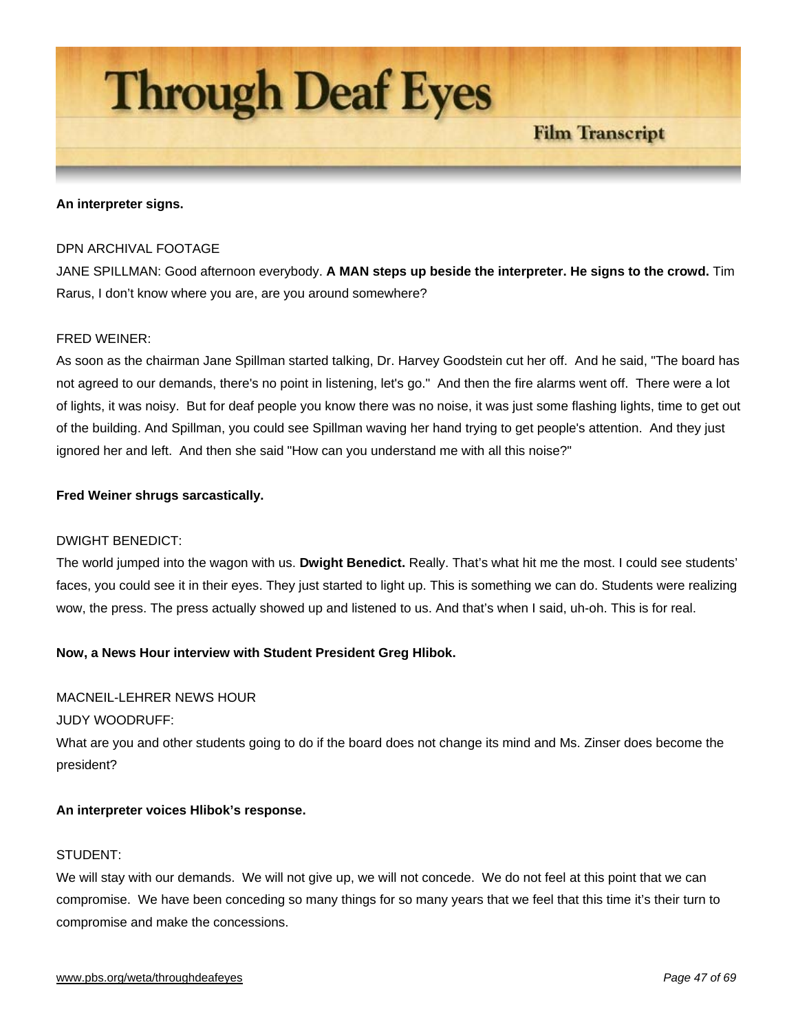**An interpreter signs.**

DPN ARCHIVAL FOOTAGE

JANE SPILLMAN: Good afternoon everybody. **A MAN steps up beside the interpreter. He signs to the crowd.** Tim Rarus, I don't know where you are, are you around somewhere?

FRED WEINER:

As soon as the chairman Jane Spillman started talking, Dr. Harvey Goodstein cut her off. And he said, "The board has not agreed to our demands, there's no point in listening, let's go." And then the fire alarms went off. There were a lot of lights, it was noisy. But for deaf people you know there was no noise, it was just some flashing lights, time to get out of the building. And Spillman, you could see Spillman waving her hand trying to get people's attention. And they just ignored her and left. And then she said "How can you understand me with all this noise?"

**Fred Weiner shrugs sarcastically.**

DWIGHT BENEDICT:

The world jumped into the wagon with us. **Dwight Benedict.** Really. That's what hit me the most. I could see students' faces, you could see it in their eyes. They just started to light up. This is something we can do. Students were realizing wow, the press. The press actually showed up and listened to us. And that's when I said, uh-oh. This is for real.

**Now, a News Hour interview with Student President Greg Hlibok.**

MACNEIL-LEHRER NEWS HOUR

JUDY WOODRUFF:

What are you and other students going to do if the board does not change its mind and Ms. Zinser does become the president?

**An interpreter voices Hlibok's response.**

STUDENT:

We will stay with our demands. We will not give up, we will not concede. We do not feel at this point that we can compromise. We have been conceding so many things for so many years that we feel that this time it's their turn to compromise and make the concessions.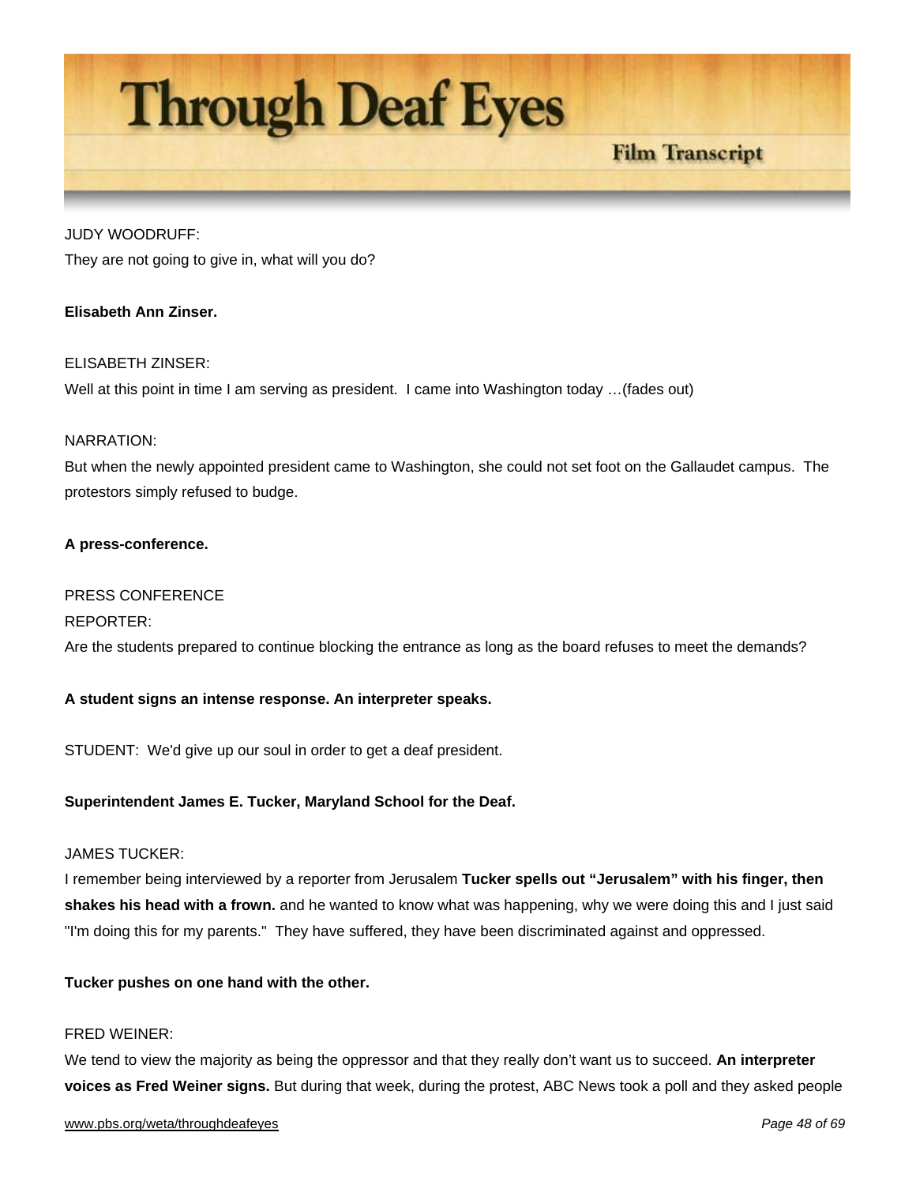JUDY WOODRUFF:
They are not going to give in, what will you do?

**Elisabeth Ann Zinser.**

ELISABETH ZINSER:
Well at this point in time I am serving as president. I came into Washington today …(fades out)

NARRATION:
But when the newly appointed president came to Washington, she could not set foot on the Gallaudet campus. The protestors simply refused to budge.

**A press-conference.**

PRESS CONFERENCE
REPORTER:
Are the students prepared to continue blocking the entrance as long as the board refuses to meet the demands?

**A student signs an intense response. An interpreter speaks.**

STUDENT: We'd give up our soul in order to get a deaf president.

**Superintendent James E. Tucker, Maryland School for the Deaf.**

JAMES TUCKER:
I remember being interviewed by a reporter from Jerusalem **Tucker spells out "Jerusalem" with his finger, then shakes his head with a frown.** and he wanted to know what was happening, why we were doing this and I just said "I'm doing this for my parents." They have suffered, they have been discriminated against and oppressed.

**Tucker pushes on one hand with the other.**

FRED WEINER:
We tend to view the majority as being the oppressor and that they really don't want us to succeed. **An interpreter voices as Fred Weiner signs.** But during that week, during the protest, ABC News took a poll and they asked people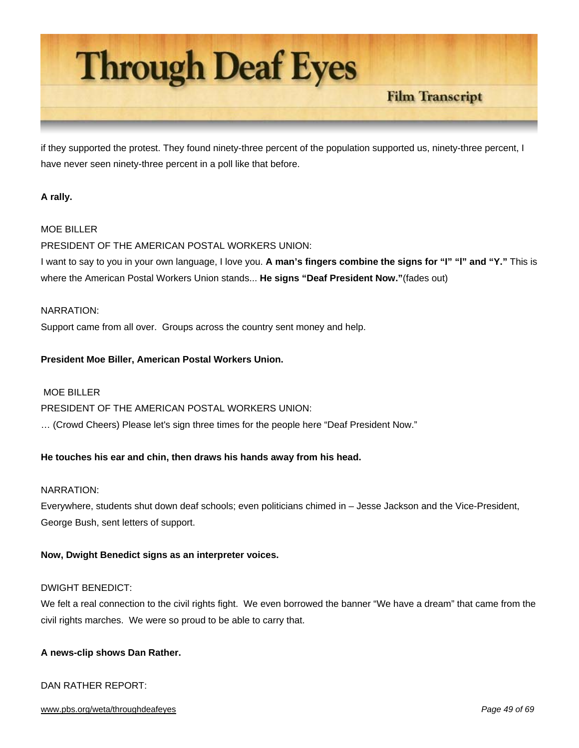if they supported the protest. They found ninety-three percent of the population supported us, ninety-three percent, I have never seen ninety-three percent in a poll like that before.

**A rally.**

MOE BILLER

PRESIDENT OF THE AMERICAN POSTAL WORKERS UNION:

I want to say to you in your own language, I love you. **A man's fingers combine the signs for "I" "I" and "Y."** This is where the American Postal Workers Union stands... **He signs "Deaf President Now."**(fades out)

NARRATION:

Support came from all over. Groups across the country sent money and help.

**President Moe Biller, American Postal Workers Union.**

MOE BILLER

PRESIDENT OF THE AMERICAN POSTAL WORKERS UNION:

… (Crowd Cheers) Please let's sign three times for the people here "Deaf President Now."

**He touches his ear and chin, then draws his hands away from his head.**

NARRATION:

Everywhere, students shut down deaf schools; even politicians chimed in – Jesse Jackson and the Vice-President, George Bush, sent letters of support.

**Now, Dwight Benedict signs as an interpreter voices.**

DWIGHT BENEDICT:

We felt a real connection to the civil rights fight. We even borrowed the banner "We have a dream" that came from the civil rights marches. We were so proud to be able to carry that.

**A news-clip shows Dan Rather.**

DAN RATHER REPORT: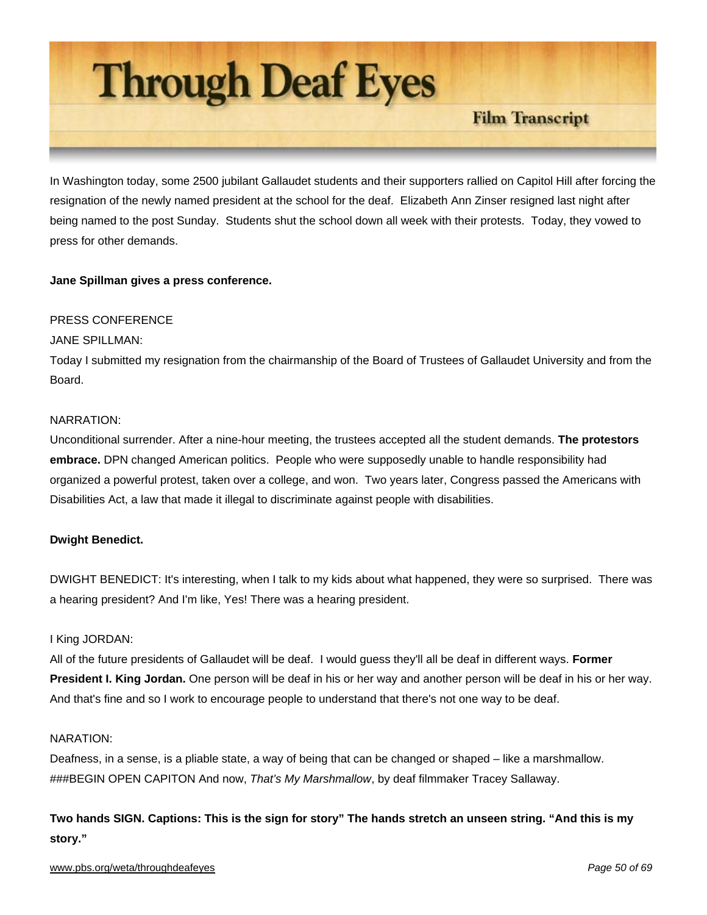In Washington today, some 2500 jubilant Gallaudet students and their supporters rallied on Capitol Hill after forcing the resignation of the newly named president at the school for the deaf. Elizabeth Ann Zinser resigned last night after being named to the post Sunday. Students shut the school down all week with their protests. Today, they vowed to press for other demands.

**Jane Spillman gives a press conference.**

PRESS CONFERENCE

JANE SPILLMAN:

Today I submitted my resignation from the chairmanship of the Board of Trustees of Gallaudet University and from the Board.

NARRATION:

Unconditional surrender. After a nine-hour meeting, the trustees accepted all the student demands. **The protestors embrace.** DPN changed American politics. People who were supposedly unable to handle responsibility had organized a powerful protest, taken over a college, and won. Two years later, Congress passed the Americans with Disabilities Act, a law that made it illegal to discriminate against people with disabilities.

**Dwight Benedict.**

DWIGHT BENEDICT: It's interesting, when I talk to my kids about what happened, they were so surprised. There was a hearing president? And I'm like, Yes! There was a hearing president.

I King JORDAN:

All of the future presidents of Gallaudet will be deaf. I would guess they'll all be deaf in different ways. **Former President I. King Jordan.** One person will be deaf in his or her way and another person will be deaf in his or her way. And that's fine and so I work to encourage people to understand that there's not one way to be deaf.

NARATION:

Deafness, in a sense, is a pliable state, a way of being that can be changed or shaped – like a marshmallow. ###BEGIN OPEN CAPITON And now, *That's My Marshmallow*, by deaf filmmaker Tracey Sallaway.

**Two hands SIGN. Captions: This is the sign for story" The hands stretch an unseen string. "And this is my story."**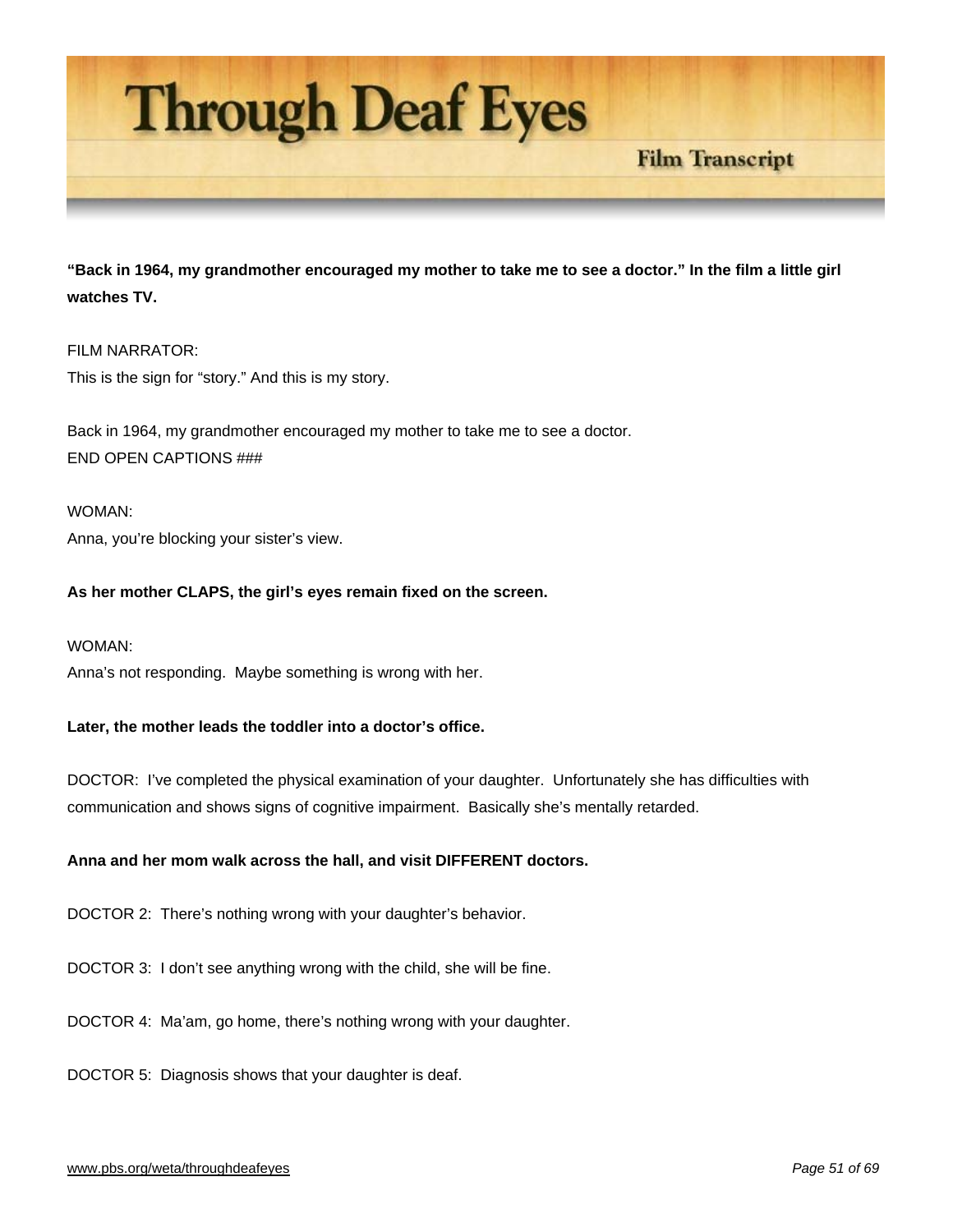**"Back in 1964, my grandmother encouraged my mother to take me to see a doctor." In the film a little girl watches TV.**

FILM NARRATOR:
This is the sign for "story." And this is my story.

Back in 1964, my grandmother encouraged my mother to take me to see a doctor.
END OPEN CAPTIONS ###

WOMAN:
Anna, you're blocking your sister's view.

**As her mother CLAPS, the girl's eyes remain fixed on the screen.**

WOMAN:
Anna's not responding. Maybe something is wrong with her.

**Later, the mother leads the toddler into a doctor's office.**

DOCTOR: I've completed the physical examination of your daughter. Unfortunately she has difficulties with communication and shows signs of cognitive impairment. Basically she's mentally retarded.

**Anna and her mom walk across the hall, and visit DIFFERENT doctors.**

DOCTOR 2: There's nothing wrong with your daughter's behavior.

DOCTOR 3: I don't see anything wrong with the child, she will be fine.

DOCTOR 4: Ma'am, go home, there's nothing wrong with your daughter.

DOCTOR 5: Diagnosis shows that your daughter is deaf.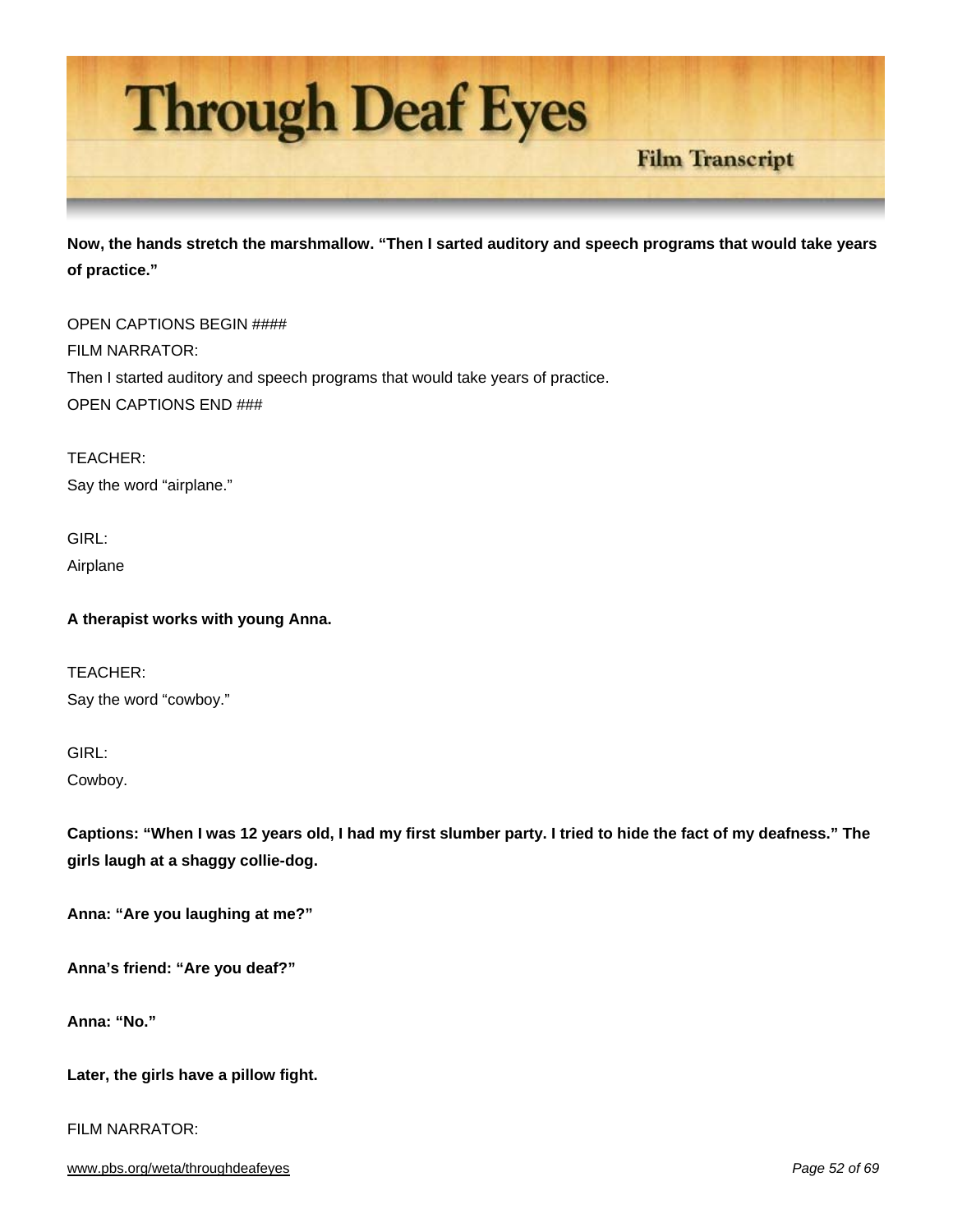**Now, the hands stretch the marshmallow. "Then I sarted auditory and speech programs that would take years of practice."**

OPEN CAPTIONS BEGIN ####
FILM NARRATOR:
Then I started auditory and speech programs that would take years of practice.
OPEN CAPTIONS END ###

TEACHER:
Say the word "airplane."

GIRL:
Airplane

**A therapist works with young Anna.**

TEACHER:
Say the word "cowboy."

GIRL:
Cowboy.

**Captions: "When I was 12 years old, I had my first slumber party. I tried to hide the fact of my deafness." The girls laugh at a shaggy collie-dog.**

**Anna: "Are you laughing at me?"**

**Anna's friend: "Are you deaf?"**

**Anna: "No."**

**Later, the girls have a pillow fight.**

FILM NARRATOR: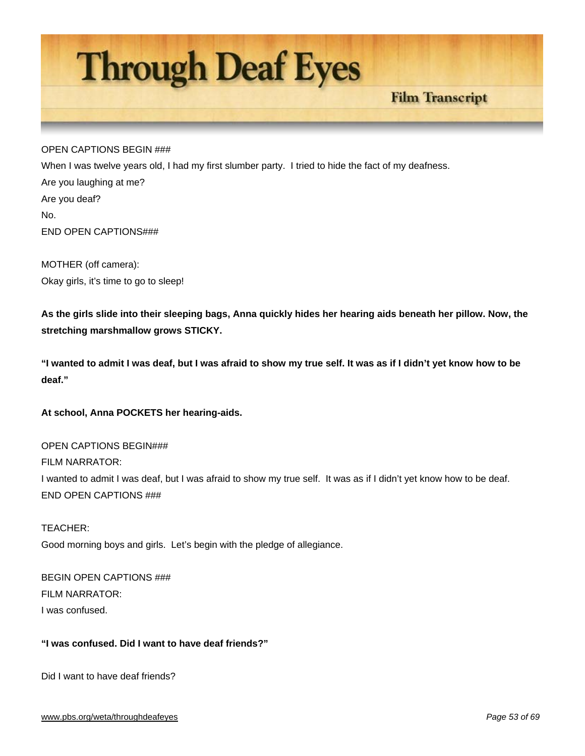OPEN CAPTIONS BEGIN ###

When I was twelve years old, I had my first slumber party. I tried to hide the fact of my deafness.

Are you laughing at me?

Are you deaf?

No.

END OPEN CAPTIONS###

MOTHER (off camera):

Okay girls, it's time to go to sleep!

**As the girls slide into their sleeping bags, Anna quickly hides her hearing aids beneath her pillow. Now, the stretching marshmallow grows STICKY.**

**"I wanted to admit I was deaf, but I was afraid to show my true self. It was as if I didn't yet know how to be deaf."**

**At school, Anna POCKETS her hearing-aids.**

OPEN CAPTIONS BEGIN###

FILM NARRATOR:

I wanted to admit I was deaf, but I was afraid to show my true self. It was as if I didn't yet know how to be deaf.

END OPEN CAPTIONS ###

TEACHER:

Good morning boys and girls. Let's begin with the pledge of allegiance.

BEGIN OPEN CAPTIONS ###

FILM NARRATOR:

I was confused.

**"I was confused. Did I want to have deaf friends?"**

Did I want to have deaf friends?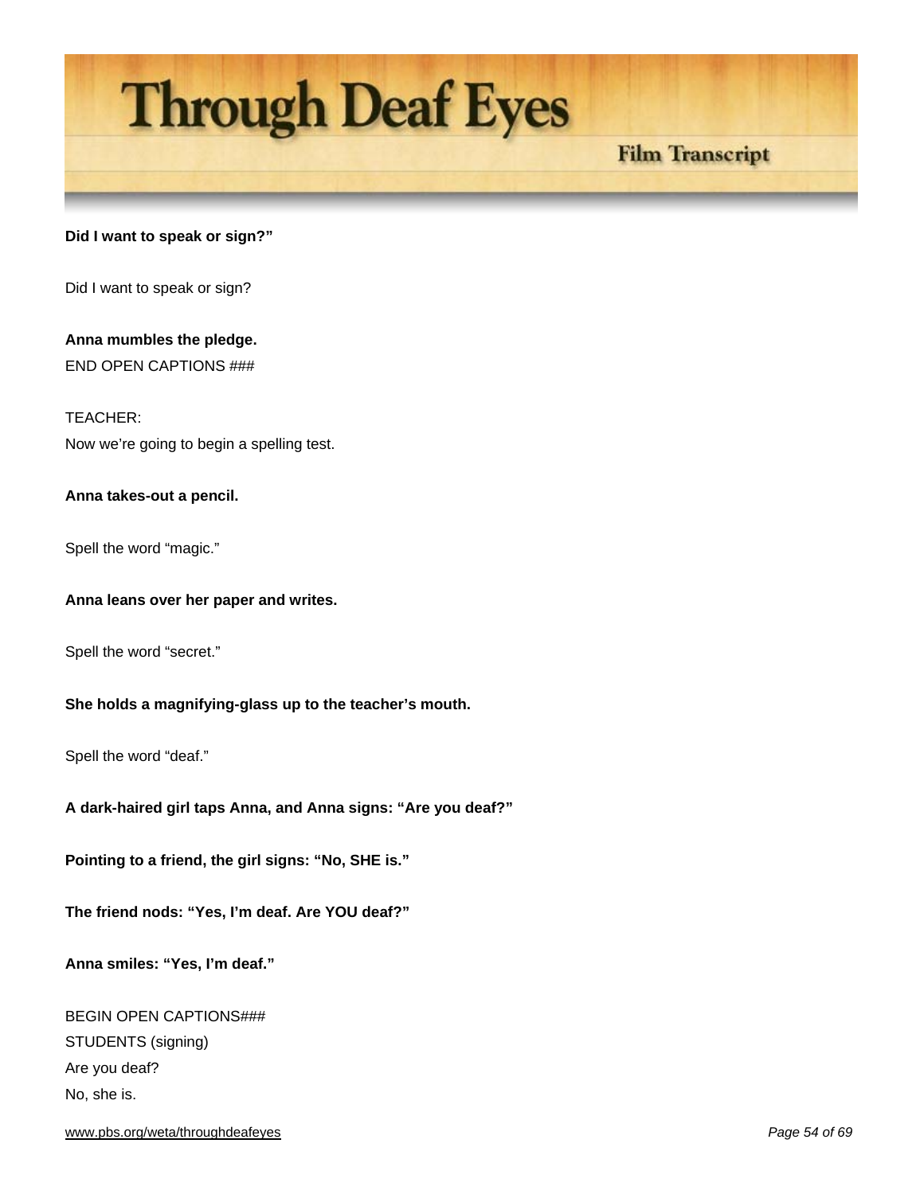**Did I want to speak or sign?"**

Did I want to speak or sign?

**Anna mumbles the pledge.**

END OPEN CAPTIONS ###

TEACHER:

Now we're going to begin a spelling test.

**Anna takes-out a pencil.**

Spell the word "magic."

**Anna leans over her paper and writes.**

Spell the word "secret."

**She holds a magnifying-glass up to the teacher's mouth.**

Spell the word "deaf."

**A dark-haired girl taps Anna, and Anna signs: "Are you deaf?"**

**Pointing to a friend, the girl signs: "No, SHE is."**

**The friend nods: "Yes, I'm deaf. Are YOU deaf?"**

**Anna smiles: "Yes, I'm deaf."**

BEGIN OPEN CAPTIONS###

STUDENTS (signing)

Are you deaf?

No, she is.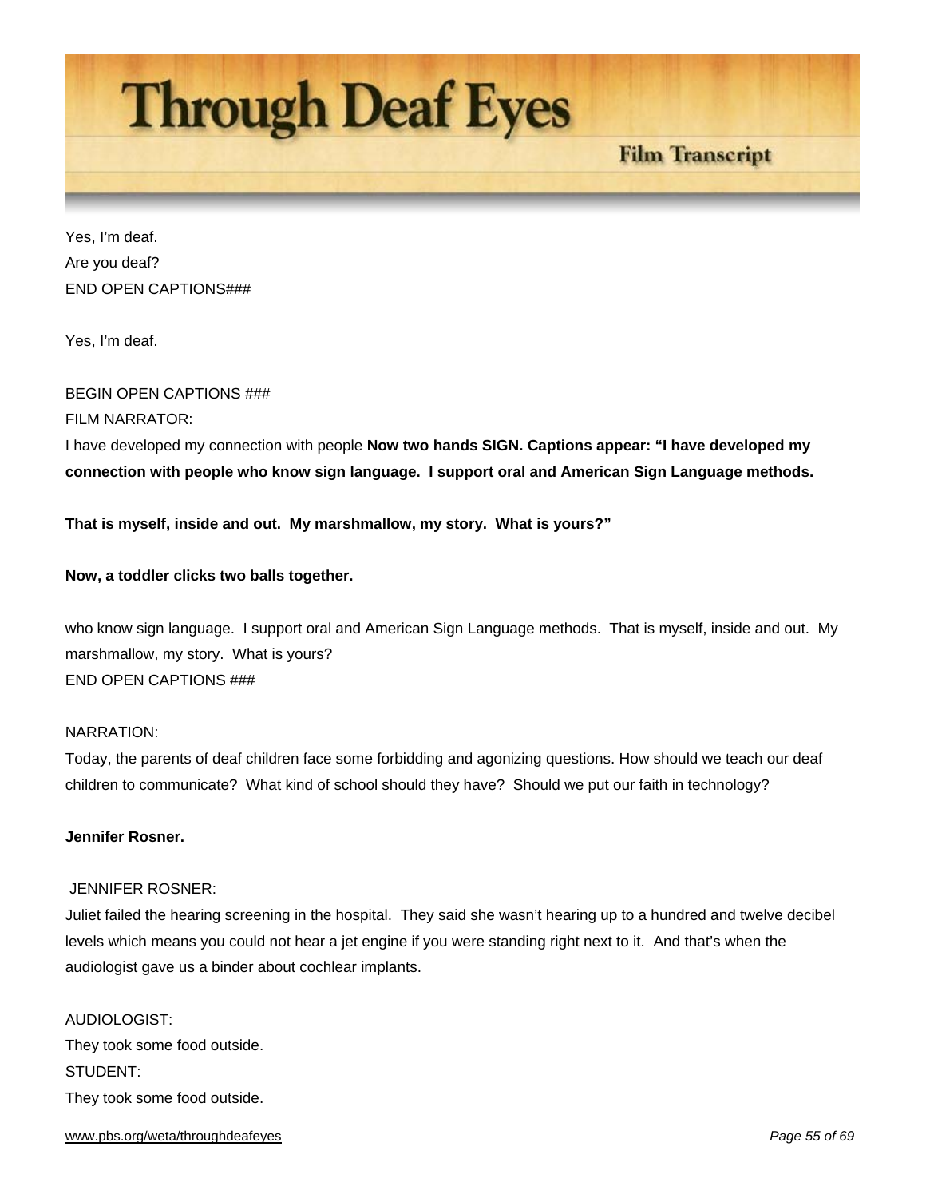Yes, I'm deaf.

Are you deaf?

END OPEN CAPTIONS###

Yes, I'm deaf.

BEGIN OPEN CAPTIONS ###

FILM NARRATOR:

I have developed my connection with people **Now two hands SIGN. Captions appear: "I have developed my connection with people who know sign language. I support oral and American Sign Language methods.**

**That is myself, inside and out. My marshmallow, my story. What is yours?"**

**Now, a toddler clicks two balls together.**

who know sign language. I support oral and American Sign Language methods. That is myself, inside and out. My marshmallow, my story. What is yours?

END OPEN CAPTIONS ###

NARRATION:

Today, the parents of deaf children face some forbidding and agonizing questions. How should we teach our deaf children to communicate? What kind of school should they have? Should we put our faith in technology?

**Jennifer Rosner.**

JENNIFER ROSNER:

Juliet failed the hearing screening in the hospital. They said she wasn't hearing up to a hundred and twelve decibel levels which means you could not hear a jet engine if you were standing right next to it. And that's when the audiologist gave us a binder about cochlear implants.

AUDIOLOGIST:

They took some food outside.

STUDENT:

They took some food outside.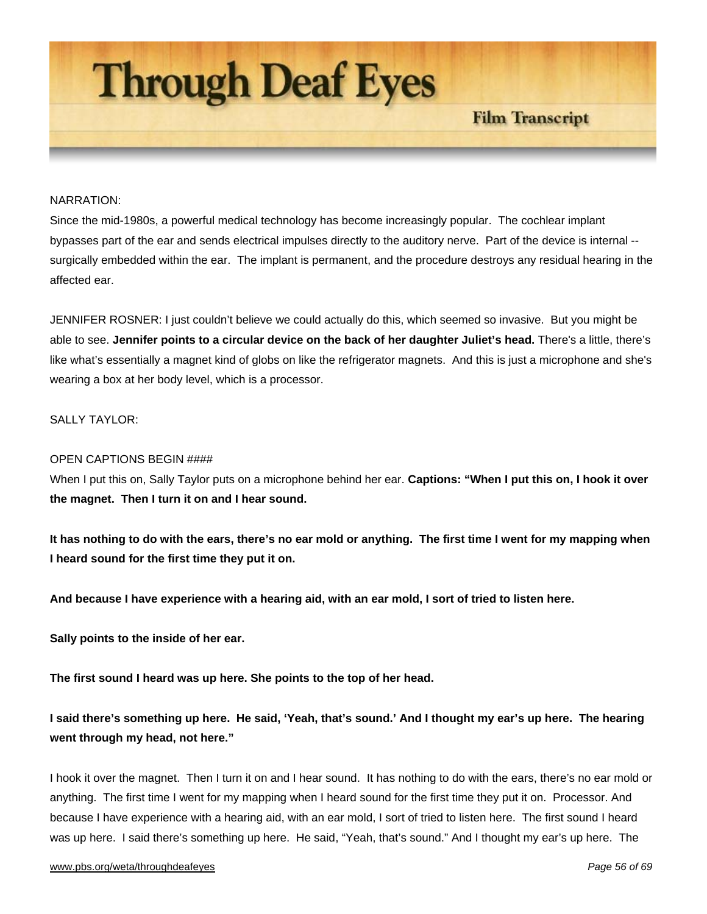NARRATION:

Since the mid-1980s, a powerful medical technology has become increasingly popular. The cochlear implant bypasses part of the ear and sends electrical impulses directly to the auditory nerve. Part of the device is internal -- surgically embedded within the ear. The implant is permanent, and the procedure destroys any residual hearing in the affected ear.

JENNIFER ROSNER: I just couldn't believe we could actually do this, which seemed so invasive. But you might be able to see. **Jennifer points to a circular device on the back of her daughter Juliet's head.** There's a little, there's like what's essentially a magnet kind of globs on like the refrigerator magnets. And this is just a microphone and she's wearing a box at her body level, which is a processor.

SALLY TAYLOR:

OPEN CAPTIONS BEGIN ####

When I put this on, Sally Taylor puts on a microphone behind her ear. **Captions: "When I put this on, I hook it over the magnet. Then I turn it on and I hear sound.**

**It has nothing to do with the ears, there's no ear mold or anything. The first time I went for my mapping when I heard sound for the first time they put it on.**

**And because I have experience with a hearing aid, with an ear mold, I sort of tried to listen here.**

**Sally points to the inside of her ear.**

**The first sound I heard was up here. She points to the top of her head.**

**I said there's something up here. He said, 'Yeah, that's sound.' And I thought my ear's up here. The hearing went through my head, not here."**

I hook it over the magnet. Then I turn it on and I hear sound. It has nothing to do with the ears, there's no ear mold or anything. The first time I went for my mapping when I heard sound for the first time they put it on. Processor. And because I have experience with a hearing aid, with an ear mold, I sort of tried to listen here. The first sound I heard was up here. I said there's something up here. He said, "Yeah, that's sound." And I thought my ear's up here. The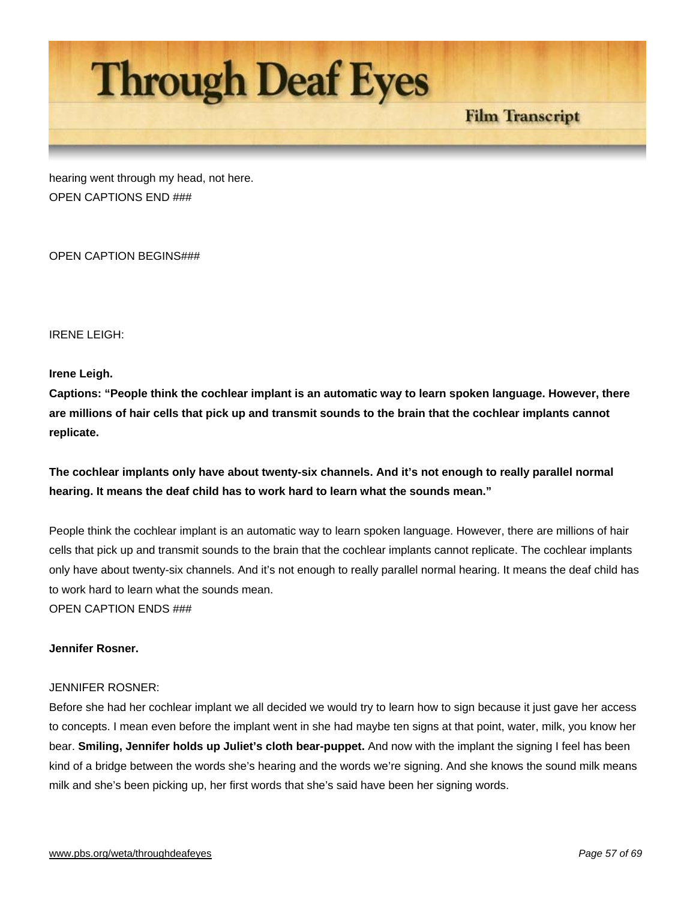hearing went through my head, not here.
OPEN CAPTIONS END ###

OPEN CAPTION BEGINS###

IRENE LEIGH:

**Irene Leigh.**

**Captions: "People think the cochlear implant is an automatic way to learn spoken language. However, there are millions of hair cells that pick up and transmit sounds to the brain that the cochlear implants cannot replicate.**

**The cochlear implants only have about twenty-six channels. And it's not enough to really parallel normal hearing. It means the deaf child has to work hard to learn what the sounds mean."**

People think the cochlear implant is an automatic way to learn spoken language. However, there are millions of hair cells that pick up and transmit sounds to the brain that the cochlear implants cannot replicate. The cochlear implants only have about twenty-six channels. And it's not enough to really parallel normal hearing. It means the deaf child has to work hard to learn what the sounds mean.
OPEN CAPTION ENDS ###

**Jennifer Rosner.**

JENNIFER ROSNER:
Before she had her cochlear implant we all decided we would try to learn how to sign because it just gave her access to concepts. I mean even before the implant went in she had maybe ten signs at that point, water, milk, you know her bear. **Smiling, Jennifer holds up Juliet's cloth bear-puppet.** And now with the implant the signing I feel has been kind of a bridge between the words she's hearing and the words we're signing. And she knows the sound milk means milk and she's been picking up, her first words that she's said have been her signing words.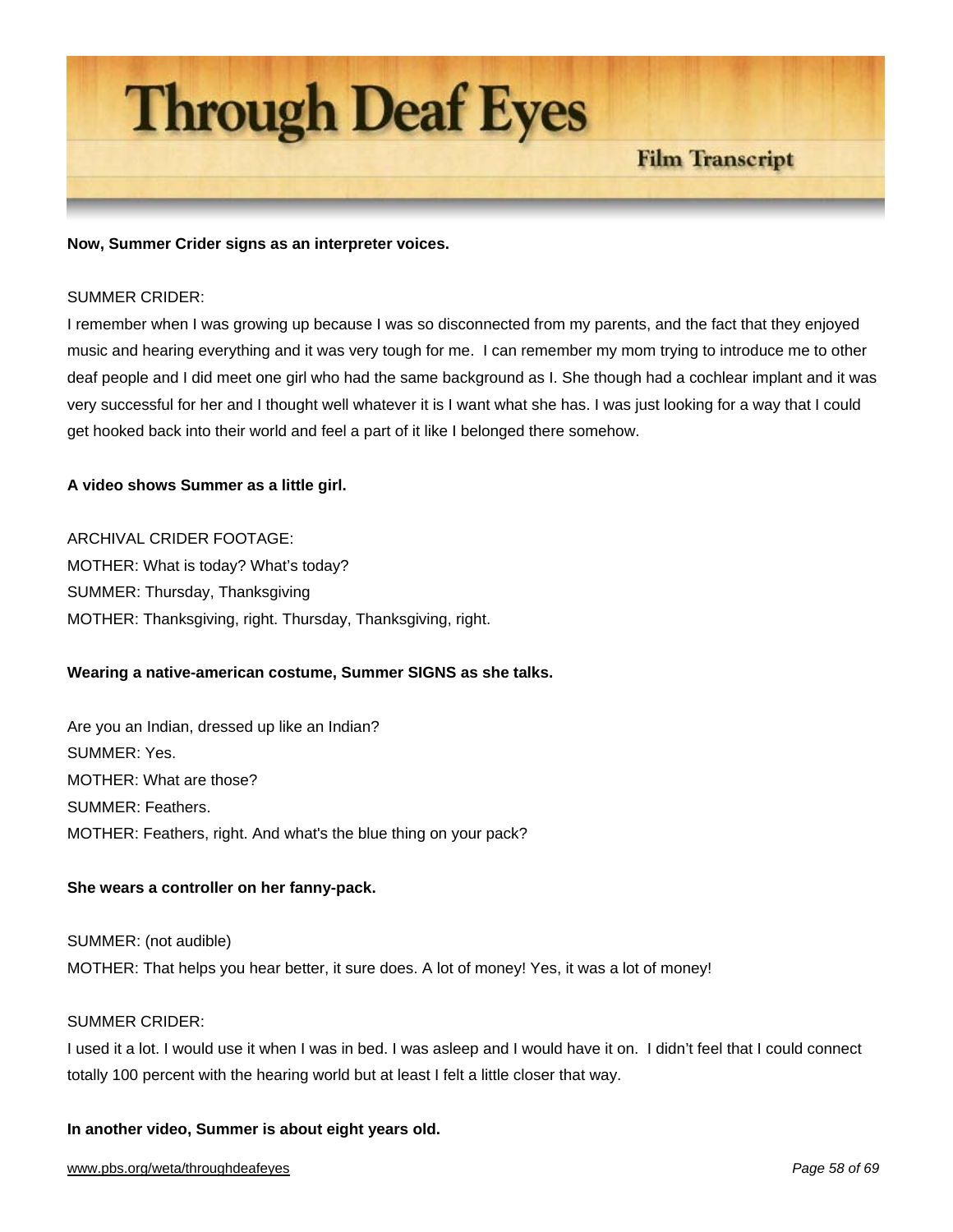**Now, Summer Crider signs as an interpreter voices.**

SUMMER CRIDER:
I remember when I was growing up because I was so disconnected from my parents, and the fact that they enjoyed music and hearing everything and it was very tough for me. I can remember my mom trying to introduce me to other deaf people and I did meet one girl who had the same background as I. She though had a cochlear implant and it was very successful for her and I thought well whatever it is I want what she has. I was just looking for a way that I could get hooked back into their world and feel a part of it like I belonged there somehow.

**A video shows Summer as a little girl.**

ARCHIVAL CRIDER FOOTAGE:
MOTHER: What is today? What's today?
SUMMER: Thursday, Thanksgiving
MOTHER: Thanksgiving, right. Thursday, Thanksgiving, right.

**Wearing a native-american costume, Summer SIGNS as she talks.**

Are you an Indian, dressed up like an Indian?
SUMMER: Yes.
MOTHER: What are those?
SUMMER: Feathers.
MOTHER: Feathers, right. And what's the blue thing on your pack?

**She wears a controller on her fanny-pack.**

SUMMER: (not audible)
MOTHER: That helps you hear better, it sure does. A lot of money! Yes, it was a lot of money!

SUMMER CRIDER:
I used it a lot. I would use it when I was in bed. I was asleep and I would have it on. I didn't feel that I could connect totally 100 percent with the hearing world but at least I felt a little closer that way.

**In another video, Summer is about eight years old.**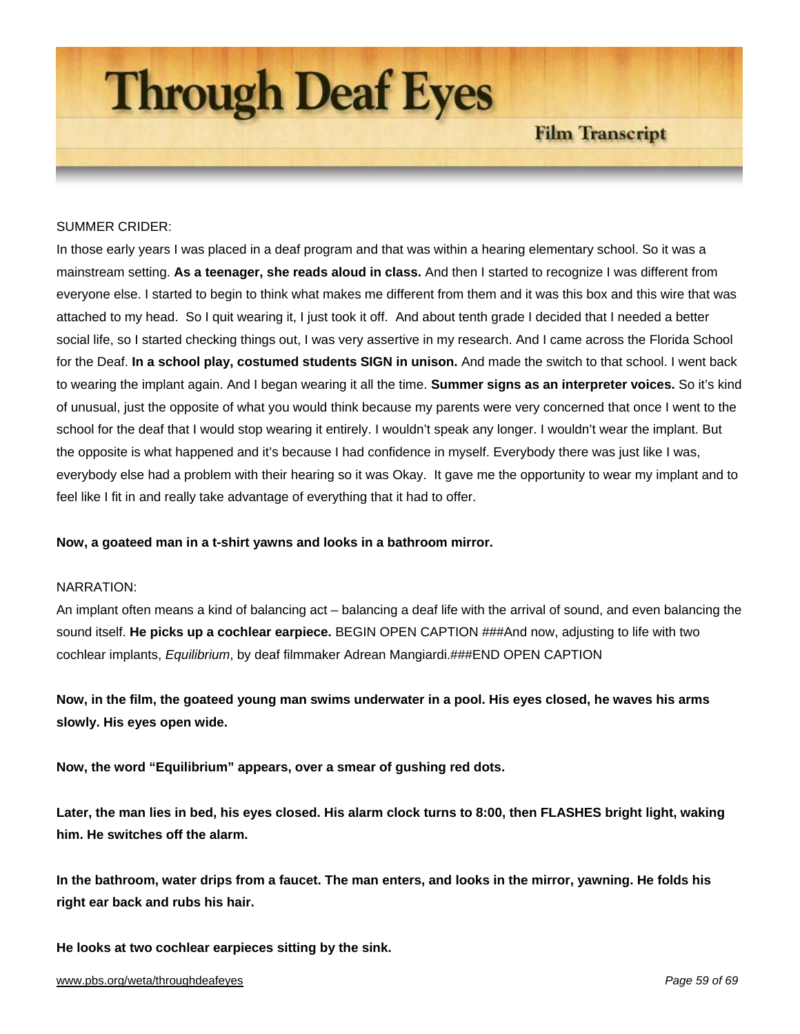SUMMER CRIDER:

In those early years I was placed in a deaf program and that was within a hearing elementary school. So it was a mainstream setting. **As a teenager, she reads aloud in class.** And then I started to recognize I was different from everyone else. I started to begin to think what makes me different from them and it was this box and this wire that was attached to my head. So I quit wearing it, I just took it off. And about tenth grade I decided that I needed a better social life, so I started checking things out, I was very assertive in my research. And I came across the Florida School for the Deaf. **In a school play, costumed students SIGN in unison.** And made the switch to that school. I went back to wearing the implant again. And I began wearing it all the time. **Summer signs as an interpreter voices.** So it's kind of unusual, just the opposite of what you would think because my parents were very concerned that once I went to the school for the deaf that I would stop wearing it entirely. I wouldn't speak any longer. I wouldn't wear the implant. But the opposite is what happened and it's because I had confidence in myself. Everybody there was just like I was, everybody else had a problem with their hearing so it was Okay. It gave me the opportunity to wear my implant and to feel like I fit in and really take advantage of everything that it had to offer.

**Now, a goateed man in a t-shirt yawns and looks in a bathroom mirror.**

NARRATION:

An implant often means a kind of balancing act – balancing a deaf life with the arrival of sound, and even balancing the sound itself. **He picks up a cochlear earpiece.** BEGIN OPEN CAPTION ###And now, adjusting to life with two cochlear implants, *Equilibrium*, by deaf filmmaker Adrean Mangiardi.###END OPEN CAPTION

**Now, in the film, the goateed young man swims underwater in a pool. His eyes closed, he waves his arms slowly. His eyes open wide.**

**Now, the word "Equilibrium" appears, over a smear of gushing red dots.**

**Later, the man lies in bed, his eyes closed. His alarm clock turns to 8:00, then FLASHES bright light, waking him. He switches off the alarm.**

**In the bathroom, water drips from a faucet. The man enters, and looks in the mirror, yawning. He folds his right ear back and rubs his hair.**

**He looks at two cochlear earpieces sitting by the sink.**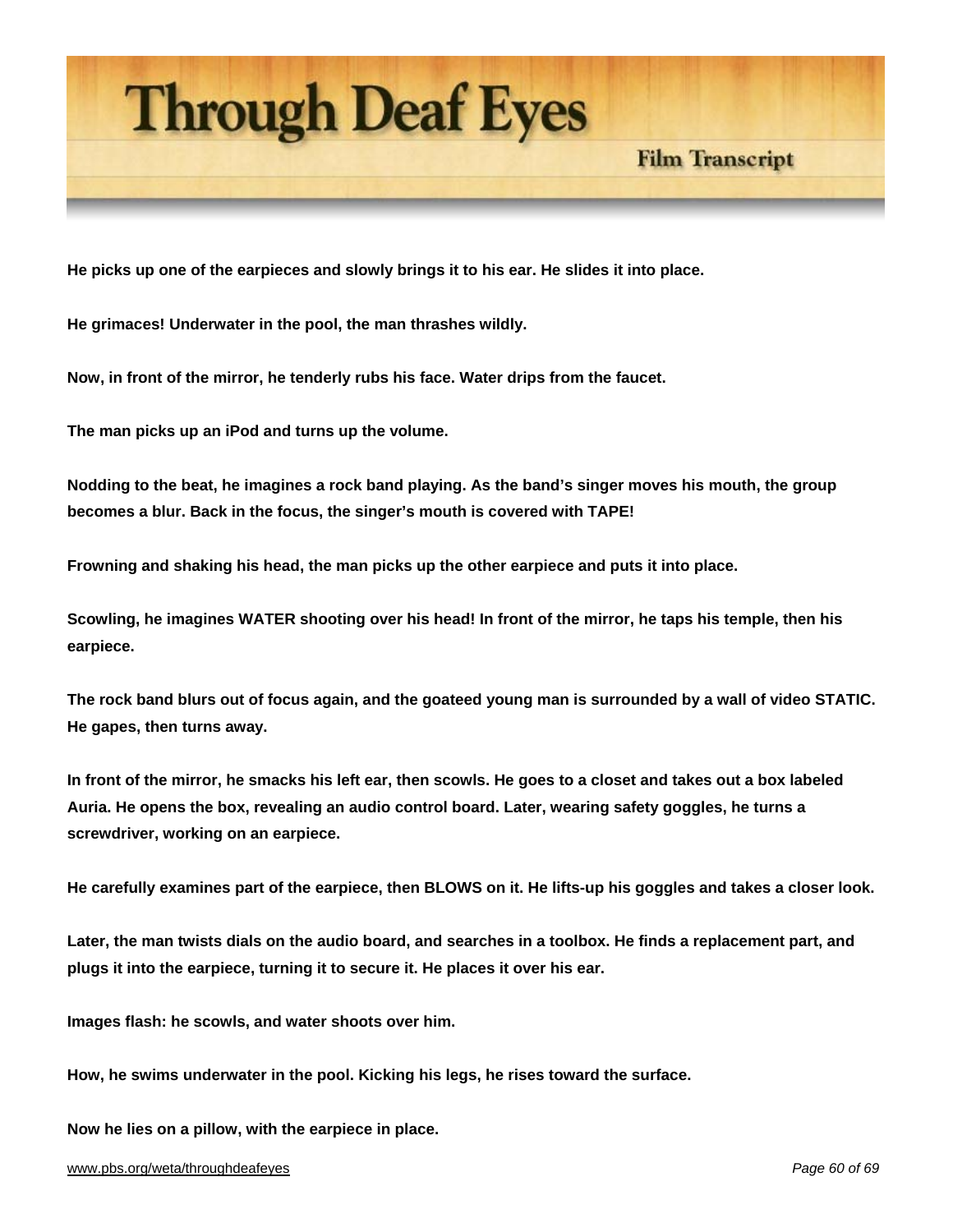**He picks up one of the earpieces and slowly brings it to his ear. He slides it into place.**

**He grimaces! Underwater in the pool, the man thrashes wildly.**

**Now, in front of the mirror, he tenderly rubs his face. Water drips from the faucet.**

**The man picks up an iPod and turns up the volume.**

**Nodding to the beat, he imagines a rock band playing. As the band's singer moves his mouth, the group becomes a blur. Back in the focus, the singer's mouth is covered with TAPE!**

**Frowning and shaking his head, the man picks up the other earpiece and puts it into place.**

**Scowling, he imagines WATER shooting over his head! In front of the mirror, he taps his temple, then his earpiece.**

**The rock band blurs out of focus again, and the goateed young man is surrounded by a wall of video STATIC. He gapes, then turns away.**

**In front of the mirror, he smacks his left ear, then scowls. He goes to a closet and takes out a box labeled Auria. He opens the box, revealing an audio control board. Later, wearing safety goggles, he turns a screwdriver, working on an earpiece.**

**He carefully examines part of the earpiece, then BLOWS on it. He lifts-up his goggles and takes a closer look.**

**Later, the man twists dials on the audio board, and searches in a toolbox. He finds a replacement part, and plugs it into the earpiece, turning it to secure it. He places it over his ear.**

**Images flash: he scowls, and water shoots over him.**

**How, he swims underwater in the pool. Kicking his legs, he rises toward the surface.**

**Now he lies on a pillow, with the earpiece in place.**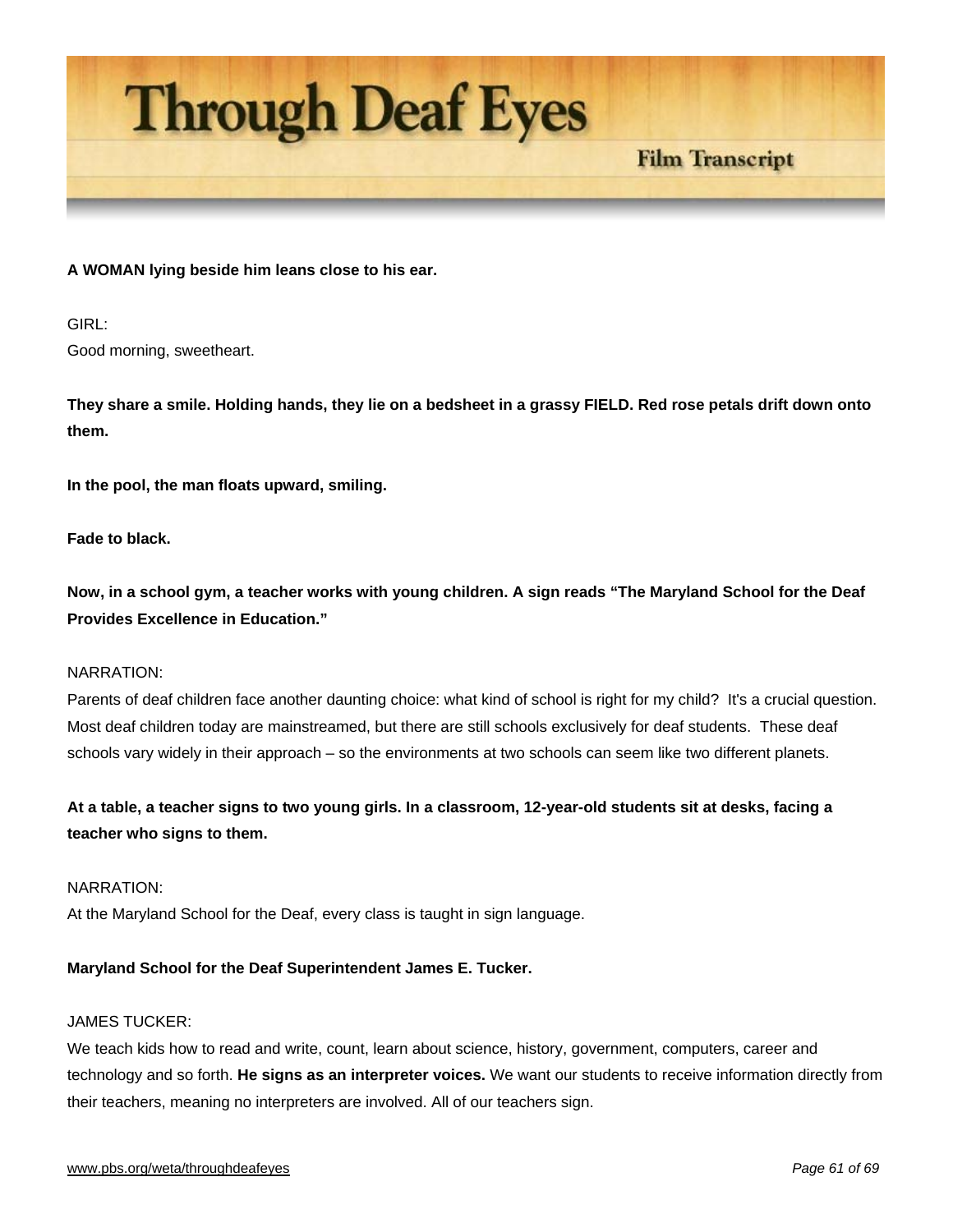**A WOMAN lying beside him leans close to his ear.**

GIRL:
Good morning, sweetheart.

**They share a smile. Holding hands, they lie on a bedsheet in a grassy FIELD. Red rose petals drift down onto them.**

**In the pool, the man floats upward, smiling.**

**Fade to black.**

**Now, in a school gym, a teacher works with young children. A sign reads "The Maryland School for the Deaf Provides Excellence in Education."**

NARRATION:
Parents of deaf children face another daunting choice: what kind of school is right for my child? It's a crucial question. Most deaf children today are mainstreamed, but there are still schools exclusively for deaf students. These deaf schools vary widely in their approach – so the environments at two schools can seem like two different planets.

**At a table, a teacher signs to two young girls. In a classroom, 12-year-old students sit at desks, facing a teacher who signs to them.**

NARRATION:
At the Maryland School for the Deaf, every class is taught in sign language.

**Maryland School for the Deaf Superintendent James E. Tucker.**

JAMES TUCKER:
We teach kids how to read and write, count, learn about science, history, government, computers, career and technology and so forth. **He signs as an interpreter voices.** We want our students to receive information directly from their teachers, meaning no interpreters are involved. All of our teachers sign.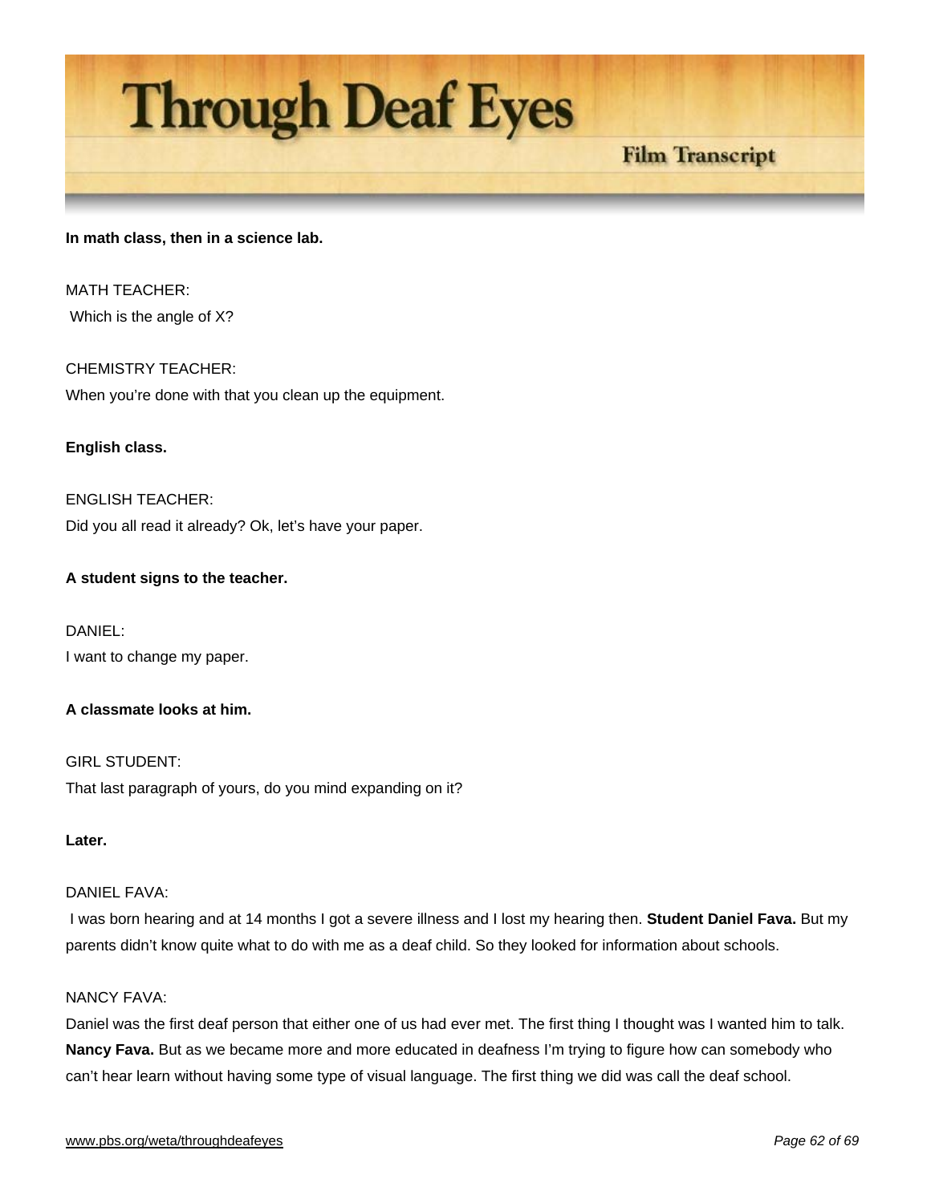**In math class, then in a science lab.**

MATH TEACHER:
Which is the angle of X?

CHEMISTRY TEACHER:
When you're done with that you clean up the equipment.

**English class.**

ENGLISH TEACHER:
Did you all read it already? Ok, let's have your paper.

**A student signs to the teacher.**

DANIEL:
I want to change my paper.

**A classmate looks at him.**

GIRL STUDENT:
That last paragraph of yours, do you mind expanding on it?

**Later.**

DANIEL FAVA:
I was born hearing and at 14 months I got a severe illness and I lost my hearing then. **Student Daniel Fava.** But my parents didn't know quite what to do with me as a deaf child. So they looked for information about schools.

NANCY FAVA:
Daniel was the first deaf person that either one of us had ever met. The first thing I thought was I wanted him to talk. **Nancy Fava.** But as we became more and more educated in deafness I'm trying to figure how can somebody who can't hear learn without having some type of visual language. The first thing we did was call the deaf school.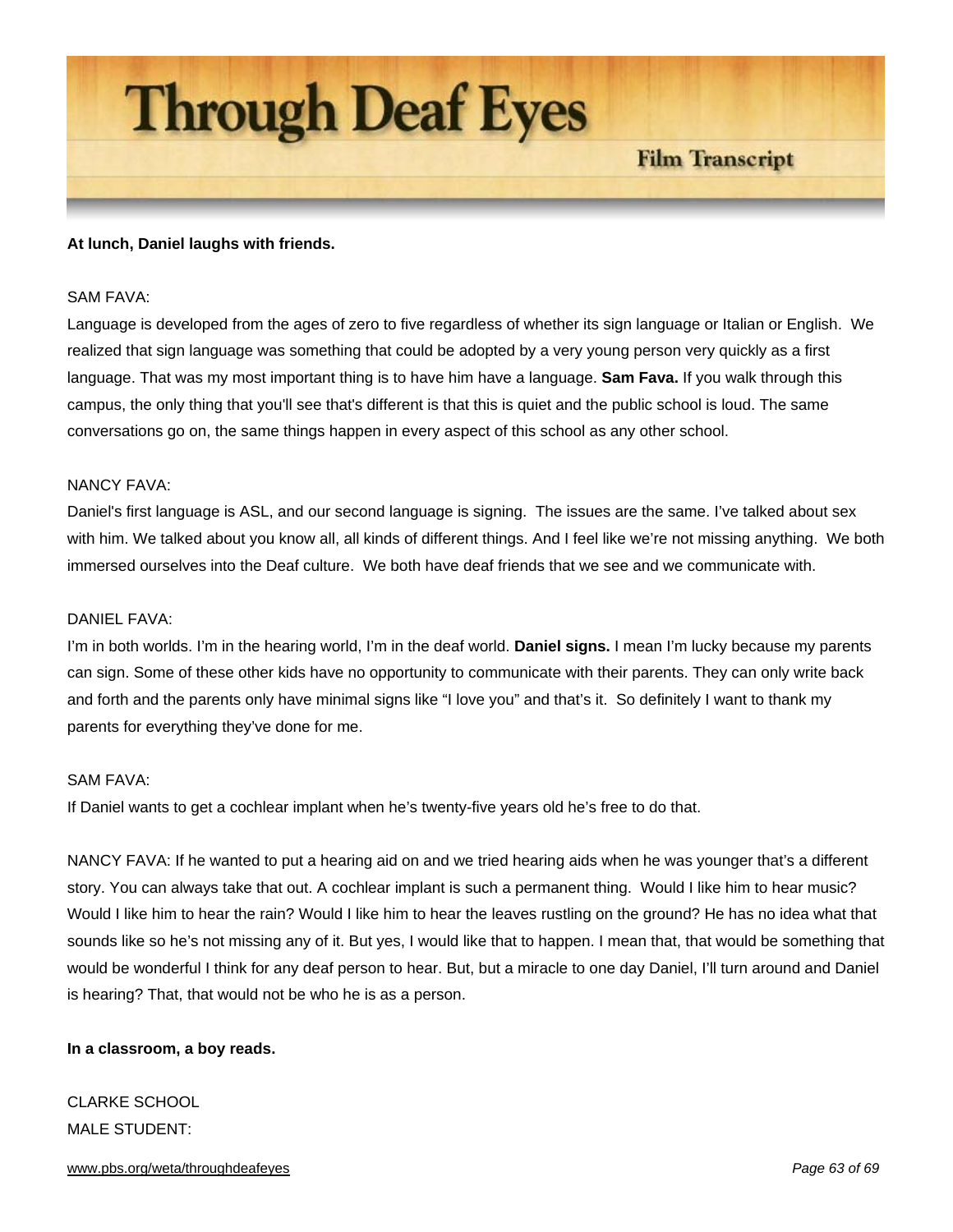**At lunch, Daniel laughs with friends.**

SAM FAVA:

Language is developed from the ages of zero to five regardless of whether its sign language or Italian or English. We realized that sign language was something that could be adopted by a very young person very quickly as a first language. That was my most important thing is to have him have a language. **Sam Fava.** If you walk through this campus, the only thing that you'll see that's different is that this is quiet and the public school is loud. The same conversations go on, the same things happen in every aspect of this school as any other school.

NANCY FAVA:

Daniel's first language is ASL, and our second language is signing. The issues are the same. I've talked about sex with him. We talked about you know all, all kinds of different things. And I feel like we're not missing anything. We both immersed ourselves into the Deaf culture. We both have deaf friends that we see and we communicate with.

DANIEL FAVA:

I'm in both worlds. I'm in the hearing world, I'm in the deaf world. **Daniel signs.** I mean I'm lucky because my parents can sign. Some of these other kids have no opportunity to communicate with their parents. They can only write back and forth and the parents only have minimal signs like "I love you" and that's it. So definitely I want to thank my parents for everything they've done for me.

SAM FAVA:

If Daniel wants to get a cochlear implant when he's twenty-five years old he's free to do that.

NANCY FAVA: If he wanted to put a hearing aid on and we tried hearing aids when he was younger that's a different story. You can always take that out. A cochlear implant is such a permanent thing. Would I like him to hear music? Would I like him to hear the rain? Would I like him to hear the leaves rustling on the ground? He has no idea what that sounds like so he's not missing any of it. But yes, I would like that to happen. I mean that, that would be something that would be wonderful I think for any deaf person to hear. But, but a miracle to one day Daniel, I'll turn around and Daniel is hearing? That, that would not be who he is as a person.

**In a classroom, a boy reads.**

CLARKE SCHOOL
MALE STUDENT: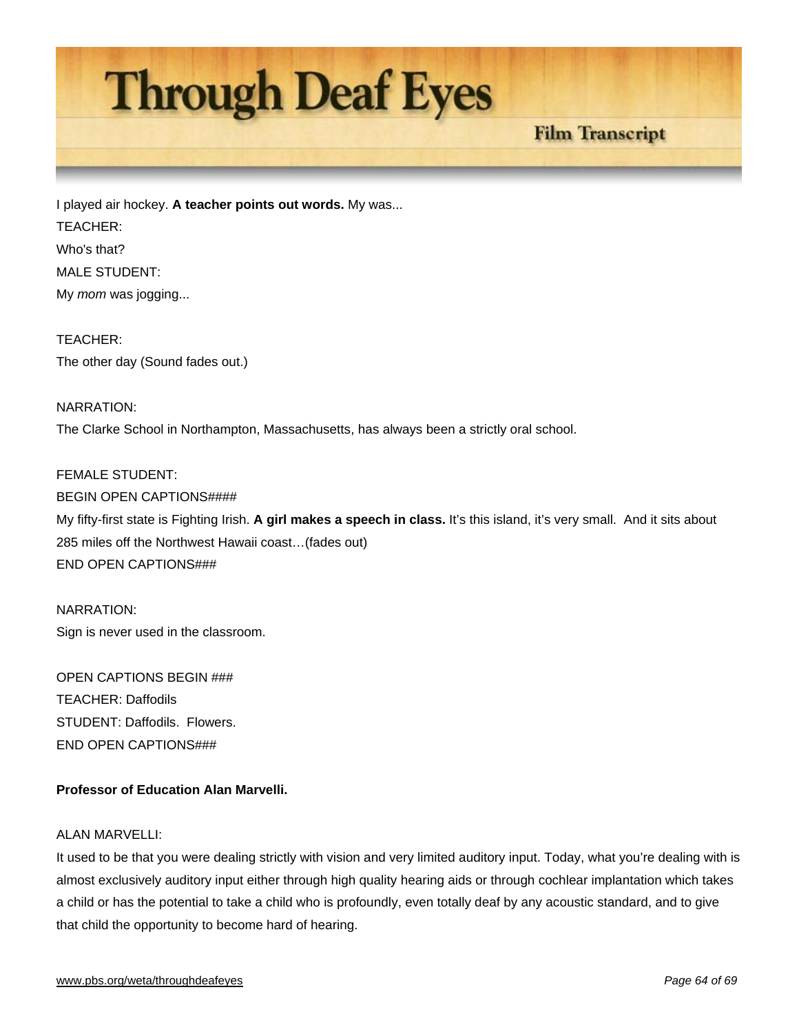I played air hockey. **A teacher points out words.** My was...

TEACHER:

Who's that?

MALE STUDENT:

My *mom* was jogging...

TEACHER:

The other day (Sound fades out.)

NARRATION:

The Clarke School in Northampton, Massachusetts, has always been a strictly oral school.

FEMALE STUDENT:

BEGIN OPEN CAPTIONS####

My fifty-first state is Fighting Irish. **A girl makes a speech in class.** It's this island, it's very small. And it sits about 285 miles off the Northwest Hawaii coast…(fades out)

END OPEN CAPTIONS###

NARRATION:

Sign is never used in the classroom.

OPEN CAPTIONS BEGIN ###

TEACHER: Daffodils

STUDENT: Daffodils. Flowers.

END OPEN CAPTIONS###

**Professor of Education Alan Marvelli.**

ALAN MARVELLI:

It used to be that you were dealing strictly with vision and very limited auditory input. Today, what you're dealing with is almost exclusively auditory input either through high quality hearing aids or through cochlear implantation which takes a child or has the potential to take a child who is profoundly, even totally deaf by any acoustic standard, and to give that child the opportunity to become hard of hearing.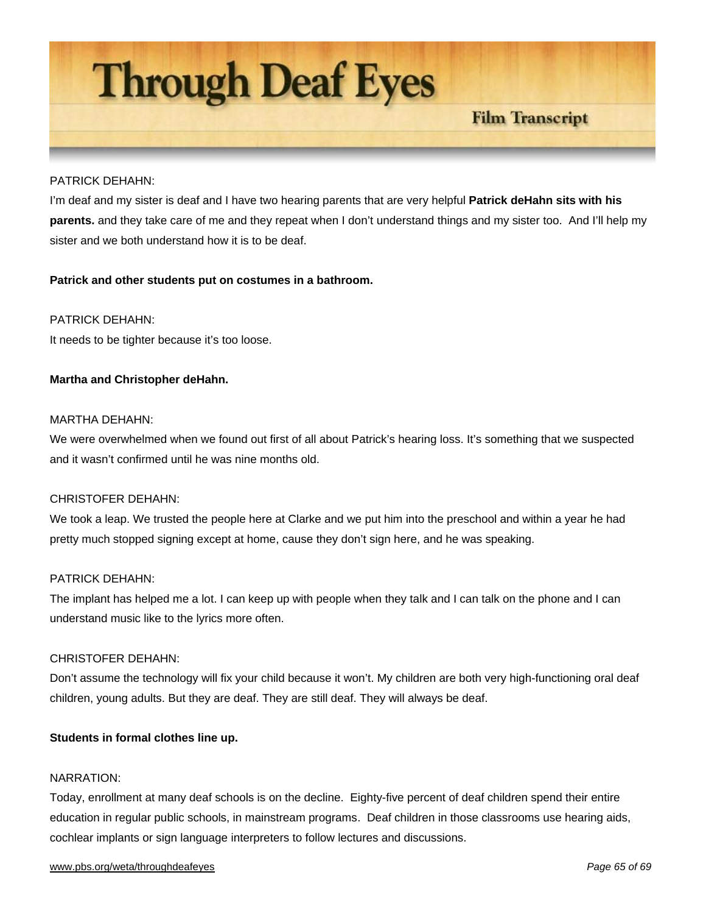PATRICK DEHAHN:
I'm deaf and my sister is deaf and I have two hearing parents that are very helpful **Patrick deHahn sits with his parents.** and they take care of me and they repeat when I don't understand things and my sister too. And I'll help my sister and we both understand how it is to be deaf.

**Patrick and other students put on costumes in a bathroom.**

PATRICK DEHAHN:
It needs to be tighter because it's too loose.

**Martha and Christopher deHahn.**

MARTHA DEHAHN:
We were overwhelmed when we found out first of all about Patrick's hearing loss. It's something that we suspected and it wasn't confirmed until he was nine months old.

CHRISTOFER DEHAHN:
We took a leap. We trusted the people here at Clarke and we put him into the preschool and within a year he had pretty much stopped signing except at home, cause they don't sign here, and he was speaking.

PATRICK DEHAHN:
The implant has helped me a lot. I can keep up with people when they talk and I can talk on the phone and I can understand music like to the lyrics more often.

CHRISTOFER DEHAHN:
Don't assume the technology will fix your child because it won't. My children are both very high-functioning oral deaf children, young adults. But they are deaf. They are still deaf. They will always be deaf.

**Students in formal clothes line up.**

NARRATION:
Today, enrollment at many deaf schools is on the decline. Eighty-five percent of deaf children spend their entire education in regular public schools, in mainstream programs. Deaf children in those classrooms use hearing aids, cochlear implants or sign language interpreters to follow lectures and discussions.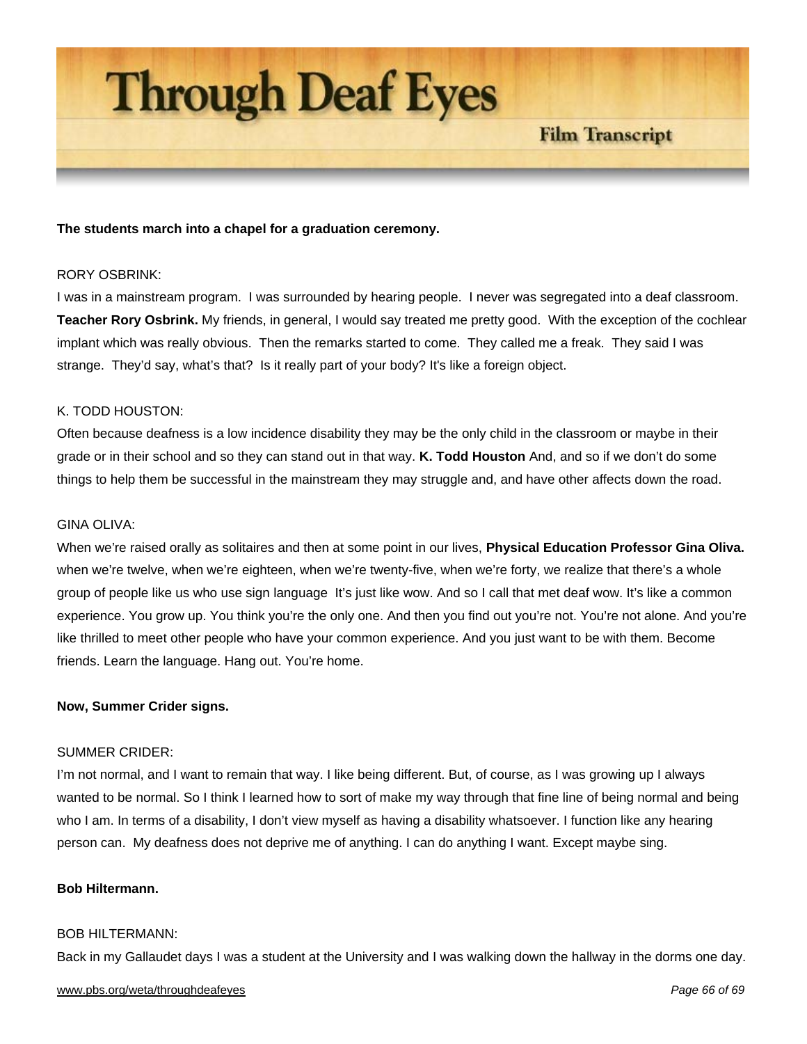**The students march into a chapel for a graduation ceremony.**

RORY OSBRINK:

I was in a mainstream program. I was surrounded by hearing people. I never was segregated into a deaf classroom. **Teacher Rory Osbrink.** My friends, in general, I would say treated me pretty good. With the exception of the cochlear implant which was really obvious. Then the remarks started to come. They called me a freak. They said I was strange. They'd say, what's that? Is it really part of your body? It's like a foreign object.

K. TODD HOUSTON:

Often because deafness is a low incidence disability they may be the only child in the classroom or maybe in their grade or in their school and so they can stand out in that way. **K. Todd Houston** And, and so if we don't do some things to help them be successful in the mainstream they may struggle and, and have other affects down the road.

GINA OLIVA:

When we're raised orally as solitaires and then at some point in our lives, **Physical Education Professor Gina Oliva.** when we're twelve, when we're eighteen, when we're twenty-five, when we're forty, we realize that there's a whole group of people like us who use sign language It's just like wow. And so I call that met deaf wow. It's like a common experience. You grow up. You think you're the only one. And then you find out you're not. You're not alone. And you're like thrilled to meet other people who have your common experience. And you just want to be with them. Become friends. Learn the language. Hang out. You're home.

**Now, Summer Crider signs.**

SUMMER CRIDER:

I'm not normal, and I want to remain that way. I like being different. But, of course, as I was growing up I always wanted to be normal. So I think I learned how to sort of make my way through that fine line of being normal and being who I am. In terms of a disability, I don't view myself as having a disability whatsoever. I function like any hearing person can. My deafness does not deprive me of anything. I can do anything I want. Except maybe sing.

**Bob Hiltermann.**

BOB HILTERMANN:

Back in my Gallaudet days I was a student at the University and I was walking down the hallway in the dorms one day.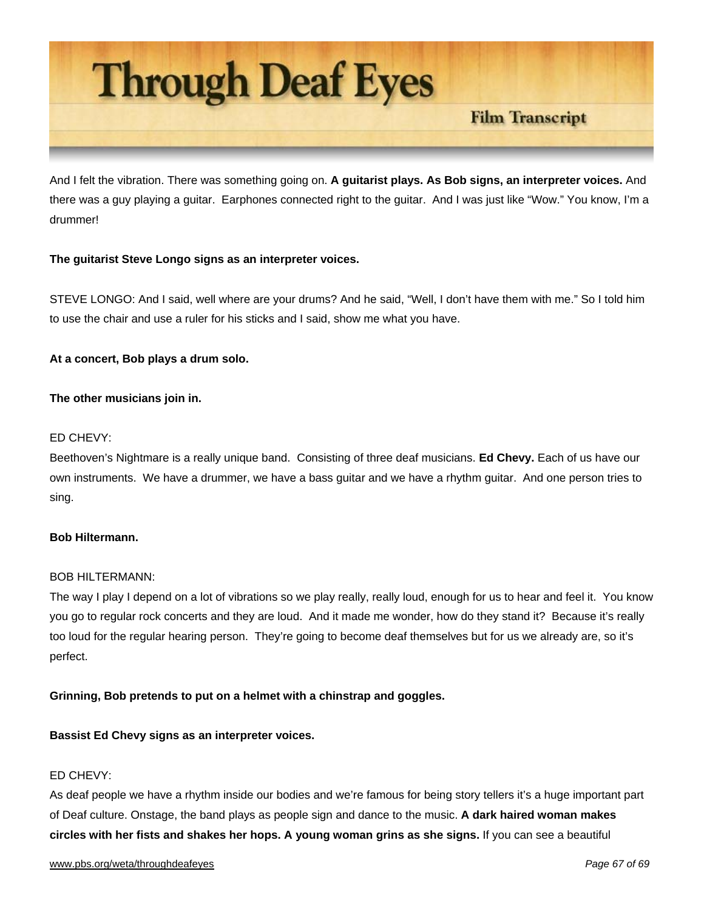And I felt the vibration. There was something going on. **A guitarist plays. As Bob signs, an interpreter voices.** And there was a guy playing a guitar. Earphones connected right to the guitar. And I was just like "Wow." You know, I'm a drummer!

**The guitarist Steve Longo signs as an interpreter voices.**

STEVE LONGO: And I said, well where are your drums? And he said, "Well, I don't have them with me." So I told him to use the chair and use a ruler for his sticks and I said, show me what you have.

**At a concert, Bob plays a drum solo.**

**The other musicians join in.**

ED CHEVY:
Beethoven's Nightmare is a really unique band. Consisting of three deaf musicians. **Ed Chevy.** Each of us have our own instruments. We have a drummer, we have a bass guitar and we have a rhythm guitar. And one person tries to sing.

**Bob Hiltermann.**

BOB HILTERMANN:
The way I play I depend on a lot of vibrations so we play really, really loud, enough for us to hear and feel it. You know you go to regular rock concerts and they are loud. And it made me wonder, how do they stand it? Because it's really too loud for the regular hearing person. They're going to become deaf themselves but for us we already are, so it's perfect.

**Grinning, Bob pretends to put on a helmet with a chinstrap and goggles.**

**Bassist Ed Chevy signs as an interpreter voices.**

ED CHEVY:
As deaf people we have a rhythm inside our bodies and we're famous for being story tellers it's a huge important part of Deaf culture. Onstage, the band plays as people sign and dance to the music. **A dark haired woman makes circles with her fists and shakes her hops. A young woman grins as she signs.** If you can see a beautiful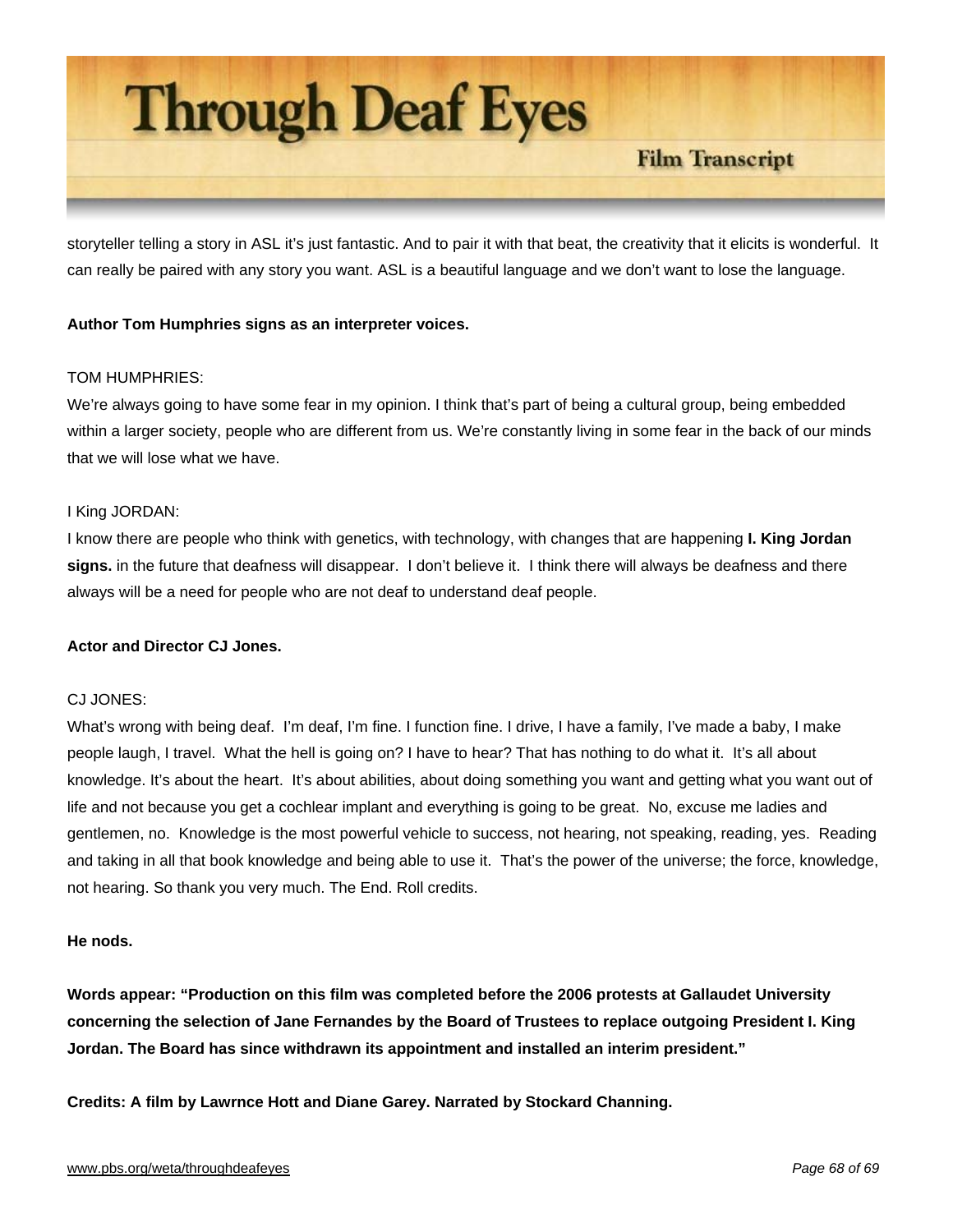storyteller telling a story in ASL it's just fantastic. And to pair it with that beat, the creativity that it elicits is wonderful. It can really be paired with any story you want. ASL is a beautiful language and we don't want to lose the language.

**Author Tom Humphries signs as an interpreter voices.**

TOM HUMPHRIES:
We're always going to have some fear in my opinion. I think that's part of being a cultural group, being embedded within a larger society, people who are different from us. We're constantly living in some fear in the back of our minds that we will lose what we have.

I King JORDAN:
I know there are people who think with genetics, with technology, with changes that are happening **I. King Jordan signs.** in the future that deafness will disappear. I don't believe it. I think there will always be deafness and there always will be a need for people who are not deaf to understand deaf people.

**Actor and Director CJ Jones.**

CJ JONES:
What's wrong with being deaf. I'm deaf, I'm fine. I function fine. I drive, I have a family, I've made a baby, I make people laugh, I travel. What the hell is going on? I have to hear? That has nothing to do what it. It's all about knowledge. It's about the heart. It's about abilities, about doing something you want and getting what you want out of life and not because you get a cochlear implant and everything is going to be great. No, excuse me ladies and gentlemen, no. Knowledge is the most powerful vehicle to success, not hearing, not speaking, reading, yes. Reading and taking in all that book knowledge and being able to use it. That's the power of the universe; the force, knowledge, not hearing. So thank you very much. The End. Roll credits.

**He nods.**

**Words appear: "Production on this film was completed before the 2006 protests at Gallaudet University concerning the selection of Jane Fernandes by the Board of Trustees to replace outgoing President I. King Jordan. The Board has since withdrawn its appointment and installed an interim president."**

**Credits: A film by Lawrnce Hott and Diane Garey. Narrated by Stockard Channing.**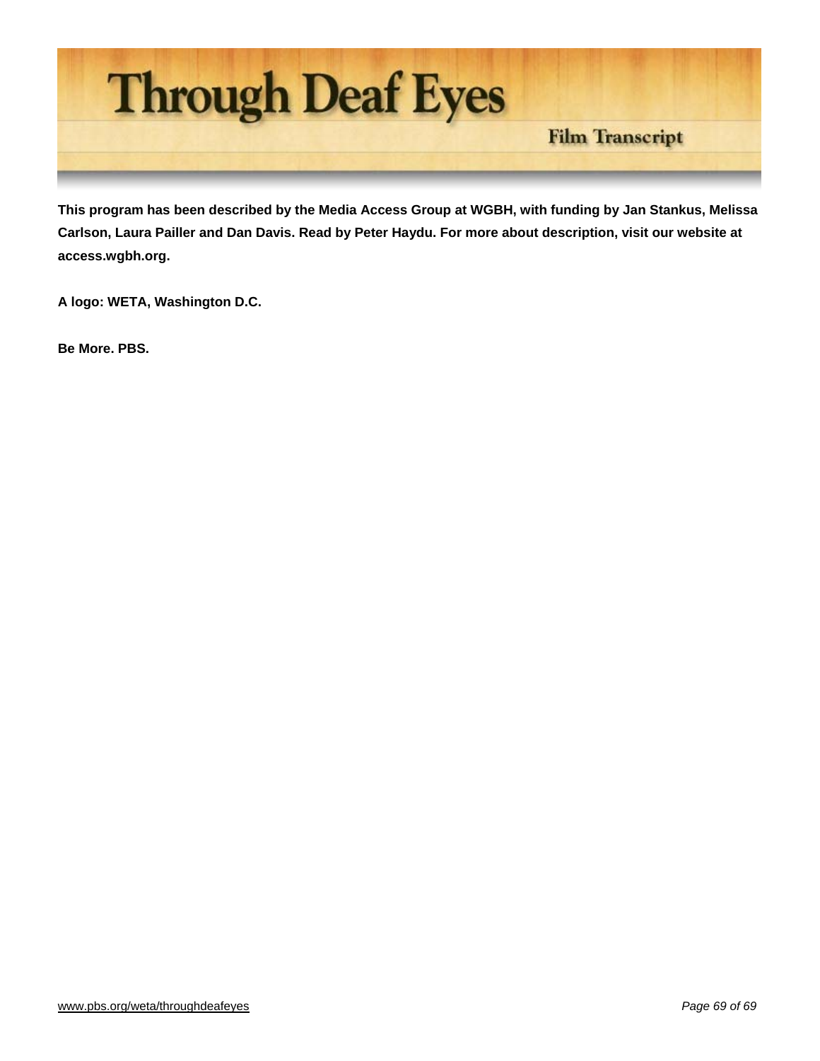**This program has been described by the Media Access Group at WGBH, with funding by Jan Stankus, Melissa Carlson, Laura Pailler and Dan Davis. Read by Peter Haydu. For more about description, visit our website at access.wgbh.org.**

**A logo: WETA, Washington D.C.**

**Be More. PBS.**